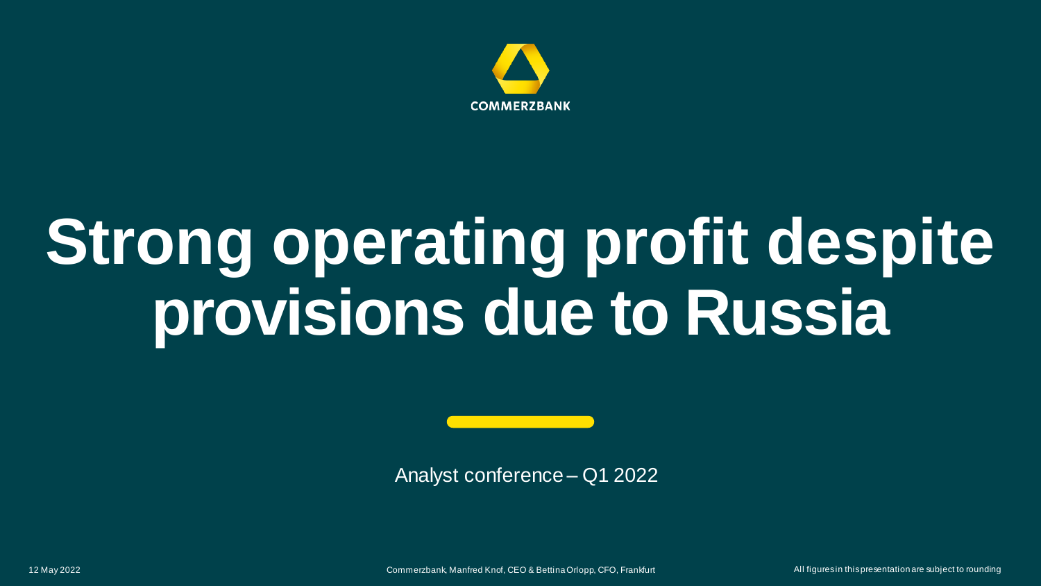COMMERZBANK

# Strong operating profit despite provisions due to Russia

Analyst conference – Q1 2022

12 May 2022

Commerzbank, Manfred Knof, CEO & Bettina Orlopp, CFO, Frankfurt

All figures in this presentation are subject to rounding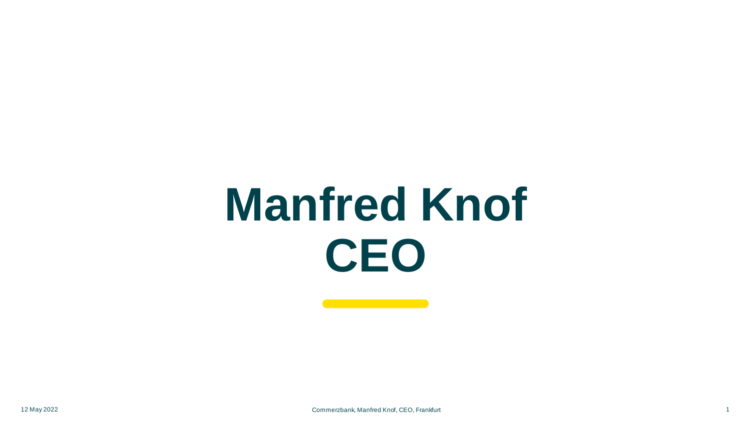# Manfred Knof
# CEO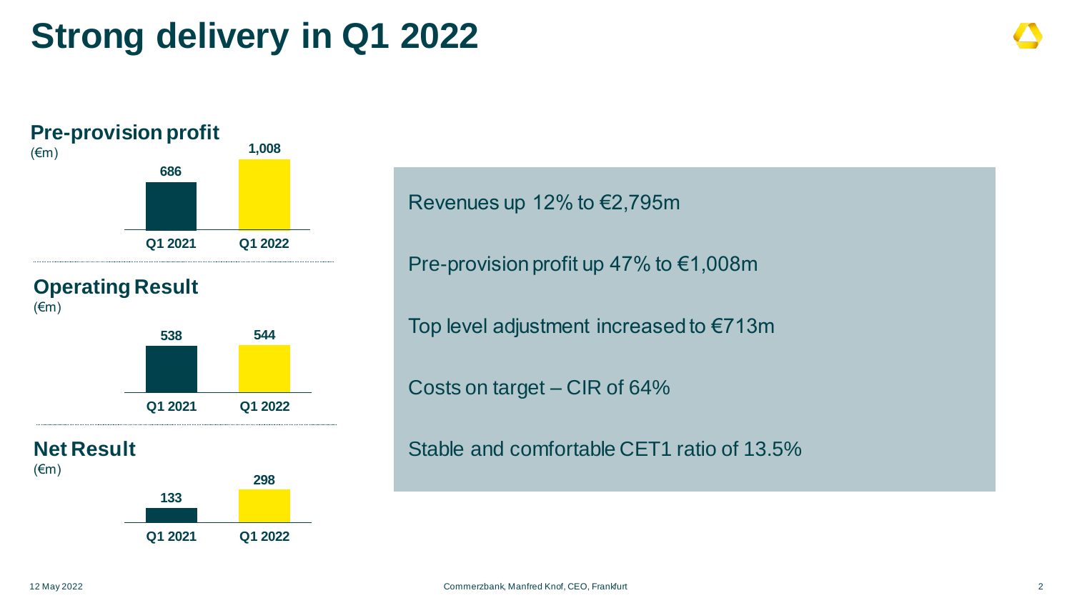# Strong delivery in Q1 2022

### Pre-provision profit

(€m)

| Q1 2021 | Q1 2022 |
|---|---|
| 686 | 1,008 |

### Operating Result

(€m)

| Q1 2021 | Q1 2022 |
|---|---|
| 538 | 544 |

### Net Result

(€m)

| Q1 2021 | Q1 2022 |
|---|---|
| 133 | 298 |

Revenues up 12% to €2,795m

Pre-provision profit up 47% to €1,008m

Top level adjustment increased to €713m

Costs on target – CIR of 64%

Stable and comfortable CET1 ratio of 13.5%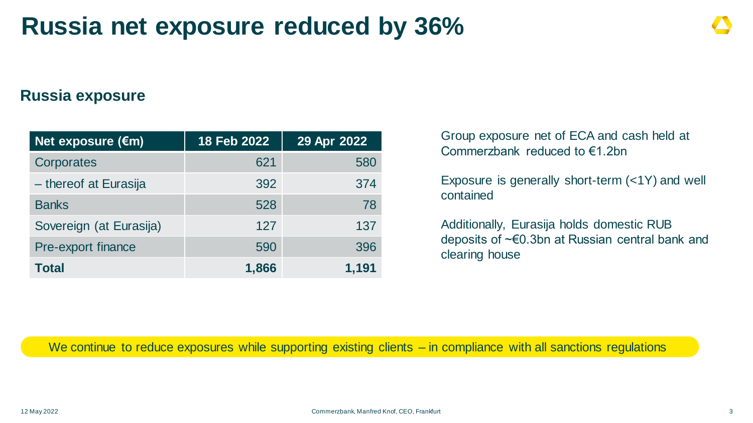# Russia net exposure reduced by 36%

## Russia exposure

| Net exposure (€m) | 18 Feb 2022 | 29 Apr 2022 |
|---|---|---|
| Corporates | 621 | 580 |
| – thereof at Eurasija | 392 | 374 |
| Banks | 528 | 78 |
| Sovereign (at Eurasija) | 127 | 137 |
| Pre-export finance | 590 | 396 |
| **Total** | **1,866** | **1,191** |

Group exposure net of ECA and cash held at Commerzbank reduced to €1.2bn

Exposure is generally short-term (<1Y) and well contained

Additionally, Eurasija holds domestic RUB deposits of ~€0.3bn at Russian central bank and clearing house

We continue to reduce exposures while supporting existing clients – in compliance with all sanctions regulations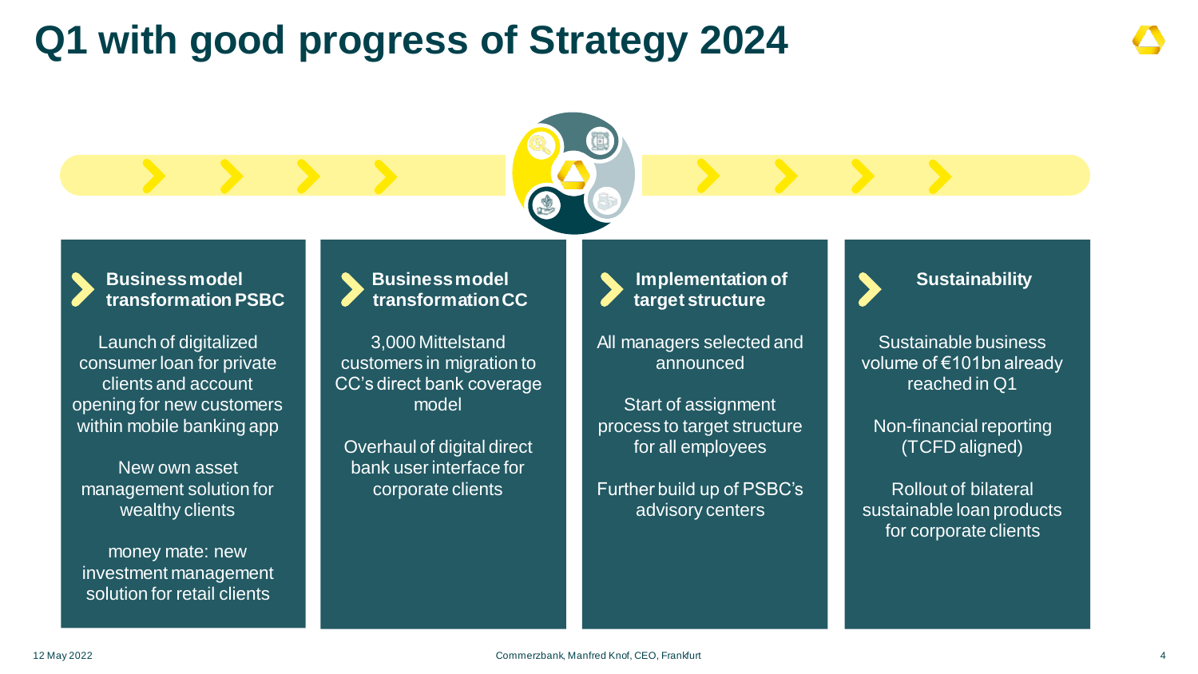# Q1 with good progress of Strategy 2024

### Business model transformation PSBC

Launch of digitalized consumer loan for private clients and account opening for new customers within mobile banking app

New own asset management solution for wealthy clients

money mate: new investment management solution for retail clients

### Business model transformation CC

3,000 Mittelstand customers in migration to CC's direct bank coverage model

Overhaul of digital direct bank user interface for corporate clients

### Implementation of target structure

All managers selected and announced

Start of assignment process to target structure for all employees

Further build up of PSBC's advisory centers

### Sustainability

Sustainable business volume of €101bn already reached in Q1

Non-financial reporting (TCFD aligned)

Rollout of bilateral sustainable loan products for corporate clients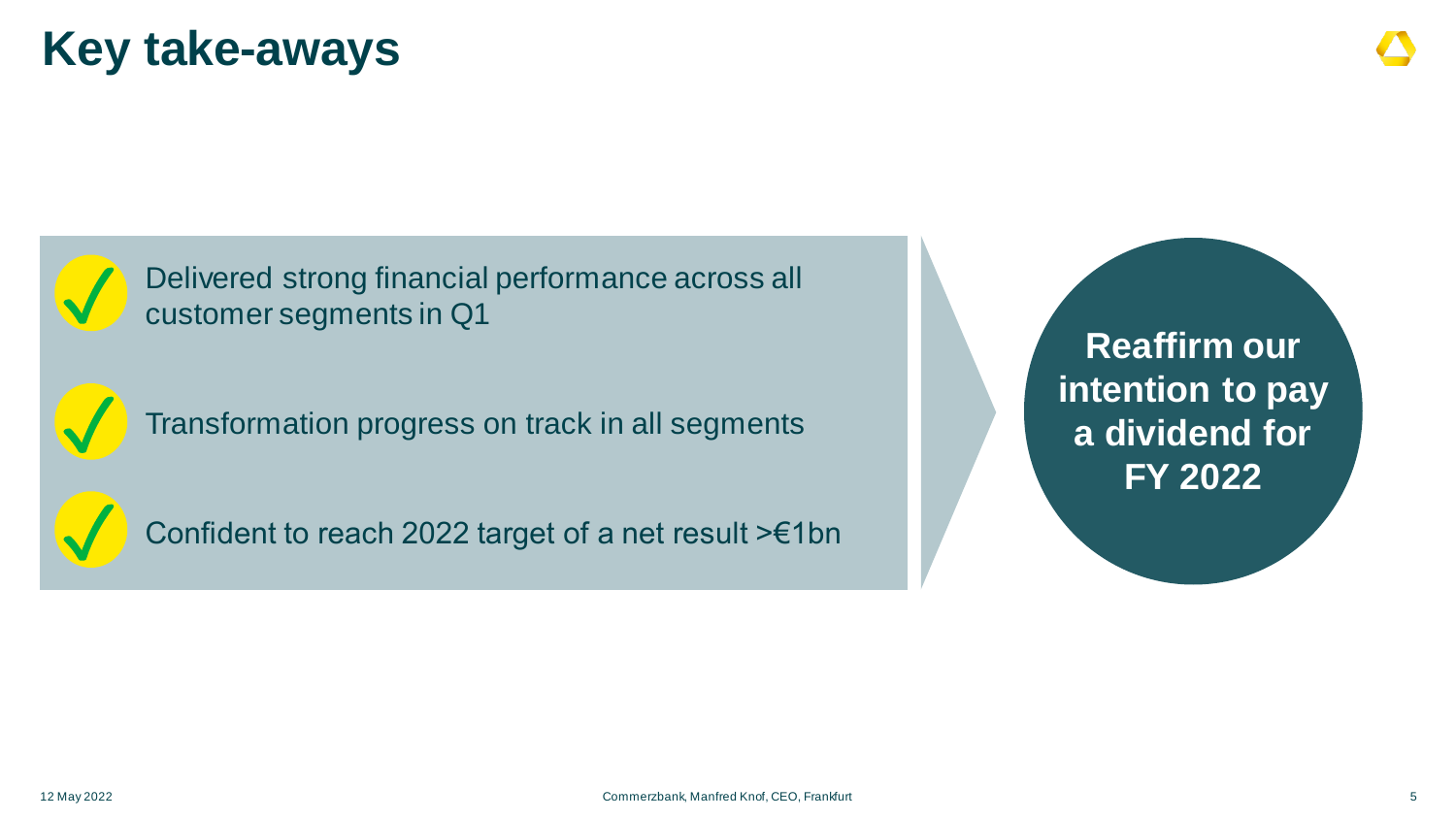# Key take-aways

- ✓ Delivered strong financial performance across all customer segments in Q1
- ✓ Transformation progress on track in all segments
- ✓ Confident to reach 2022 target of a net result >€1bn

**Reaffirm our intention to pay a dividend for FY 2022**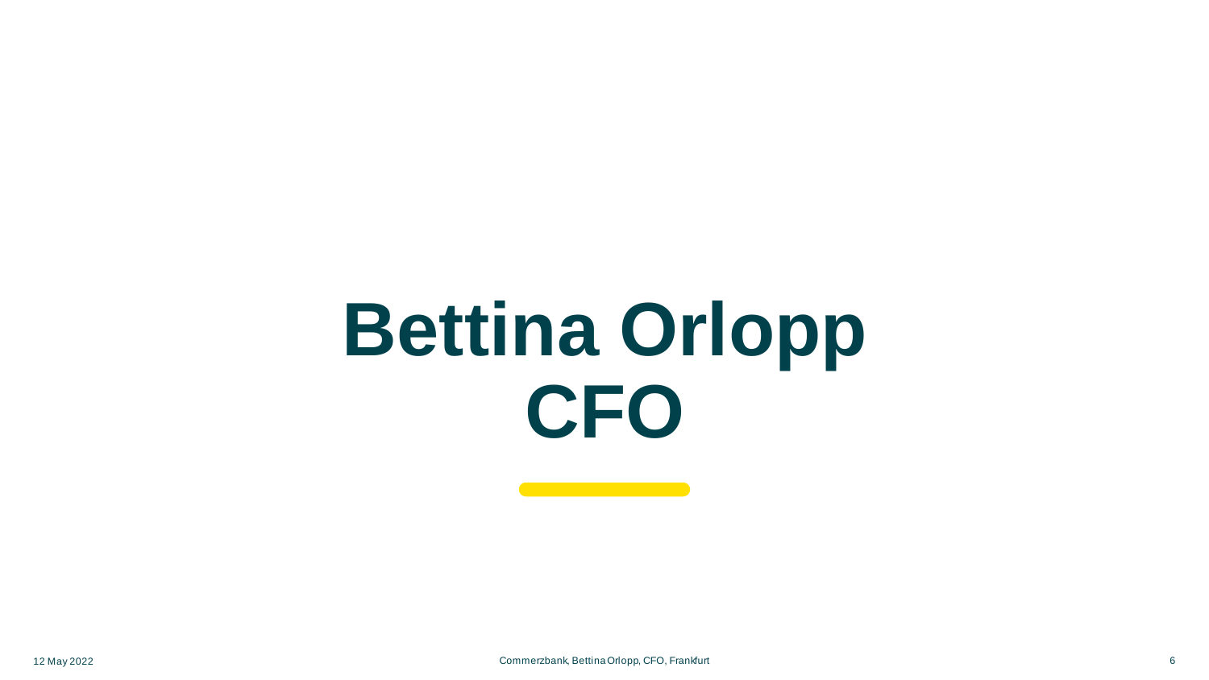# Bettina Orlopp
# CFO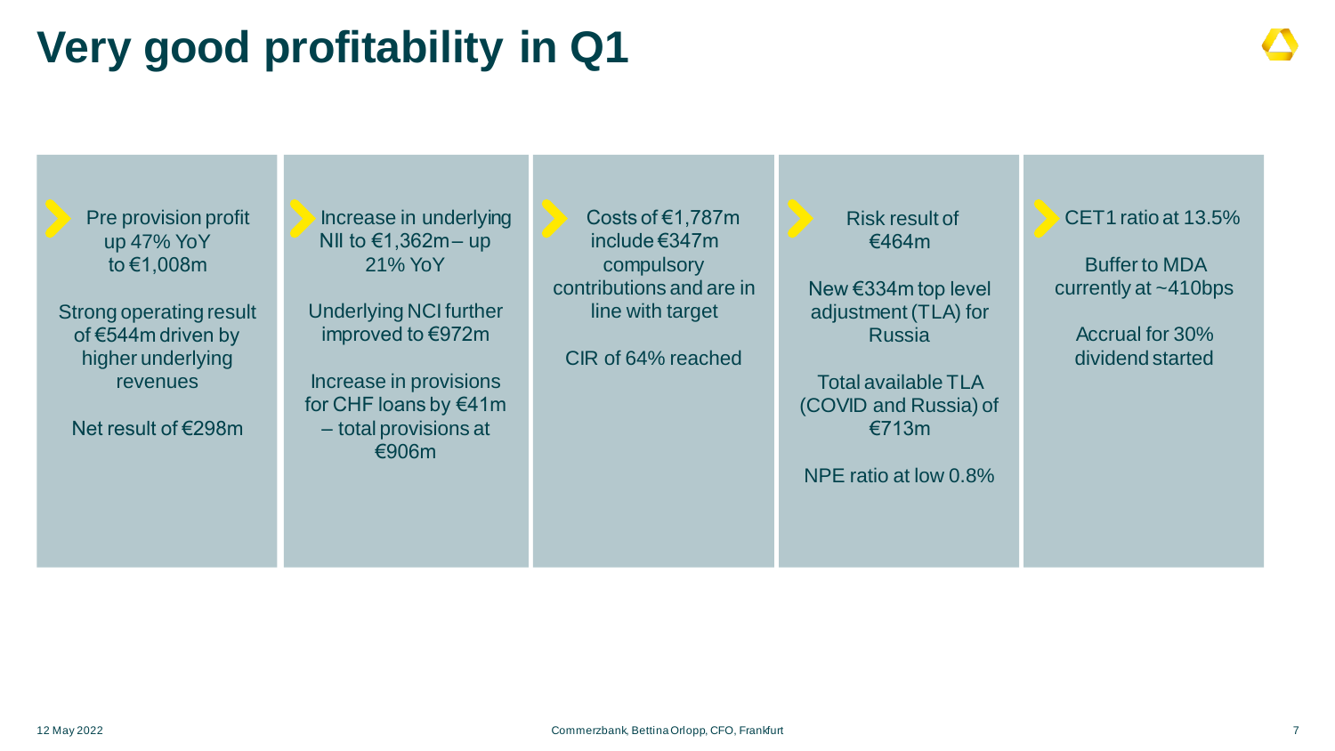# Very good profitability in Q1

- Pre provision profit up 47% YoY to €1,008m

  Strong operating result of €544m driven by higher underlying revenues

  Net result of €298m

- Increase in underlying NII to €1,362m – up 21% YoY

  Underlying NCI further improved to €972m

  Increase in provisions for CHF loans by €41m – total provisions at €906m

- Costs of €1,787m include €347m compulsory contributions and are in line with target

  CIR of 64% reached

- Risk result of €464m

  New €334m top level adjustment (TLA) for Russia

  Total available TLA (COVID and Russia) of €713m

  NPE ratio at low 0.8%

- CET1 ratio at 13.5%

  Buffer to MDA currently at ~410bps

  Accrual for 30% dividend started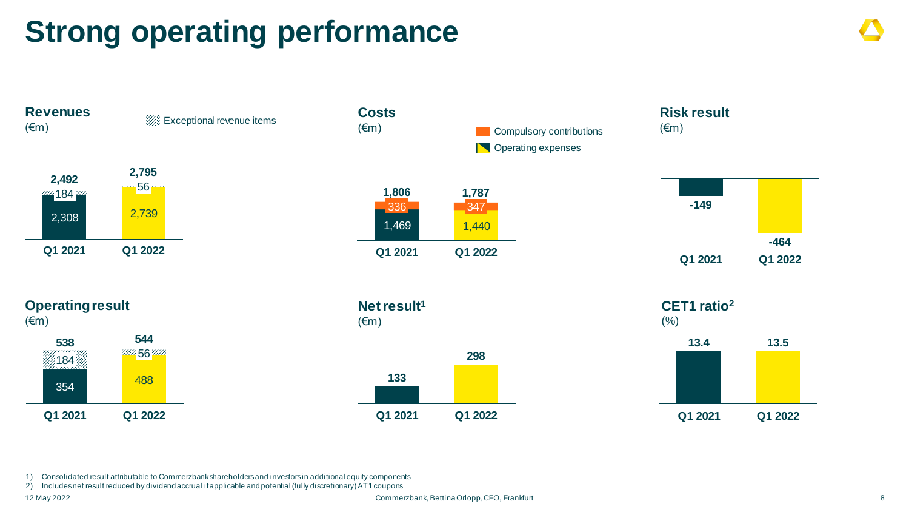# Strong operating performance

## Revenues
(€m)

| | Q1 2021 | Q1 2022 |
|---|---|---|
| Total | 2,492 | 2,795 |
| Exceptional revenue items | 184 | 56 |
| Revenues excl. exceptional items | 2,308 | 2,739 |

## Costs
(€m)

| | Q1 2021 | Q1 2022 |
|---|---|---|
| Total | 1,806 | 1,787 |
| Compulsory contributions | 336 | 347 |
| Operating expenses | 1,469 | 1,440 |

## Risk result
(€m)

| Q1 2021 | Q1 2022 |
|---|---|
| -149 | -464 |

## Operating result
(€m)

| | Q1 2021 | Q1 2022 |
|---|---|---|
| Total | 538 | 544 |
| Exceptional revenue items | 184 | 56 |
| Operating result excl. exceptional items | 354 | 488 |

## Net result[1]
(€m)

| Q1 2021 | Q1 2022 |
|---|---|
| 133 | 298 |

## CET1 ratio[2]
(%)

| Q1 2021 | Q1 2022 |
|---|---|
| 13.4 | 13.5 |

1) Consolidated result attributable to Commerzbank shareholders and investors in additional equity components
2) Includes net result reduced by dividend accrual if applicable and potential (fully discretionary) AT1 coupons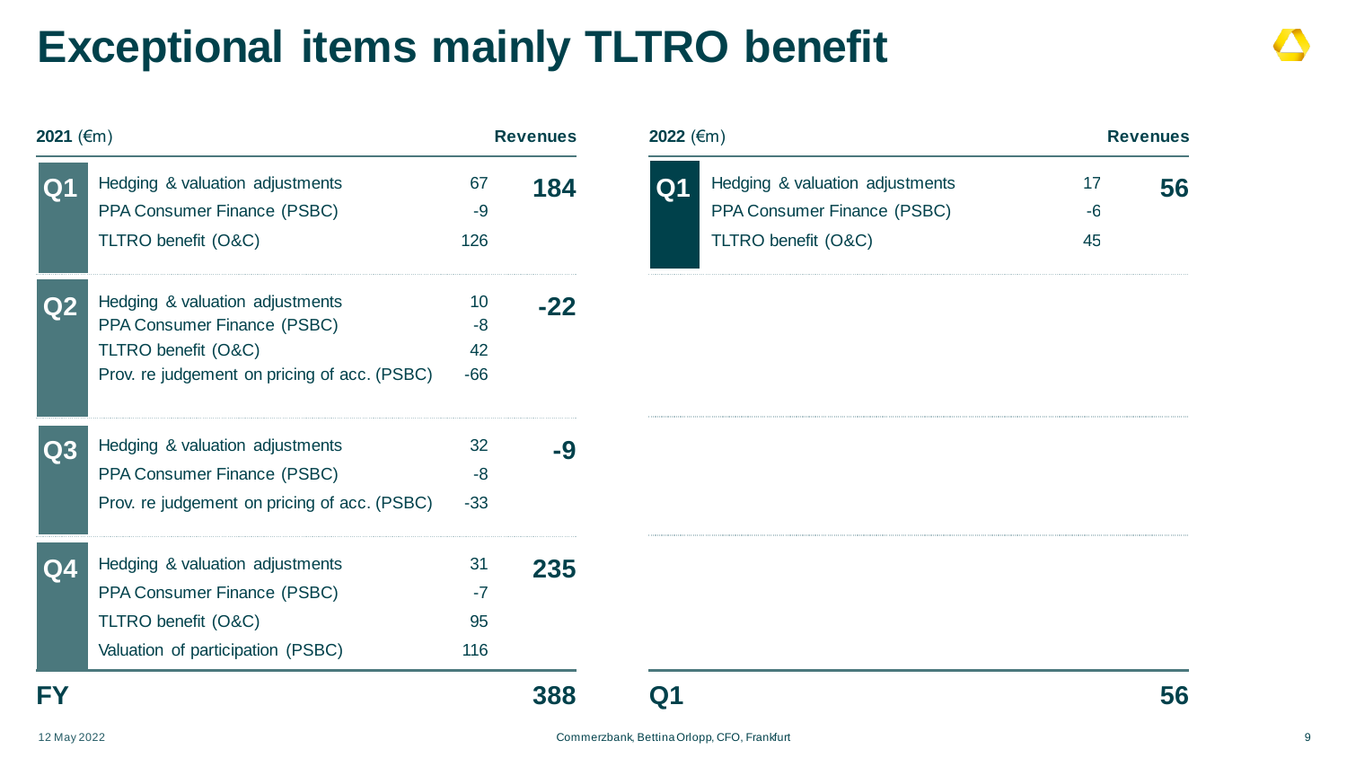# Exceptional items mainly TLTRO benefit

**2021** (€m)

| Quarter | Item | | Revenues |
|---|---|---|---|
| **Q1** | Hedging & valuation adjustments | 67 | **184** |
| | PPA Consumer Finance (PSBC) | -9 | |
| | TLTRO benefit (O&C) | 126 | |
| **Q2** | Hedging & valuation adjustments | 10 | **-22** |
| | PPA Consumer Finance (PSBC) | -8 | |
| | TLTRO benefit (O&C) | 42 | |
| | Prov. re judgement on pricing of acc. (PSBC) | -66 | |
| **Q3** | Hedging & valuation adjustments | 32 | **-9** |
| | PPA Consumer Finance (PSBC) | -8 | |
| | Prov. re judgement on pricing of acc. (PSBC) | -33 | |
| **Q4** | Hedging & valuation adjustments | 31 | **235** |
| | PPA Consumer Finance (PSBC) | -7 | |
| | TLTRO benefit (O&C) | 95 | |
| | Valuation of participation (PSBC) | 116 | |
| **FY** | | | **388** |

**2022** (€m)

| Quarter | Item | | Revenues |
|---|---|---|---|
| **Q1** | Hedging & valuation adjustments | 17 | **56** |
| | PPA Consumer Finance (PSBC) | -6 | |
| | TLTRO benefit (O&C) | 45 | |
| **Q1** | | | **56** |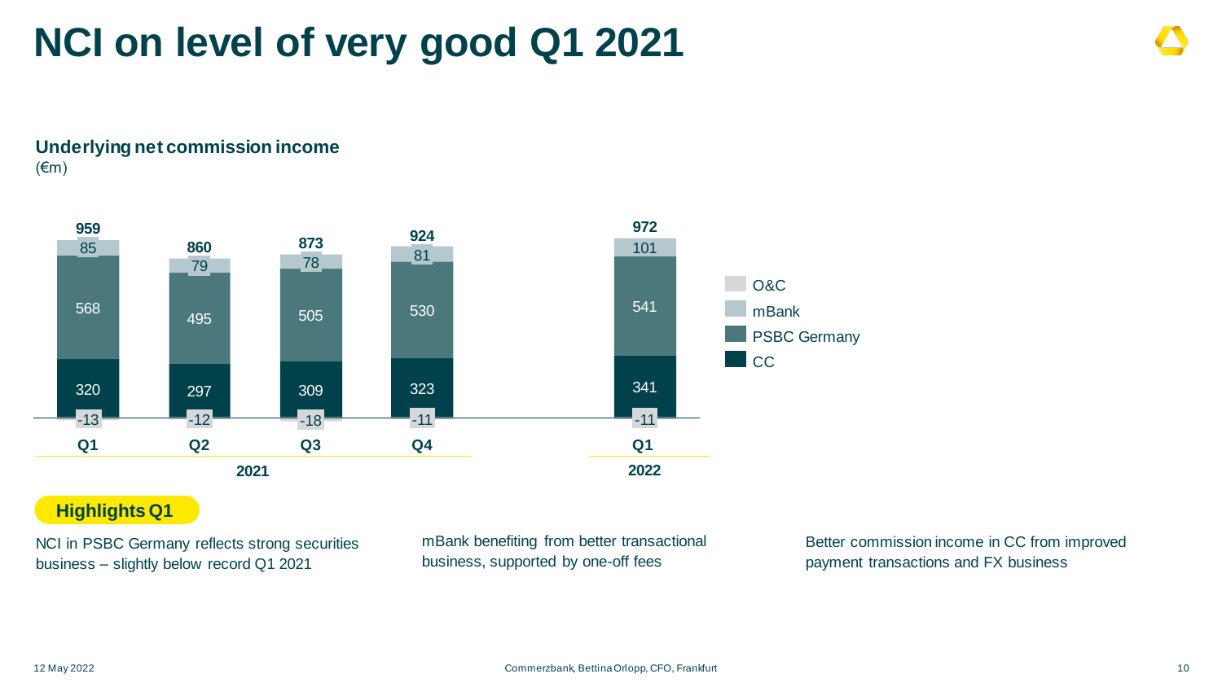# NCI on level of very good Q1 2021

**Underlying net commission income**
(€m)

| | Q1 2021 | Q2 2021 | Q3 2021 | Q4 2021 | Q1 2022 |
|---|---|---|---|---|---|
| O&C | -13 | -12 | -18 | -11 | -11 |
| mBank | 85 | 79 | 78 | 81 | 101 |
| PSBC Germany | 568 | 495 | 505 | 530 | 541 |
| CC | 320 | 297 | 309 | 323 | 341 |
| **Total** | **959** | **860** | **873** | **924** | **972** |

**Highlights Q1**

NCI in PSBC Germany reflects strong securities business – slightly below record Q1 2021

mBank benefiting from better transactional business, supported by one-off fees

Better commission income in CC from improved payment transactions and FX business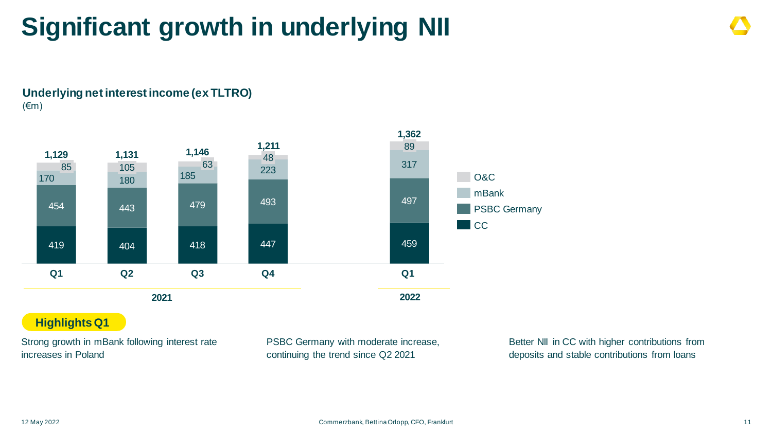# Significant growth in underlying NII

**Underlying net interest income (ex TLTRO)**
(€m)

| | Q1 2021 | Q2 2021 | Q3 2021 | Q4 2021 | Q1 2022 |
|---|---|---|---|---|---|
| O&C | 85 | 105 | 63 | 48 | 89 |
| mBank | 170 | 180 | 185 | 223 | 317 |
| PSBC Germany | 454 | 443 | 479 | 493 | 497 |
| CC | 419 | 404 | 418 | 447 | 459 |
| **Total** | **1,129** | **1,131** | **1,146** | **1,211** | **1,362** |

**Highlights Q1**

Strong growth in mBank following interest rate increases in Poland

PSBC Germany with moderate increase, continuing the trend since Q2 2021

Better NII in CC with higher contributions from deposits and stable contributions from loans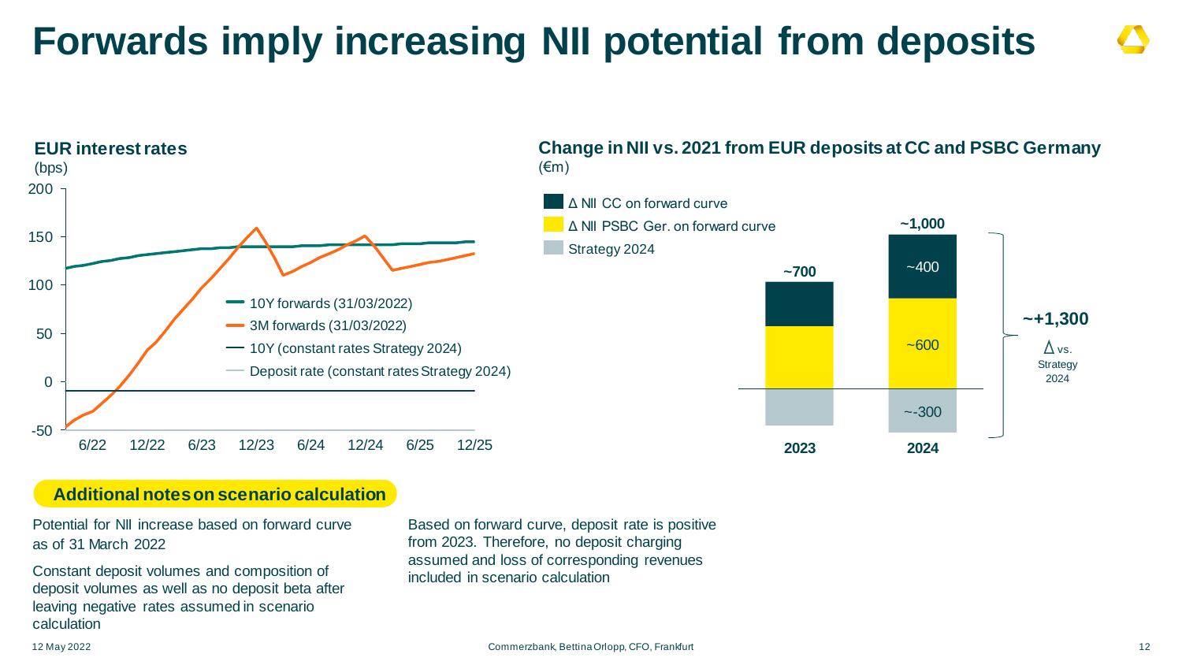# Forwards imply increasing NII potential from deposits

**EUR interest rates**
(bps)

- 10Y forwards (31/03/2022)
- 3M forwards (31/03/2022)
- 10Y (constant rates Strategy 2024)
- Deposit rate (constant rates Strategy 2024)

**Change in NII vs. 2021 from EUR deposits at CC and PSBC Germany**
(€m)

| | 2023 | 2024 |
|---|---|---|
| Δ NII CC on forward curve | | ~400 |
| Δ NII PSBC Ger. on forward curve | | ~600 |
| Strategy 2024 | | ~-300 |
| Total | ~700 | ~1,000 |

**~+1,300** Δ vs. Strategy 2024

**Additional notes on scenario calculation**

Potential for NII increase based on forward curve as of 31 March 2022

Constant deposit volumes and composition of deposit volumes as well as no deposit beta after leaving negative rates assumed in scenario calculation

Based on forward curve, deposit rate is positive from 2023. Therefore, no deposit charging assumed and loss of corresponding revenues included in scenario calculation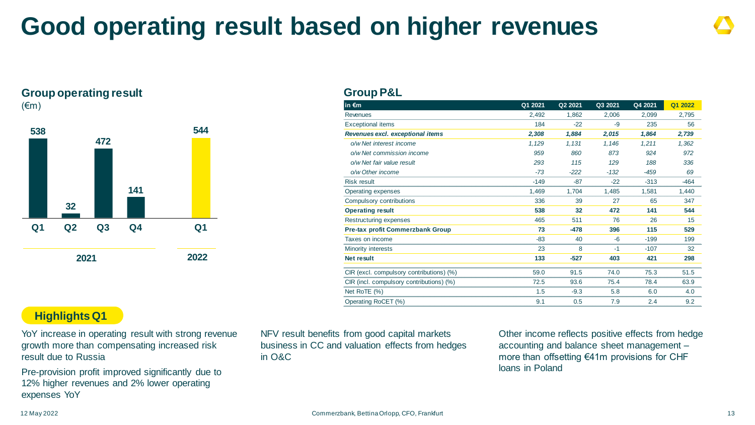# Good operating result based on higher revenues

## Group operating result

(€m)

| | Q1 2021 | Q2 2021 | Q3 2021 | Q4 2021 | Q1 2022 |
|---|---|---|---|---|---|
| Operating result | 538 | 32 | 472 | 141 | 544 |

## Group P&L

| in €m | Q1 2021 | Q2 2021 | Q3 2021 | Q4 2021 | Q1 2022 |
|---|---|---|---|---|---|
| Revenues | 2,492 | 1,862 | 2,006 | 2,099 | 2,795 |
| Exceptional items | 184 | -22 | -9 | 235 | 56 |
| ***Revenues excl. exceptional items*** | ***2,308*** | ***1,884*** | ***2,015*** | ***1,864*** | ***2,739*** |
| *o/w Net interest income* | *1,129* | *1,131* | *1,146* | *1,211* | *1,362* |
| *o/w Net commission income* | *959* | *860* | *873* | *924* | *972* |
| *o/w Net fair value result* | *293* | *115* | *129* | *188* | *336* |
| *o/w Other income* | *-73* | *-222* | *-132* | *-459* | *69* |
| Risk result | -149 | -87 | -22 | -313 | -464 |
| Operating expenses | 1,469 | 1,704 | 1,485 | 1,581 | 1,440 |
| Compulsory contributions | 336 | 39 | 27 | 65 | 347 |
| **Operating result** | **538** | **32** | **472** | **141** | **544** |
| Restructuring expenses | 465 | 511 | 76 | 26 | 15 |
| **Pre-tax profit Commerzbank Group** | **73** | **-478** | **396** | **115** | **529** |
| Taxes on income | -83 | 40 | -6 | -199 | 199 |
| Minority interests | 23 | 8 | -1 | -107 | 32 |
| **Net result** | **133** | **-527** | **403** | **421** | **298** |
| CIR (excl. compulsory contributions) (%) | 59.0 | 91.5 | 74.0 | 75.3 | 51.5 |
| CIR (incl. compulsory contributions) (%) | 72.5 | 93.6 | 75.4 | 78.4 | 63.9 |
| Net RoTE (%) | 1.5 | -9.3 | 5.8 | 6.0 | 4.0 |
| Operating RoCET (%) | 9.1 | 0.5 | 7.9 | 2.4 | 9.2 |

## Highlights Q1

YoY increase in operating result with strong revenue growth more than compensating increased risk result due to Russia

Pre-provision profit improved significantly due to 12% higher revenues and 2% lower operating expenses YoY

NFV result benefits from good capital markets business in CC and valuation effects from hedges in O&C

Other income reflects positive effects from hedge accounting and balance sheet management – more than offsetting €41m provisions for CHF loans in Poland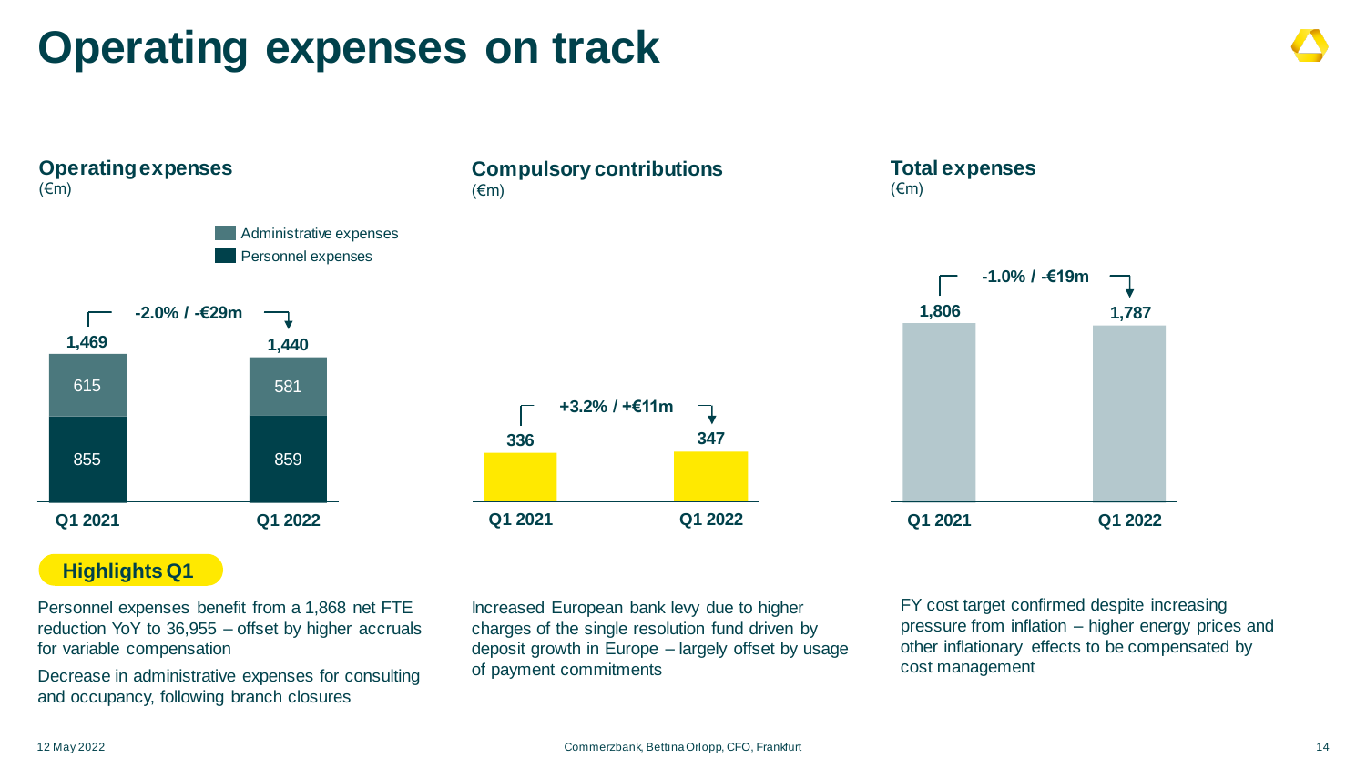# Operating expenses on track

## Operating expenses
(€m)

| | Q1 2021 | Q1 2022 |
|---|---|---|
| Administrative expenses | 615 | 581 |
| Personnel expenses | 855 | 859 |
| Total | 1,469 | 1,440 |

-2.0% / -€29m

## Compulsory contributions
(€m)

| Q1 2021 | Q1 2022 |
|---|---|
| 336 | 347 |

+3.2% / +€11m

## Total expenses
(€m)

| Q1 2021 | Q1 2022 |
|---|---|
| 1,806 | 1,787 |

-1.0% / -€19m

**Highlights Q1**

Personnel expenses benefit from a 1,868 net FTE reduction YoY to 36,955 – offset by higher accruals for variable compensation

Decrease in administrative expenses for consulting and occupancy, following branch closures

Increased European bank levy due to higher charges of the single resolution fund driven by deposit growth in Europe – largely offset by usage of payment commitments

FY cost target confirmed despite increasing pressure from inflation – higher energy prices and other inflationary effects to be compensated by cost management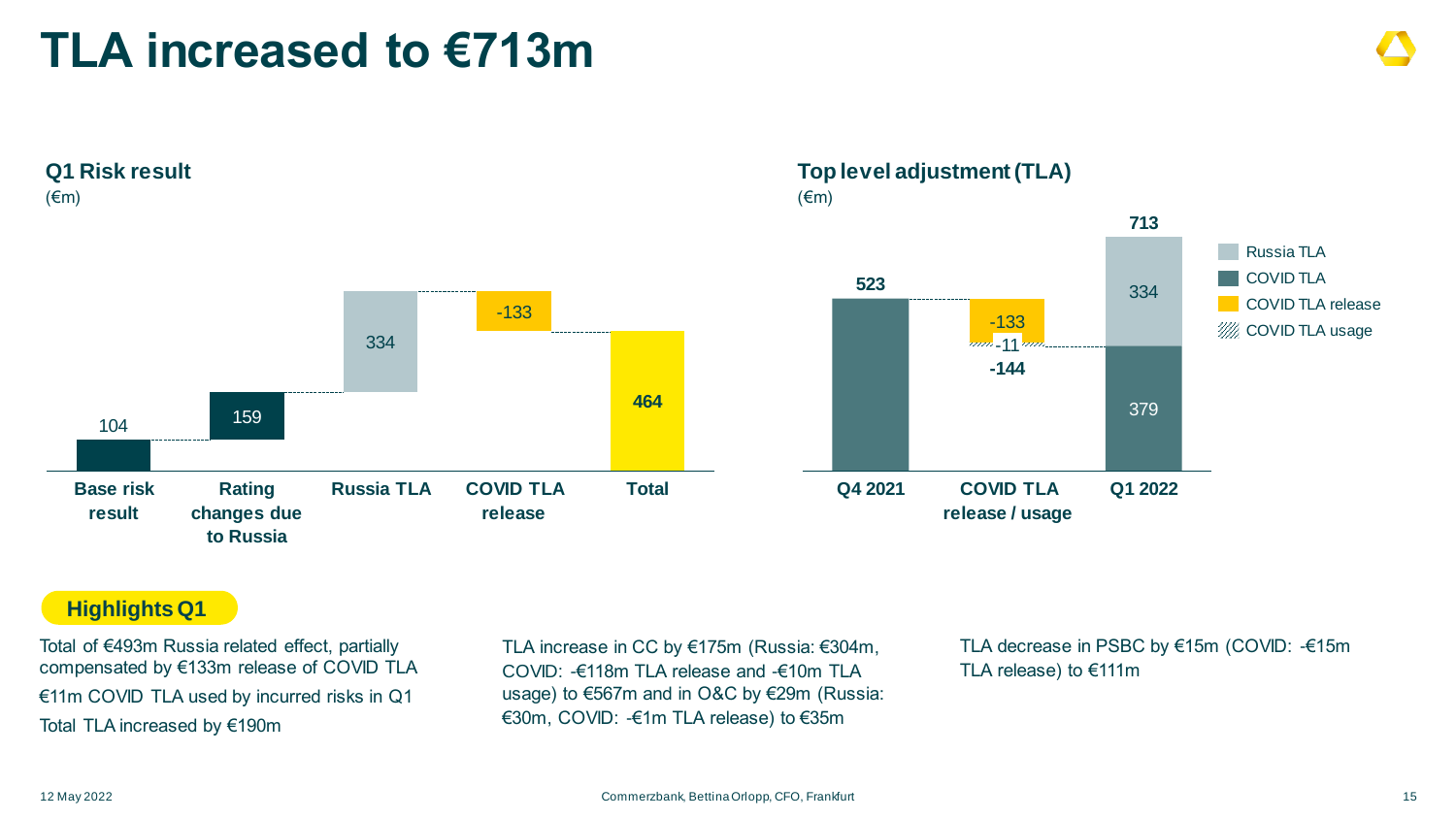# TLA increased to €713m

### Q1 Risk result

(€m)

| | Base risk result | Rating changes due to Russia | Russia TLA | COVID TLA release | Total |
|---|---|---|---|---|---|
| Value | 104 | 159 | 334 | -133 | **464** |

### Top level adjustment (TLA)

(€m)

| | Q4 2021 | COVID TLA release / usage | Q1 2022 |
|---|---|---|---|
| Russia TLA | | | 334 |
| COVID TLA | 523 | | 379 |
| COVID TLA release | | -133 | |
| COVID TLA usage | | -11 | |
| **Total** | **523** | **-144** | **713** |

## Highlights Q1

Total of €493m Russia related effect, partially compensated by €133m release of COVID TLA

€11m COVID TLA used by incurred risks in Q1

Total TLA increased by €190m

TLA increase in CC by €175m (Russia: €304m, COVID: -€118m TLA release and -€10m TLA usage) to €567m and in O&C by €29m (Russia: €30m, COVID: -€1m TLA release) to €35m

TLA decrease in PSBC by €15m (COVID: -€15m TLA release) to €111m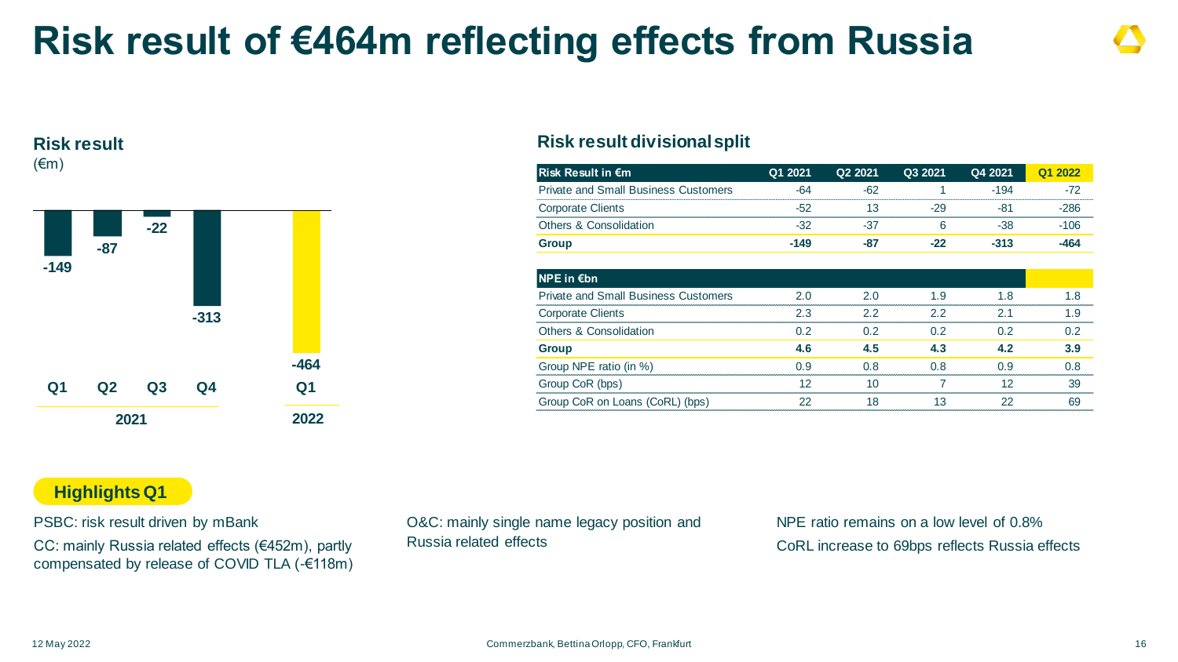# Risk result of €464m reflecting effects from Russia

## Risk result

(€m)

| | Q1 2021 | Q2 2021 | Q3 2021 | Q4 2021 | Q1 2022 |
|---|---|---|---|---|---|
| Risk result | -149 | -87 | -22 | -313 | -464 |

## Risk result divisional split

| Risk Result in €m | Q1 2021 | Q2 2021 | Q3 2021 | Q4 2021 | Q1 2022 |
|---|---|---|---|---|---|
| Private and Small Business Customers | -64 | -62 | 1 | -194 | -72 |
| Corporate Clients | -52 | 13 | -29 | -81 | -286 |
| Others & Consolidation | -32 | -37 | 6 | -38 | -106 |
| **Group** | **-149** | **-87** | **-22** | **-313** | **-464** |

| NPE in €bn | Q1 2021 | Q2 2021 | Q3 2021 | Q4 2021 | Q1 2022 |
|---|---|---|---|---|---|
| Private and Small Business Customers | 2.0 | 2.0 | 1.9 | 1.8 | 1.8 |
| Corporate Clients | 2.3 | 2.2 | 2.2 | 2.1 | 1.9 |
| Others & Consolidation | 0.2 | 0.2 | 0.2 | 0.2 | 0.2 |
| **Group** | **4.6** | **4.5** | **4.3** | **4.2** | **3.9** |
| Group NPE ratio (in %) | 0.9 | 0.8 | 0.8 | 0.9 | 0.8 |
| Group CoR (bps) | 12 | 10 | 7 | 12 | 39 |
| Group CoR on Loans (CoRL) (bps) | 22 | 18 | 13 | 22 | 69 |

## Highlights Q1

PSBC: risk result driven by mBank

CC: mainly Russia related effects (€452m), partly compensated by release of COVID TLA (-€118m)

O&C: mainly single name legacy position and Russia related effects

NPE ratio remains on a low level of 0.8%

CoRL increase to 69bps reflects Russia effects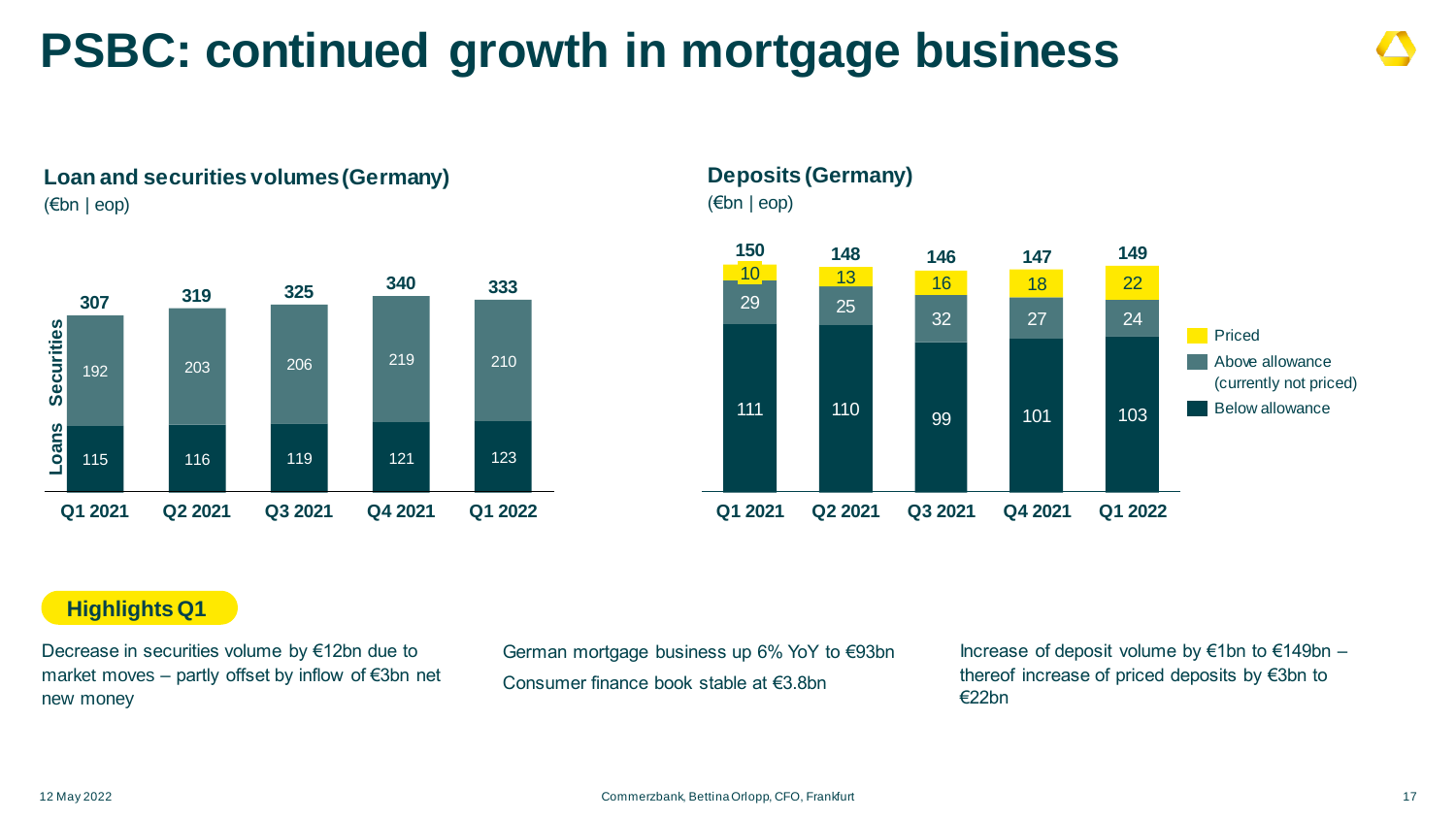# PSBC: continued growth in mortgage business

### Loan and securities volumes (Germany)

(€bn | eop)

| | Q1 2021 | Q2 2021 | Q3 2021 | Q4 2021 | Q1 2022 |
|---|---|---|---|---|---|
| Securities | 192 | 203 | 206 | 219 | 210 |
| Loans | 115 | 116 | 119 | 121 | 123 |
| Total | 307 | 319 | 325 | 340 | 333 |

### Deposits (Germany)

(€bn | eop)

| | Q1 2021 | Q2 2021 | Q3 2021 | Q4 2021 | Q1 2022 |
|---|---|---|---|---|---|
| Priced | 10 | 13 | 16 | 18 | 22 |
| Above allowance (currently not priced) | 29 | 25 | 32 | 27 | 24 |
| Below allowance | 111 | 110 | 99 | 101 | 103 |
| Total | 150 | 148 | 146 | 147 | 149 |

**Highlights Q1**

Decrease in securities volume by €12bn due to market moves – partly offset by inflow of €3bn net new money

German mortgage business up 6% YoY to €93bn

Consumer finance book stable at €3.8bn

Increase of deposit volume by €1bn to €149bn – thereof increase of priced deposits by €3bn to €22bn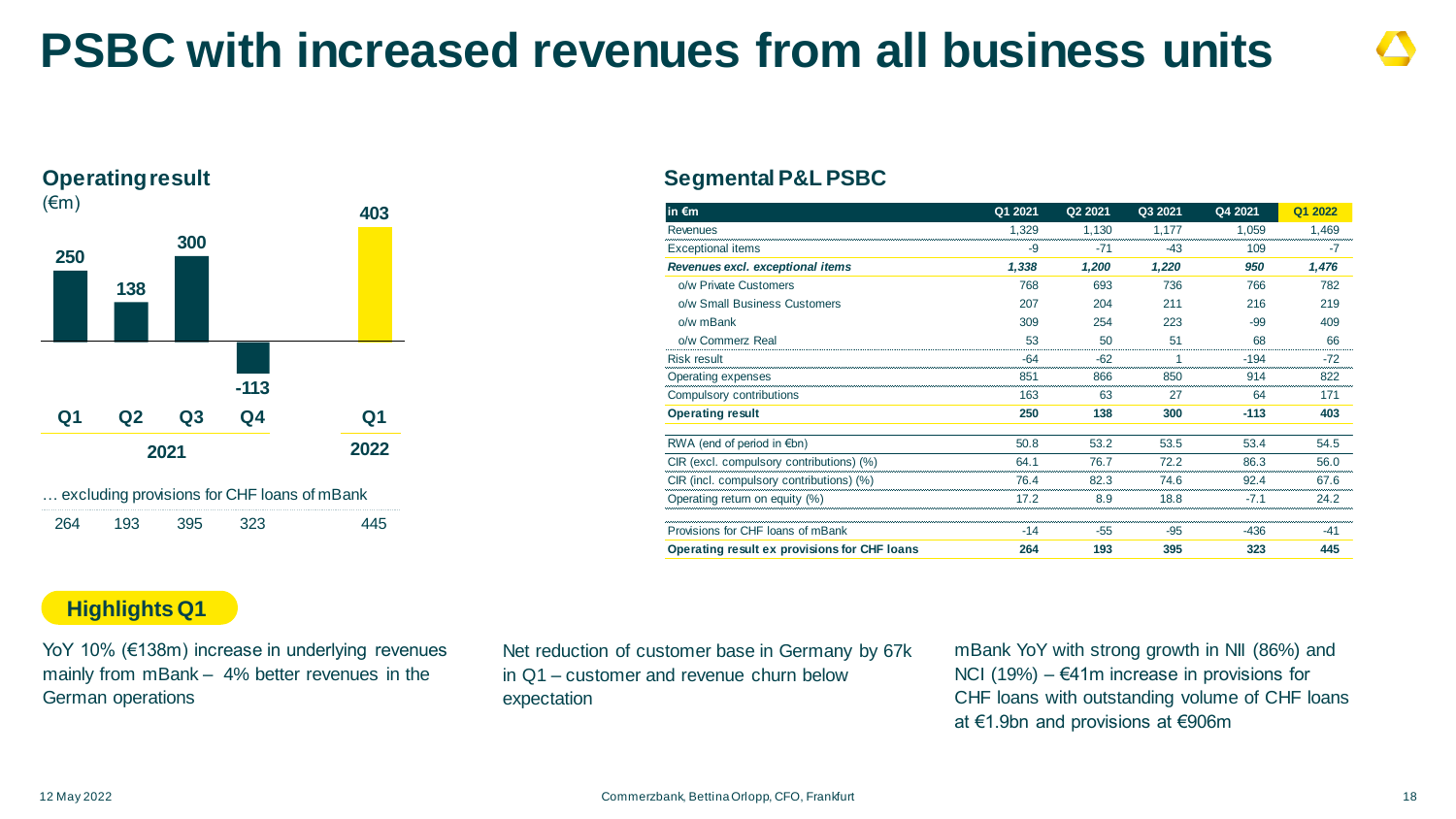# PSBC with increased revenues from all business units

## Operating result

(€m)

| | Q1 2021 | Q2 2021 | Q3 2021 | Q4 2021 | Q1 2022 |
|---|---|---|---|---|---|
| Operating result | 250 | 138 | 300 | -113 | 403 |
| … excluding provisions for CHF loans of mBank | 264 | 193 | 395 | 323 | 445 |

## Segmental P&L PSBC

| in €m | Q1 2021 | Q2 2021 | Q3 2021 | Q4 2021 | Q1 2022 |
|---|---|---|---|---|---|
| Revenues | 1,329 | 1,130 | 1,177 | 1,059 | 1,469 |
| Exceptional items | -9 | -71 | -43 | 109 | -7 |
| ***Revenues excl. exceptional items*** | ***1,338*** | ***1,200*** | ***1,220*** | ***950*** | ***1,476*** |
| o/w Private Customers | 768 | 693 | 736 | 766 | 782 |
| o/w Small Business Customers | 207 | 204 | 211 | 216 | 219 |
| o/w mBank | 309 | 254 | 223 | -99 | 409 |
| o/w Commerz Real | 53 | 50 | 51 | 68 | 66 |
| Risk result | -64 | -62 | 1 | -194 | -72 |
| Operating expenses | 851 | 866 | 850 | 914 | 822 |
| Compulsory contributions | 163 | 63 | 27 | 64 | 171 |
| **Operating result** | **250** | **138** | **300** | **-113** | **403** |
| RWA (end of period in €bn) | 50.8 | 53.2 | 53.5 | 53.4 | 54.5 |
| CIR (excl. compulsory contributions) (%) | 64.1 | 76.7 | 72.2 | 86.3 | 56.0 |
| CIR (incl. compulsory contributions) (%) | 76.4 | 82.3 | 74.6 | 92.4 | 67.6 |
| Operating return on equity (%) | 17.2 | 8.9 | 18.8 | -7.1 | 24.2 |
| Provisions for CHF loans of mBank | -14 | -55 | -95 | -436 | -41 |
| **Operating result ex provisions for CHF loans** | **264** | **193** | **395** | **323** | **445** |

## Highlights Q1

YoY 10% (€138m) increase in underlying revenues mainly from mBank – 4% better revenues in the German operations

Net reduction of customer base in Germany by 67k in Q1 – customer and revenue churn below expectation

mBank YoY with strong growth in NII (86%) and NCI (19%) – €41m increase in provisions for CHF loans with outstanding volume of CHF loans at €1.9bn and provisions at €906m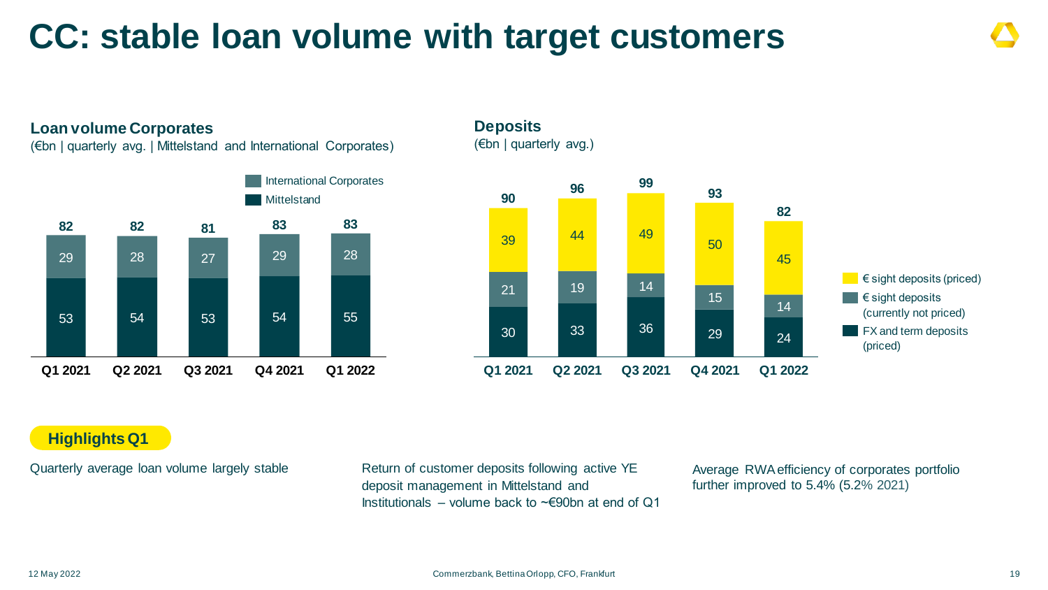# CC: stable loan volume with target customers

## Loan volume Corporates

(€bn | quarterly avg. | Mittelstand and International Corporates)

| | Q1 2021 | Q2 2021 | Q3 2021 | Q4 2021 | Q1 2022 |
|---|---|---|---|---|---|
| International Corporates | 29 | 28 | 27 | 29 | 28 |
| Mittelstand | 53 | 54 | 53 | 54 | 55 |
| **Total** | **82** | **82** | **81** | **83** | **83** |

## Deposits

(€bn | quarterly avg.)

| | Q1 2021 | Q2 2021 | Q3 2021 | Q4 2021 | Q1 2022 |
|---|---|---|---|---|---|
| € sight deposits (priced) | 39 | 44 | 49 | 50 | 45 |
| € sight deposits (currently not priced) | 21 | 19 | 14 | 15 | 14 |
| FX and term deposits (priced) | 30 | 33 | 36 | 29 | 24 |
| **Total** | **90** | **96** | **99** | **93** | **82** |

## Highlights Q1

Quarterly average loan volume largely stable

Return of customer deposits following active YE deposit management in Mittelstand and Institutionals – volume back to ~€90bn at end of Q1

Average RWA efficiency of corporates portfolio further improved to 5.4% (5.2% 2021)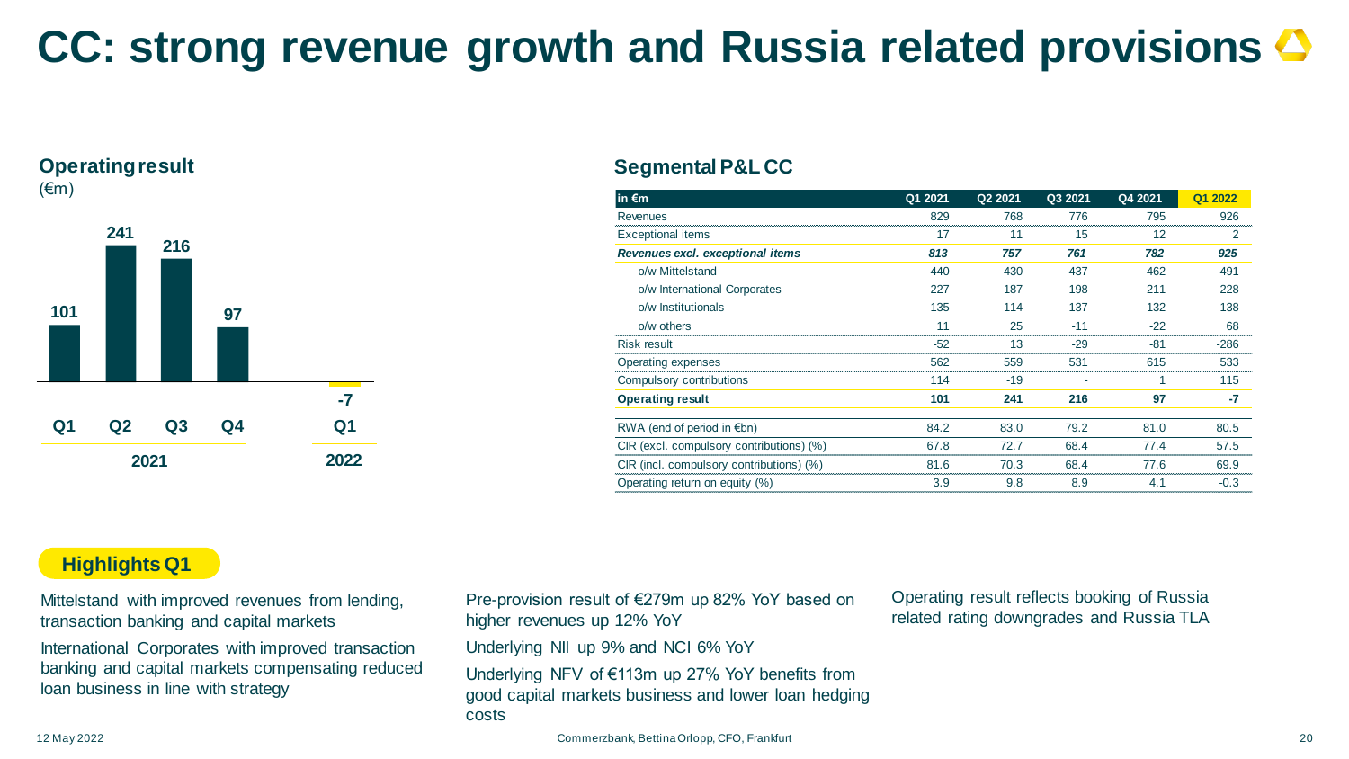# CC: strong revenue growth and Russia related provisions

## Operating result

(€m)

| | Q1 2021 | Q2 2021 | Q3 2021 | Q4 2021 | Q1 2022 |
|---|---|---|---|---|---|
| Operating result | 101 | 241 | 216 | 97 | -7 |

## Segmental P&L CC

| in €m | Q1 2021 | Q2 2021 | Q3 2021 | Q4 2021 | Q1 2022 |
|---|---|---|---|---|---|
| Revenues | 829 | 768 | 776 | 795 | 926 |
| Exceptional items | 17 | 11 | 15 | 12 | 2 |
| ***Revenues excl. exceptional items*** | ***813*** | ***757*** | ***761*** | ***782*** | ***925*** |
| o/w Mittelstand | 440 | 430 | 437 | 462 | 491 |
| o/w International Corporates | 227 | 187 | 198 | 211 | 228 |
| o/w Institutionals | 135 | 114 | 137 | 132 | 138 |
| o/w others | 11 | 25 | -11 | -22 | 68 |
| Risk result | -52 | 13 | -29 | -81 | -286 |
| Operating expenses | 562 | 559 | 531 | 615 | 533 |
| Compulsory contributions | 114 | -19 | - | 1 | 115 |
| **Operating result** | **101** | **241** | **216** | **97** | **-7** |
| RWA (end of period in €bn) | 84.2 | 83.0 | 79.2 | 81.0 | 80.5 |
| CIR (excl. compulsory contributions) (%) | 67.8 | 72.7 | 68.4 | 77.4 | 57.5 |
| CIR (incl. compulsory contributions) (%) | 81.6 | 70.3 | 68.4 | 77.6 | 69.9 |
| Operating return on equity (%) | 3.9 | 9.8 | 8.9 | 4.1 | -0.3 |

## Highlights Q1

Mittelstand with improved revenues from lending, transaction banking and capital markets

International Corporates with improved transaction banking and capital markets compensating reduced loan business in line with strategy

Pre-provision result of €279m up 82% YoY based on higher revenues up 12% YoY

Underlying NII up 9% and NCI 6% YoY

Underlying NFV of €113m up 27% YoY benefits from good capital markets business and lower loan hedging costs

Operating result reflects booking of Russia related rating downgrades and Russia TLA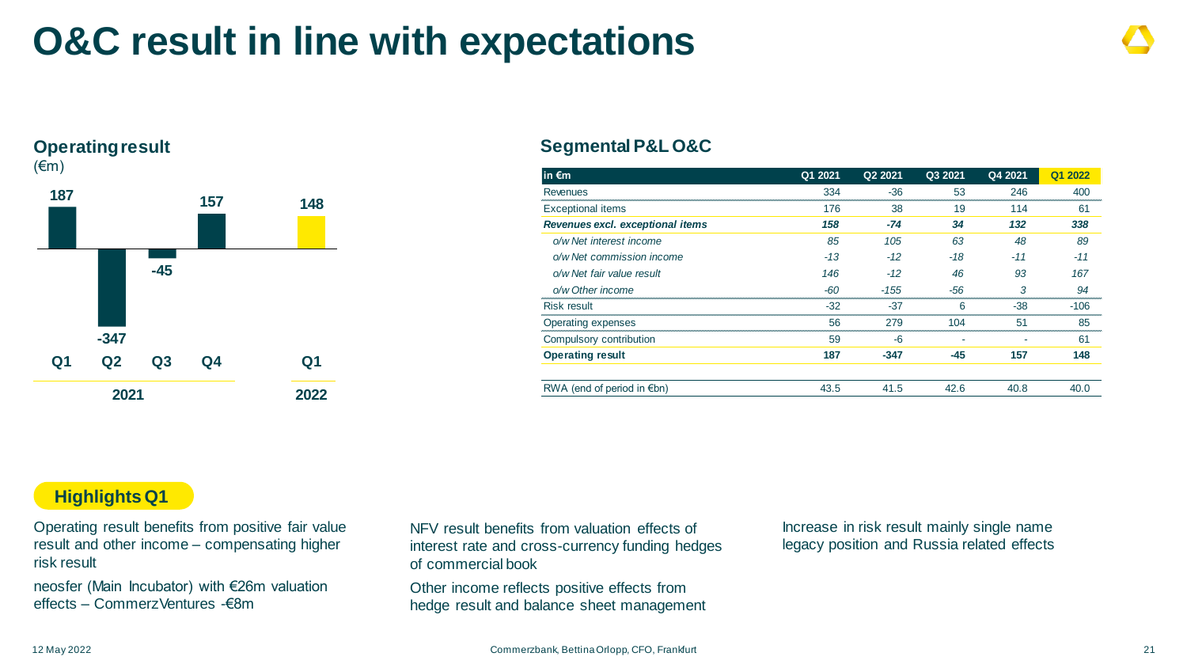# O&C result in line with expectations

## Operating result

(€m)

| | Q1 2021 | Q2 2021 | Q3 2021 | Q4 2021 | Q1 2022 |
|---|---|---|---|---|---|
| Operating result | 187 | -347 | -45 | 157 | 148 |

## Segmental P&L O&C

| in €m | Q1 2021 | Q2 2021 | Q3 2021 | Q4 2021 | Q1 2022 |
|---|---|---|---|---|---|
| Revenues | 334 | -36 | 53 | 246 | 400 |
| Exceptional items | 176 | 38 | 19 | 114 | 61 |
| ***Revenues excl. exceptional items*** | ***158*** | ***-74*** | ***34*** | ***132*** | ***338*** |
| *o/w Net interest income* | *85* | *105* | *63* | *48* | *89* |
| *o/w Net commission income* | *-13* | *-12* | *-18* | *-11* | *-11* |
| *o/w Net fair value result* | *146* | *-12* | *46* | *93* | *167* |
| *o/w Other income* | *-60* | *-155* | *-56* | *3* | *94* |
| Risk result | -32 | -37 | 6 | -38 | -106 |
| Operating expenses | 56 | 279 | 104 | 51 | 85 |
| Compulsory contribution | 59 | -6 | - | - | 61 |
| **Operating result** | **187** | **-347** | **-45** | **157** | **148** |
| | | | | | |
| RWA (end of period in €bn) | 43.5 | 41.5 | 42.6 | 40.8 | 40.0 |

## Highlights Q1

Operating result benefits from positive fair value result and other income – compensating higher risk result

neosfer (Main Incubator) with €26m valuation effects – CommerzVentures -€8m

NFV result benefits from valuation effects of interest rate and cross-currency funding hedges of commercial book

Other income reflects positive effects from hedge result and balance sheet management

Increase in risk result mainly single name legacy position and Russia related effects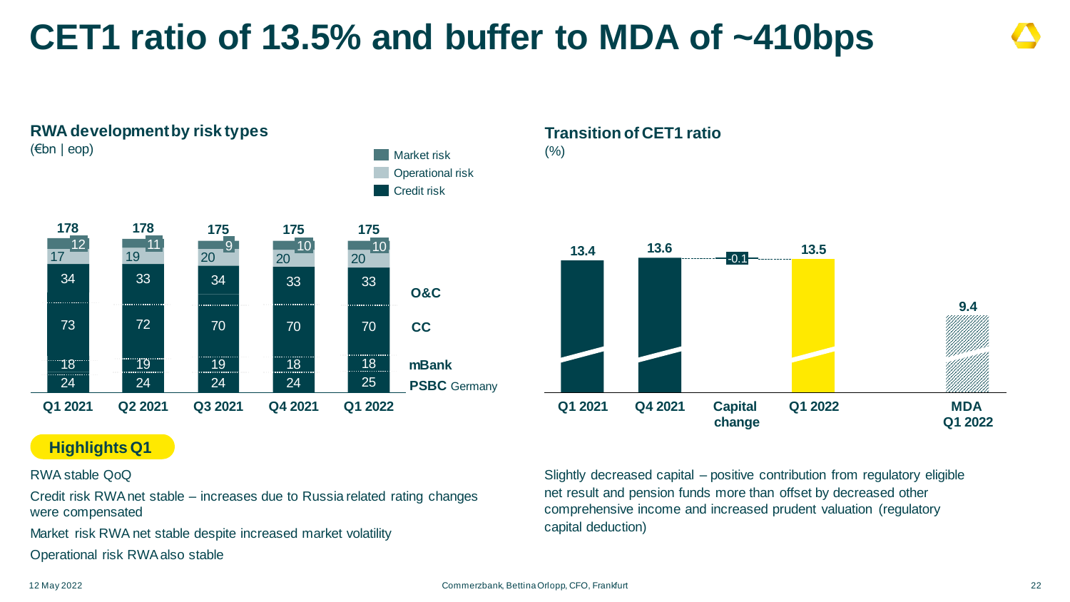# CET1 ratio of 13.5% and buffer to MDA of ~410bps

## RWA development by risk types

(€bn | eop)

| | Q1 2021 | Q2 2021 | Q3 2021 | Q4 2021 | Q1 2022 |
|---|---|---|---|---|---|
| **Total** | 178 | 178 | 175 | 175 | 175 |
| Market risk | 12 | 11 | 9 | 10 | 10 |
| Operational risk | 17 | 19 | 20 | 20 | 20 |
| Credit risk – O&C | 34 | 33 | 34 | 33 | 33 |
| Credit risk – CC | 73 | 72 | 70 | 70 | 70 |
| Credit risk – mBank | 18 | 19 | 19 | 18 | 18 |
| Credit risk – PSBC Germany | 24 | 24 | 24 | 24 | 25 |

## Transition of CET1 ratio

(%)

| Q1 2021 | Q4 2021 | Capital change | Q1 2022 | MDA Q1 2022 |
|---|---|---|---|---|
| 13.4 | 13.6 | -0.1 | 13.5 | 9.4 |

## Highlights Q1

RWA stable QoQ

Credit risk RWA net stable – increases due to Russia related rating changes were compensated

Market risk RWA net stable despite increased market volatility

Operational risk RWA also stable

Slightly decreased capital – positive contribution from regulatory eligible net result and pension funds more than offset by decreased other comprehensive income and increased prudent valuation (regulatory capital deduction)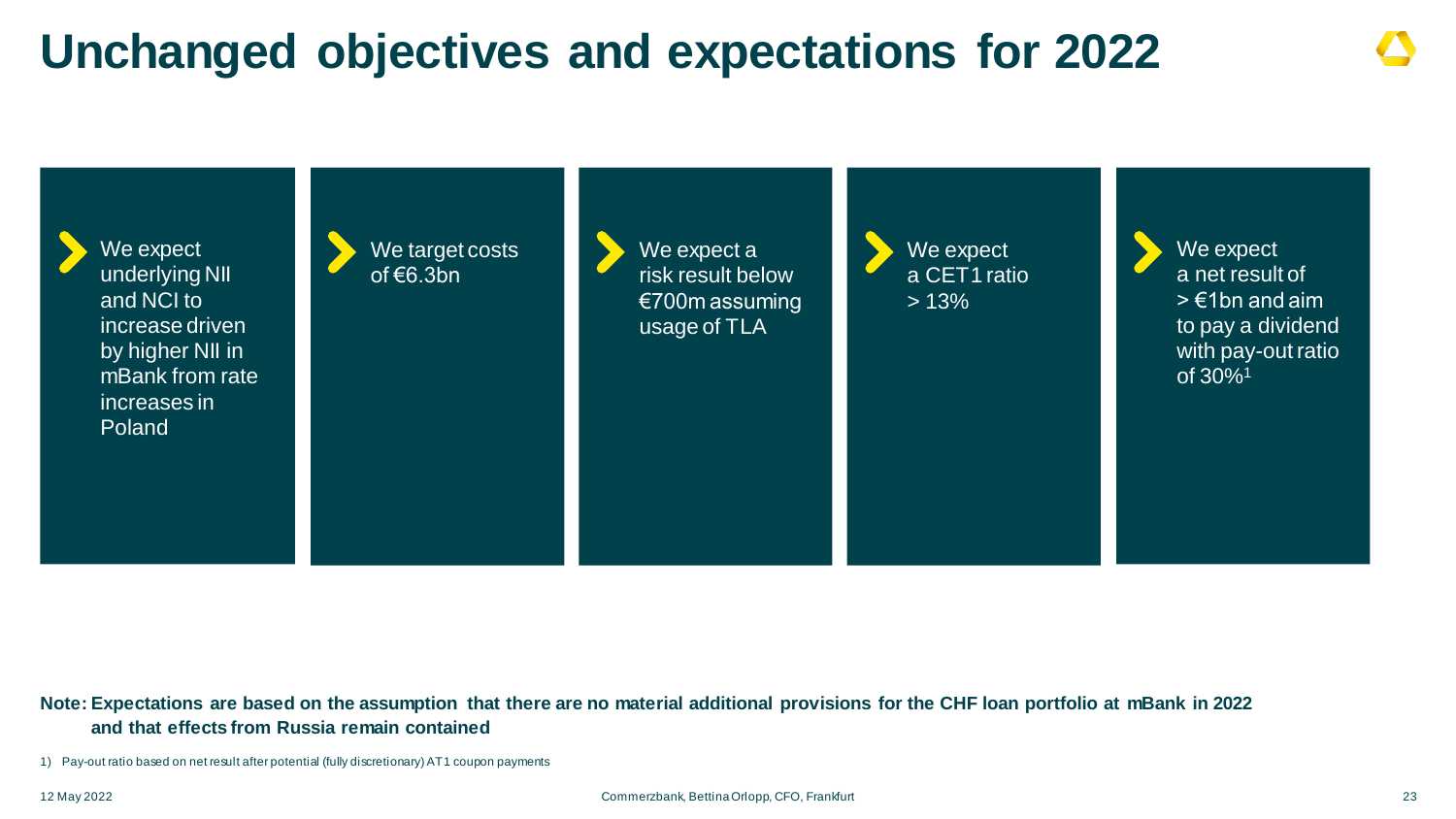# Unchanged objectives and expectations for 2022

- We expect underlying NII and NCI to increase driven by higher NII in mBank from rate increases in Poland
- We target costs of €6.3bn
- We expect a risk result below €700m assuming usage of TLA
- We expect a CET1 ratio > 13%
- We expect a net result of > €1bn and aim to pay a dividend with pay-out ratio of 30%[1]

**Note: Expectations are based on the assumption that there are no material additional provisions for the CHF loan portfolio at mBank in 2022 and that effects from Russia remain contained**

1) Pay-out ratio based on net result after potential (fully discretionary) AT1 coupon payments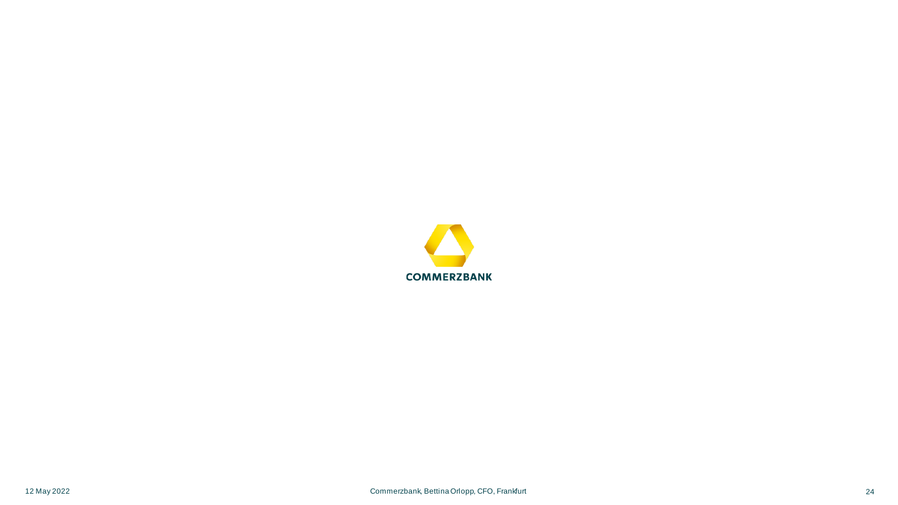COMMERZBANK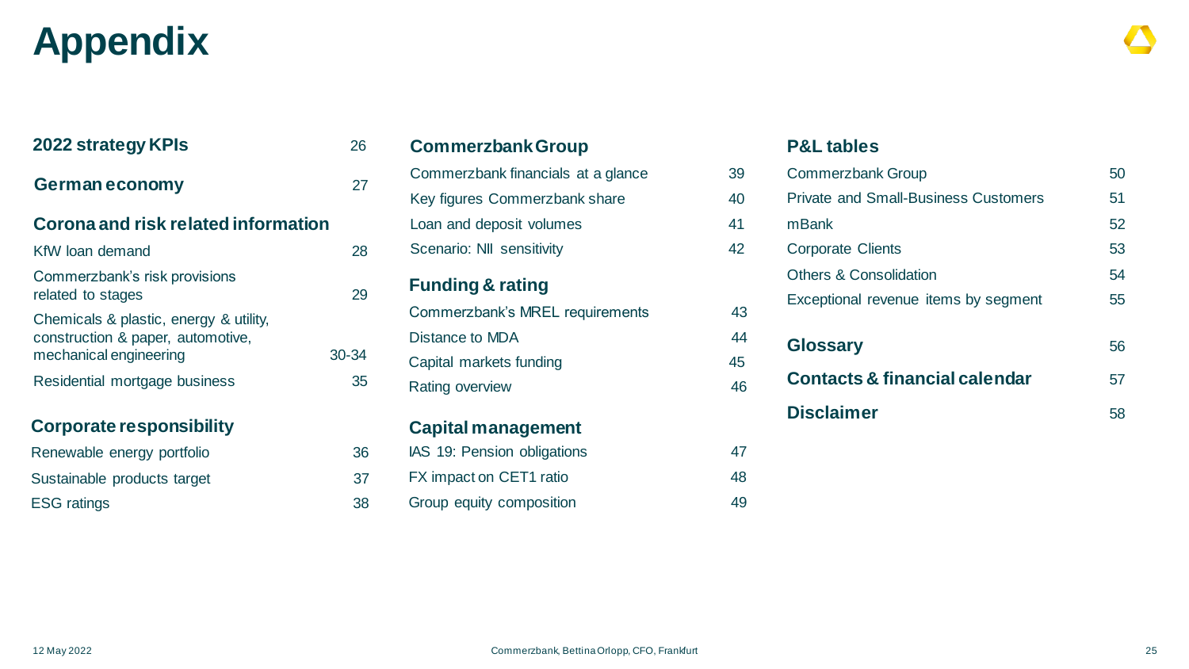# Appendix

| 2022 strategy KPIs | 26 |
|---|---|
| **German economy** | 27 |
| **Corona and risk related information** | |
| KfW loan demand | 28 |
| Commerzbank's risk provisions related to stages | 29 |
| Chemicals & plastic, energy & utility, construction & paper, automotive, mechanical engineering | 30-34 |
| Residential mortgage business | 35 |
| **Corporate responsibility** | |
| Renewable energy portfolio | 36 |
| Sustainable products target | 37 |
| ESG ratings | 38 |

| Commerzbank Group | |
|---|---|
| Commerzbank financials at a glance | 39 |
| Key figures Commerzbank share | 40 |
| Loan and deposit volumes | 41 |
| Scenario: NII sensitivity | 42 |
| **Funding & rating** | |
| Commerzbank's MREL requirements | 43 |
| Distance to MDA | 44 |
| Capital markets funding | 45 |
| Rating overview | 46 |
| **Capital management** | |
| IAS 19: Pension obligations | 47 |
| FX impact on CET1 ratio | 48 |
| Group equity composition | 49 |

| P&L tables | |
|---|---|
| Commerzbank Group | 50 |
| Private and Small-Business Customers | 51 |
| mBank | 52 |
| Corporate Clients | 53 |
| Others & Consolidation | 54 |
| Exceptional revenue items by segment | 55 |
| **Glossary** | 56 |
| **Contacts & financial calendar** | 57 |
| **Disclaimer** | 58 |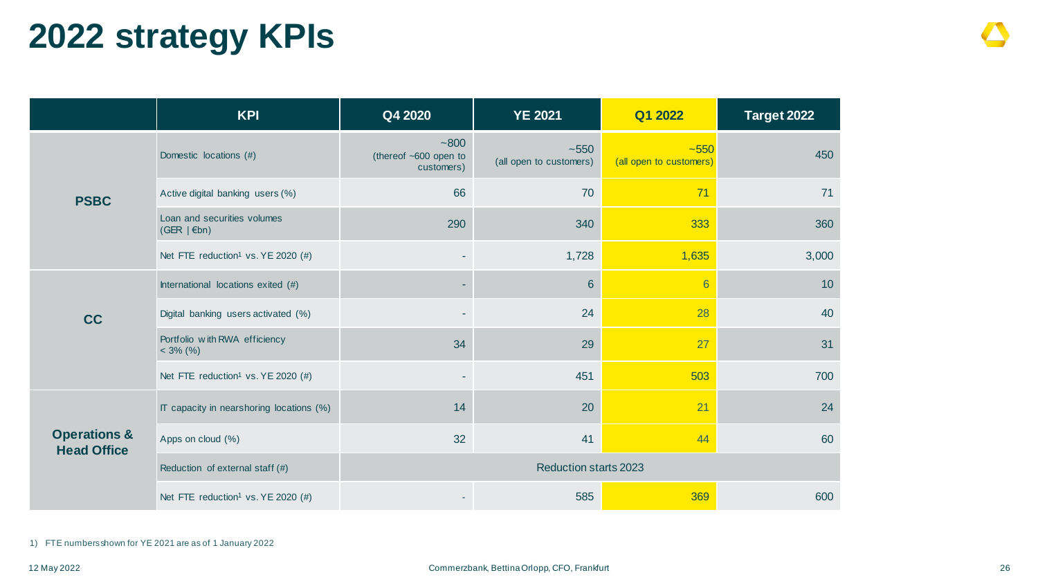# 2022 strategy KPIs

| | KPI | Q4 2020 | YE 2021 | Q1 2022 | Target 2022 |
|---|---|---|---|---|---|
| **PSBC** | Domestic locations (#) | ~800 (thereof ~600 open to customers) | ~550 (all open to customers) | ~550 (all open to customers) | 450 |
| | Active digital banking users (%) | 66 | 70 | 71 | 71 |
| | Loan and securities volumes (GER \| €bn) | 290 | 340 | 333 | 360 |
| | Net FTE reduction[1] vs. YE 2020 (#) | - | 1,728 | 1,635 | 3,000 |
| **CC** | International locations exited (#) | - | 6 | 6 | 10 |
| | Digital banking users activated (%) | - | 24 | 28 | 40 |
| | Portfolio with RWA efficiency < 3% (%) | 34 | 29 | 27 | 31 |
| | Net FTE reduction[1] vs. YE 2020 (#) | - | 451 | 503 | 700 |
| **Operations & Head Office** | IT capacity in nearshoring locations (%) | 14 | 20 | 21 | 24 |
| | Apps on cloud (%) | 32 | 41 | 44 | 60 |
| | Reduction of external staff (#) | Reduction starts 2023 | | | |
| | Net FTE reduction[1] vs. YE 2020 (#) | - | 585 | 369 | 600 |

1) FTE numbers shown for YE 2021 are as of 1 January 2022

12 May 2022 Commerzbank, Bettina Orlopp, CFO, Frankfurt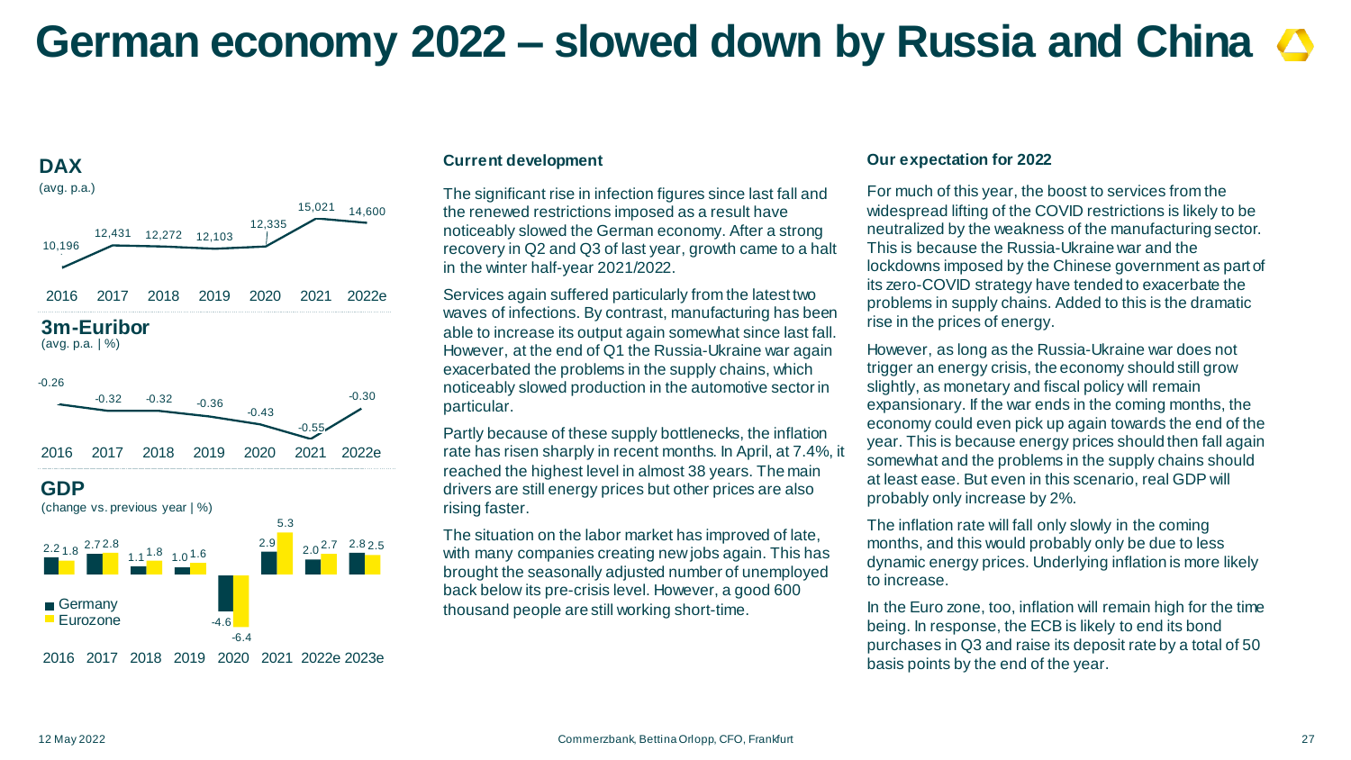# German economy 2022 – slowed down by Russia and China

## DAX

(avg. p.a.)

| 2016 | 2017 | 2018 | 2019 | 2020 | 2021 | 2022e |
|---|---|---|---|---|---|---|
| 10,196 | 12,431 | 12,272 | 12,103 | 12,335 | 15,021 | 14,600 |

## 3m-Euribor

(avg. p.a. | %)

| 2016 | 2017 | 2018 | 2019 | 2020 | 2021 | 2022e |
|---|---|---|---|---|---|---|
| -0.26 | -0.32 | -0.32 | -0.36 | -0.43 | -0.55 | -0.30 |

## GDP

(change vs. previous year | %)

| | 2016 | 2017 | 2018 | 2019 | 2020 | 2021 | 2022e | 2023e |
|---|---|---|---|---|---|---|---|---|
| Germany | 2.2 | 2.7 | 1.1 | 1.0 | -4.6 | 2.9 | 2.0 | 2.8 |
| Eurozone | 1.8 | 2.8 | 1.8 | 1.6 | -6.4 | 5.3 | 2.7 | 2.5 |

### Current development

The significant rise in infection figures since last fall and the renewed restrictions imposed as a result have noticeably slowed the German economy. After a strong recovery in Q2 and Q3 of last year, growth came to a halt in the winter half-year 2021/2022.

Services again suffered particularly from the latest two waves of infections. By contrast, manufacturing has been able to increase its output again somewhat since last fall. However, at the end of Q1 the Russia-Ukraine war again exacerbated the problems in the supply chains, which noticeably slowed production in the automotive sector in particular.

Partly because of these supply bottlenecks, the inflation rate has risen sharply in recent months. In April, at 7.4%, it reached the highest level in almost 38 years. The main drivers are still energy prices but other prices are also rising faster.

The situation on the labor market has improved of late, with many companies creating new jobs again. This has brought the seasonally adjusted number of unemployed back below its pre-crisis level. However, a good 600 thousand people are still working short-time.

### Our expectation for 2022

For much of this year, the boost to services from the widespread lifting of the COVID restrictions is likely to be neutralized by the weakness of the manufacturing sector. This is because the Russia-Ukraine war and the lockdowns imposed by the Chinese government as part of its zero-COVID strategy have tended to exacerbate the problems in supply chains. Added to this is the dramatic rise in the prices of energy.

However, as long as the Russia-Ukraine war does not trigger an energy crisis, the economy should still grow slightly, as monetary and fiscal policy will remain expansionary. If the war ends in the coming months, the economy could even pick up again towards the end of the year. This is because energy prices should then fall again somewhat and the problems in the supply chains should at least ease. But even in this scenario, real GDP will probably only increase by 2%.

The inflation rate will fall only slowly in the coming months, and this would probably only be due to less dynamic energy prices. Underlying inflation is more likely to increase.

In the Euro zone, too, inflation will remain high for the time being. In response, the ECB is likely to end its bond purchases in Q3 and raise its deposit rate by a total of 50 basis points by the end of the year.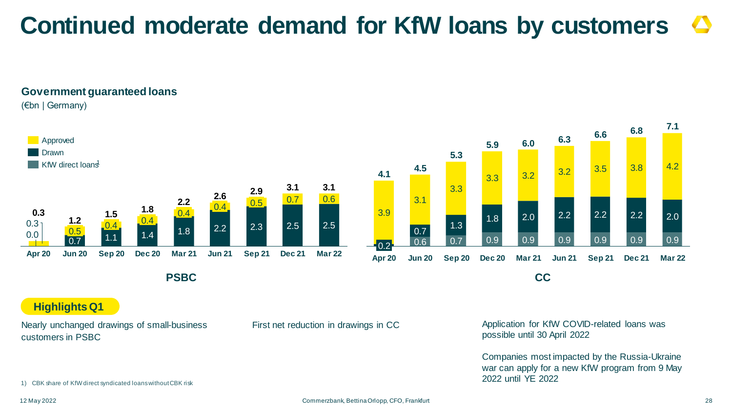# Continued moderate demand for KfW loans by customers

## Government guaranteed loans

(€bn | Germany)

Legend: Approved | Drawn | KfW direct loans[1]

**PSBC**

| | Apr 20 | Jun 20 | Sep 20 | Dec 20 | Mar 21 | Jun 21 | Sep 21 | Dec 21 | Mar 22 |
|---|---|---|---|---|---|---|---|---|---|
| Approved | 0.3 | 0.5 | 0.4 | 0.4 | 0.4 | 0.4 | 0.5 | 0.7 | 0.6 |
| Drawn | 0.0 | 0.7 | 1.1 | 1.4 | 1.8 | 2.2 | 2.3 | 2.5 | 2.5 |
| Total | 0.3 | 1.2 | 1.5 | 1.8 | 2.2 | 2.6 | 2.9 | 3.1 | 3.1 |

**CC**

| | Apr 20 | Jun 20 | Sep 20 | Dec 20 | Mar 21 | Jun 21 | Sep 21 | Dec 21 | Mar 22 |
|---|---|---|---|---|---|---|---|---|---|
| Approved | 3.9 | 3.1 | 3.3 | 3.3 | 3.2 | 3.2 | 3.5 | 3.8 | 4.2 |
| Drawn | 0.2 | 0.7 | 1.3 | 1.8 | 2.0 | 2.2 | 2.2 | 2.2 | 2.0 |
| KfW direct loans[1] | | 0.6 | 0.7 | 0.9 | 0.9 | 0.9 | 0.9 | 0.9 | 0.9 |
| Total | 4.1 | 4.5 | 5.3 | 5.9 | 6.0 | 6.3 | 6.6 | 6.8 | 7.1 |

### Highlights Q1

Nearly unchanged drawings of small-business customers in PSBC

First net reduction in drawings in CC

Application for KfW COVID-related loans was possible until 30 April 2022

Companies most impacted by the Russia-Ukraine war can apply for a new KfW program from 9 May 2022 until YE 2022

1) CBK share of KfW direct syndicated loans without CBK risk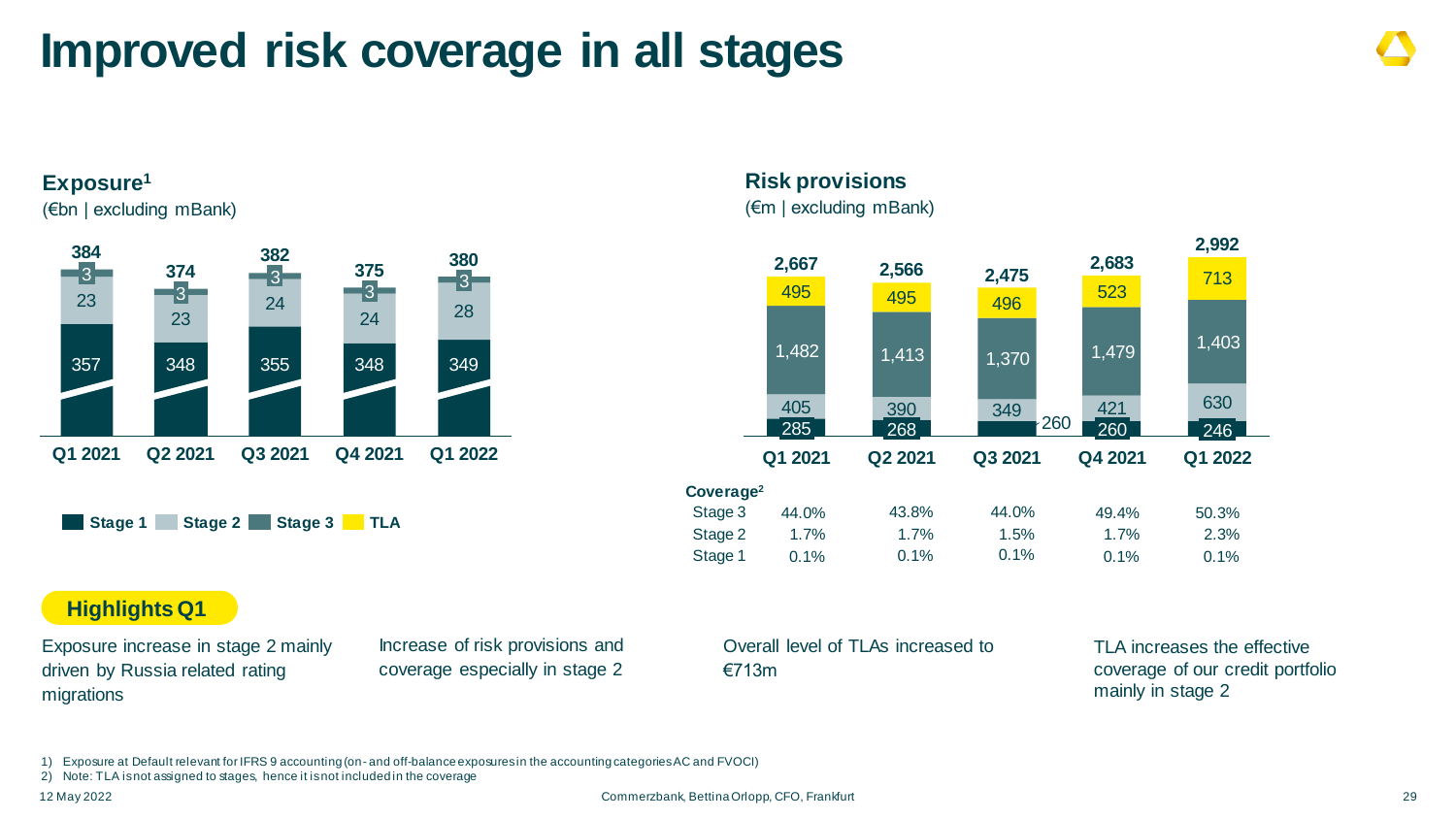# Improved risk coverage in all stages

## Exposure[1]

(€bn | excluding mBank)

| | Q1 2021 | Q2 2021 | Q3 2021 | Q4 2021 | Q1 2022 |
|---|---|---|---|---|---|
| Stage 1 | 357 | 348 | 355 | 348 | 349 |
| Stage 2 | 23 | 23 | 24 | 24 | 28 |
| Stage 3 | 3 | 3 | 3 | 3 | 3 |
| Total | 384 | 374 | 382 | 375 | 380 |

## Risk provisions

(€m | excluding mBank)

| | Q1 2021 | Q2 2021 | Q3 2021 | Q4 2021 | Q1 2022 |
|---|---|---|---|---|---|
| Stage 1 | 285 | 268 | 260 | 260 | 246 |
| Stage 2 | 405 | 390 | 349 | 421 | 630 |
| Stage 3 | 1,482 | 1,413 | 1,370 | 1,479 | 1,403 |
| TLA | 495 | 495 | 496 | 523 | 713 |
| Total | 2,667 | 2,566 | 2,475 | 2,683 | 2,992 |

**Coverage[2]**

| | Q1 2021 | Q2 2021 | Q3 2021 | Q4 2021 | Q1 2022 |
|---|---|---|---|---|---|
| Stage 3 | 44.0% | 43.8% | 44.0% | 49.4% | 50.3% |
| Stage 2 | 1.7% | 1.7% | 1.5% | 1.7% | 2.3% |
| Stage 1 | 0.1% | 0.1% | 0.1% | 0.1% | 0.1% |

**Highlights Q1**

- Exposure increase in stage 2 mainly driven by Russia related rating migrations
- Increase of risk provisions and coverage especially in stage 2
- Overall level of TLAs increased to €713m
- TLA increases the effective coverage of our credit portfolio mainly in stage 2

1) Exposure at Default relevant for IFRS 9 accounting (on- and off-balance exposures in the accounting categories AC and FVOCI)
2) Note: TLA is not assigned to stages, hence it is not included in the coverage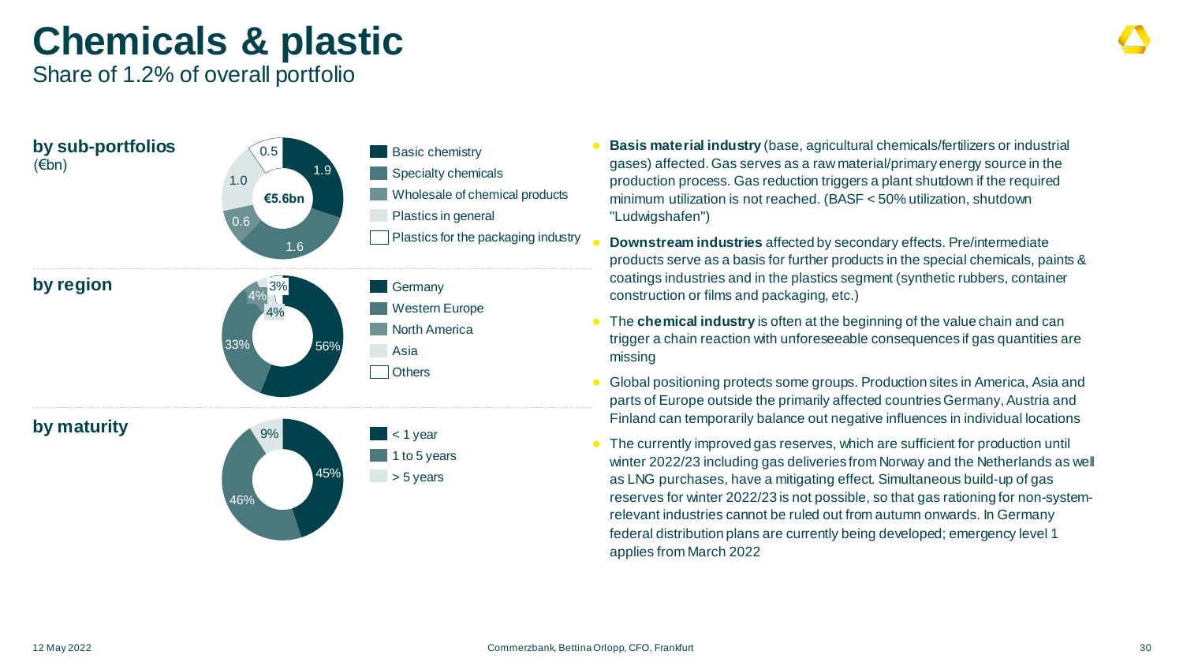# Chemicals & plastic

Share of 1.2% of overall portfolio

### by sub-portfolios (€bn)

€5.6bn

| Sub-portfolio | €bn |
| --- | --- |
| Basic chemistry | 1.9 |
| Specialty chemicals | 1.6 |
| Wholesale of chemical products | 0.6 |
| Plastics in general | 1.0 |
| Plastics for the packaging industry | 0.5 |

### by region

| Region | Share |
| --- | --- |
| Germany | 56% |
| Western Europe | 33% |
| North America | 4% |
| Asia | 4% |
| Others | 3% |

### by maturity

| Maturity | Share |
| --- | --- |
| < 1 year | 45% |
| 1 to 5 years | 46% |
| > 5 years | 9% |

- **Basis material industry** (base, agricultural chemicals/fertilizers or industrial gases) affected. Gas serves as a raw material/primary energy source in the production process. Gas reduction triggers a plant shutdown if the required minimum utilization is not reached. (BASF < 50% utilization, shutdown "Ludwigshafen")
- **Downstream industries** affected by secondary effects. Pre/intermediate products serve as a basis for further products in the special chemicals, paints & coatings industries and in the plastics segment (synthetic rubbers, container construction or films and packaging, etc.)
- The **chemical industry** is often at the beginning of the value chain and can trigger a chain reaction with unforeseeable consequences if gas quantities are missing
- Global positioning protects some groups. Production sites in America, Asia and parts of Europe outside the primarily affected countries Germany, Austria and Finland can temporarily balance out negative influences in individual locations
- The currently improved gas reserves, which are sufficient for production until winter 2022/23 including gas deliveries from Norway and the Netherlands as well as LNG purchases, have a mitigating effect. Simultaneous build-up of gas reserves for winter 2022/23 is not possible, so that gas rationing for non-system-relevant industries cannot be ruled out from autumn onwards. In Germany federal distribution plans are currently being developed; emergency level 1 applies from March 2022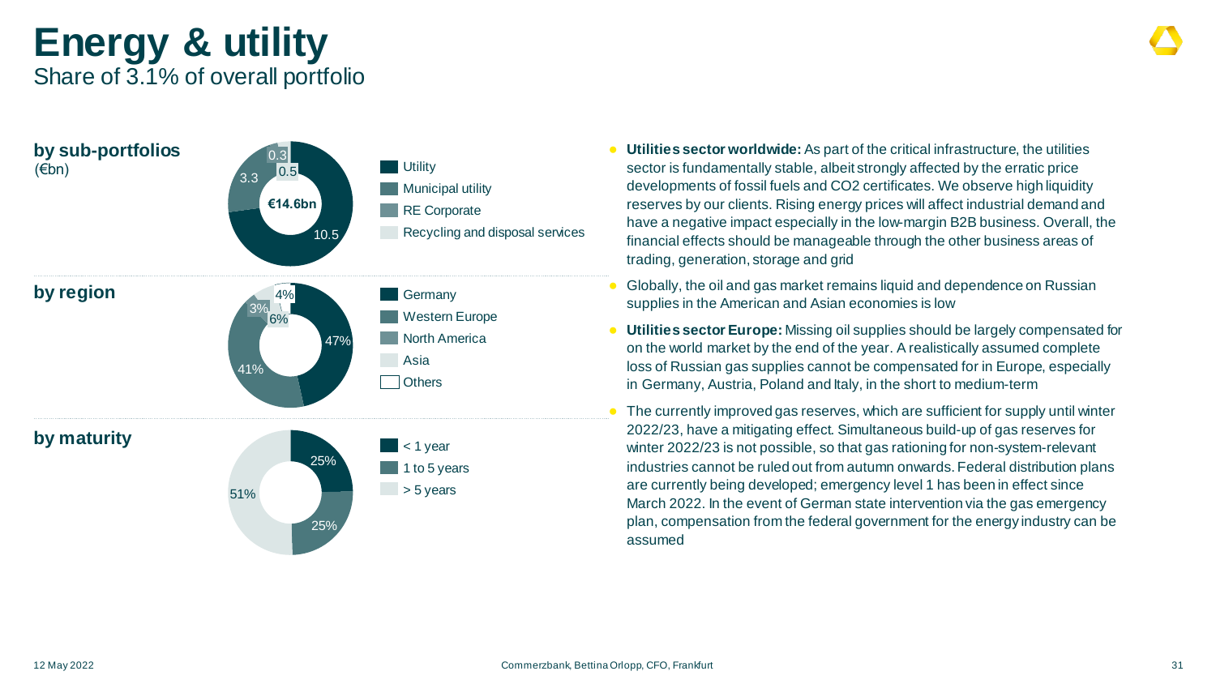# Energy & utility

Share of 3.1% of overall portfolio

### by sub-portfolios
(€bn)

€14.6bn

| Sub-portfolio | €bn |
| --- | --- |
| Utility | 10.5 |
| Municipal utility | 3.3 |
| RE Corporate | 0.3 |
| Recycling and disposal services | 0.5 |

### by region

| Region | Share |
| --- | --- |
| Germany | 47% |
| Western Europe | 41% |
| North America | 3% |
| Asia | 6% |
| Others | 4% |

### by maturity

| Maturity | Share |
| --- | --- |
| < 1 year | 25% |
| 1 to 5 years | 25% |
| > 5 years | 51% |

- **Utilities sector worldwide:** As part of the critical infrastructure, the utilities sector is fundamentally stable, albeit strongly affected by the erratic price developments of fossil fuels and CO2 certificates. We observe high liquidity reserves by our clients. Rising energy prices will affect industrial demand and have a negative impact especially in the low-margin B2B business. Overall, the financial effects should be manageable through the other business areas of trading, generation, storage and grid
- Globally, the oil and gas market remains liquid and dependence on Russian supplies in the American and Asian economies is low
- **Utilities sector Europe:** Missing oil supplies should be largely compensated for on the world market by the end of the year. A realistically assumed complete loss of Russian gas supplies cannot be compensated for in Europe, especially in Germany, Austria, Poland and Italy, in the short to medium-term
- The currently improved gas reserves, which are sufficient for supply until winter 2022/23, have a mitigating effect. Simultaneous build-up of gas reserves for winter 2022/23 is not possible, so that gas rationing for non-system-relevant industries cannot be ruled out from autumn onwards. Federal distribution plans are currently being developed; emergency level 1 has been in effect since March 2022. In the event of German state intervention via the gas emergency plan, compensation from the federal government for the energy industry can be assumed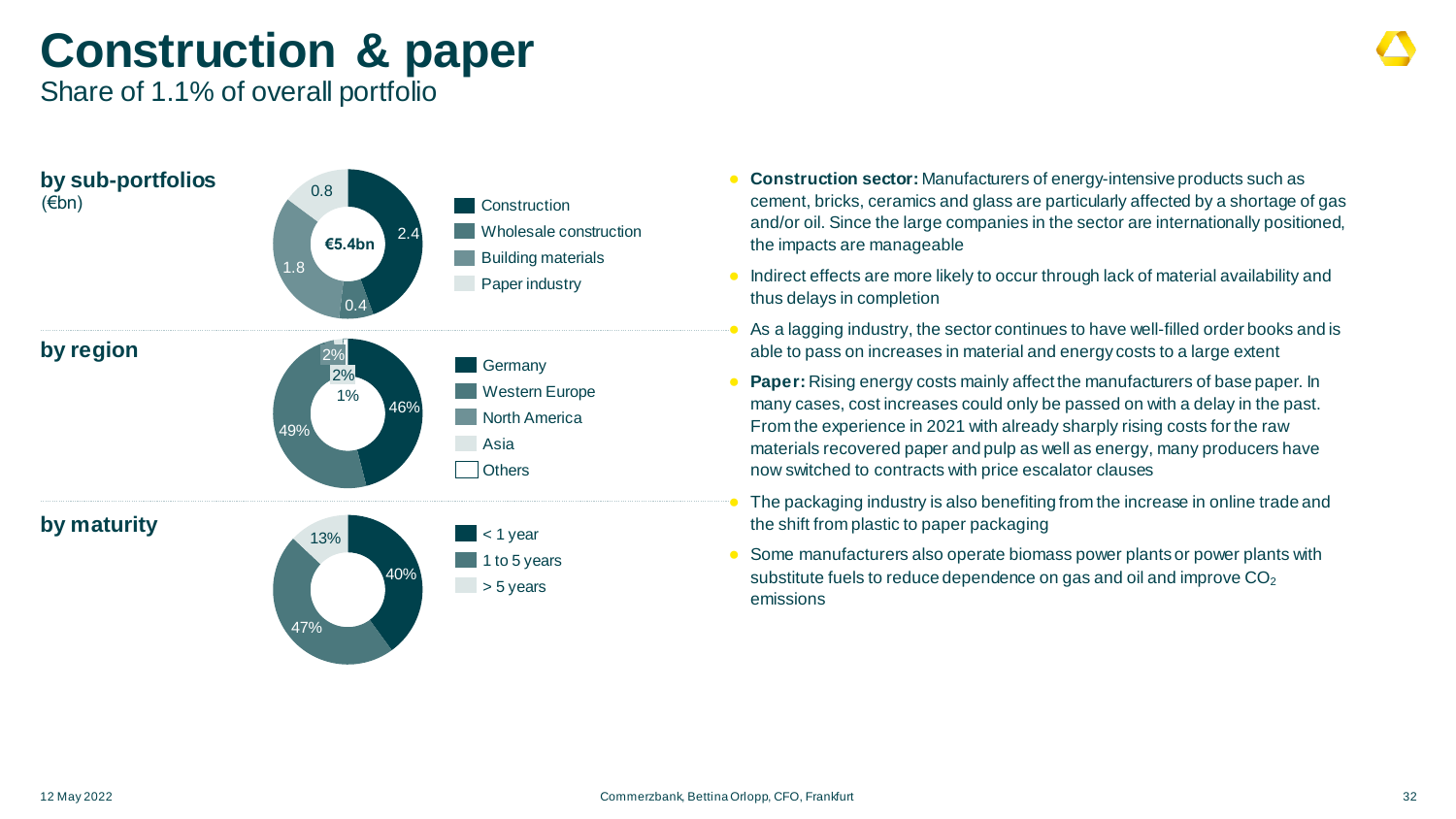# Construction & paper

Share of 1.1% of overall portfolio

### by sub-portfolios

(€bn)

€5.4bn

| Sub-portfolio | €bn |
|---|---|
| Construction | 2.4 |
| Wholesale construction | 0.4 |
| Building materials | 1.8 |
| Paper industry | 0.8 |

### by region

| Region | Share |
|---|---|
| Germany | 46% |
| Western Europe | 49% |
| North America | 2% |
| Asia | 2% |
| Others | 1% |

### by maturity

| Maturity | Share |
|---|---|
| < 1 year | 40% |
| 1 to 5 years | 47% |
| > 5 years | 13% |

- **Construction sector:** Manufacturers of energy-intensive products such as cement, bricks, ceramics and glass are particularly affected by a shortage of gas and/or oil. Since the large companies in the sector are internationally positioned, the impacts are manageable
- Indirect effects are more likely to occur through lack of material availability and thus delays in completion
- As a lagging industry, the sector continues to have well-filled order books and is able to pass on increases in material and energy costs to a large extent
- **Paper:** Rising energy costs mainly affect the manufacturers of base paper. In many cases, cost increases could only be passed on with a delay in the past. From the experience in 2021 with already sharply rising costs for the raw materials recovered paper and pulp as well as energy, many producers have now switched to contracts with price escalator clauses
- The packaging industry is also benefiting from the increase in online trade and the shift from plastic to paper packaging
- Some manufacturers also operate biomass power plants or power plants with substitute fuels to reduce dependence on gas and oil and improve $CO_2$ emissions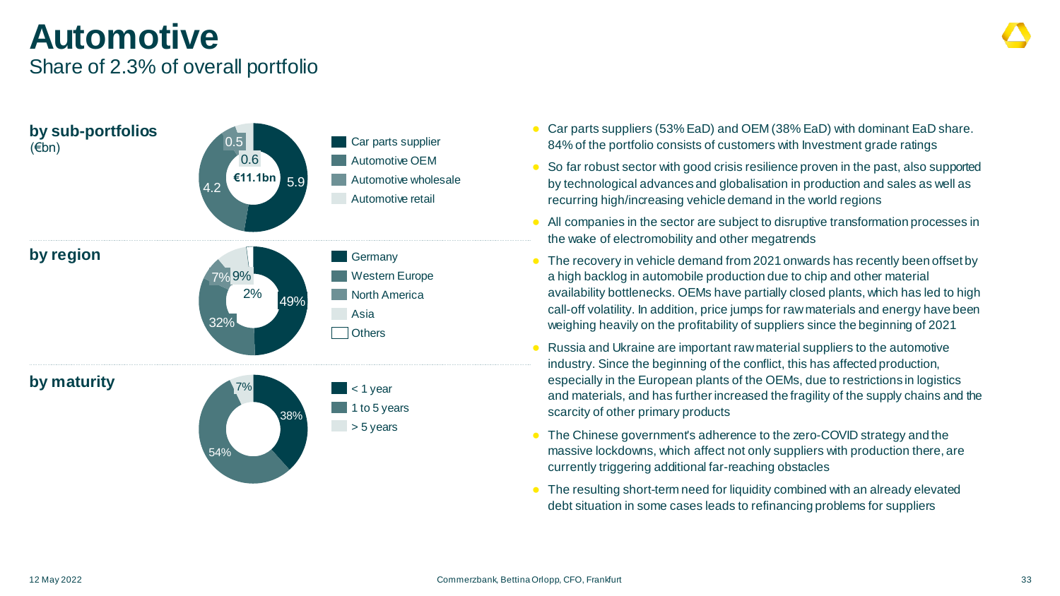# Automotive

## Share of 2.3% of overall portfolio

**by sub-portfolios** (€bn)

€11.1bn

| Sub-portfolio | €bn |
|---|---|
| Car parts supplier | 5.9 |
| Automotive OEM | 4.2 |
| Automotive wholesale | 0.5 |
| Automotive retail | 0.6 |

**by region**

| Region | Share |
|---|---|
| Germany | 49% |
| Western Europe | 32% |
| North America | 7% |
| Asia | 9% |
| Others | 2% |

**by maturity**

| Maturity | Share |
|---|---|
| < 1 year | 38% |
| 1 to 5 years | 54% |
| > 5 years | 7% |

- Car parts suppliers (53% EaD) and OEM (38% EaD) with dominant EaD share. 84% of the portfolio consists of customers with Investment grade ratings
- So far robust sector with good crisis resilience proven in the past, also supported by technological advances and globalisation in production and sales as well as recurring high/increasing vehicle demand in the world regions
- All companies in the sector are subject to disruptive transformation processes in the wake of electromobility and other megatrends
- The recovery in vehicle demand from 2021 onwards has recently been offset by a high backlog in automobile production due to chip and other material availability bottlenecks. OEMs have partially closed plants, which has led to high call-off volatility. In addition, price jumps for raw materials and energy have been weighing heavily on the profitability of suppliers since the beginning of 2021
- Russia and Ukraine are important raw material suppliers to the automotive industry. Since the beginning of the conflict, this has affected production, especially in the European plants of the OEMs, due to restrictions in logistics and materials, and has further increased the fragility of the supply chains and the scarcity of other primary products
- The Chinese government's adherence to the zero-COVID strategy and the massive lockdowns, which affect not only suppliers with production there, are currently triggering additional far-reaching obstacles
- The resulting short-term need for liquidity combined with an already elevated debt situation in some cases leads to refinancing problems for suppliers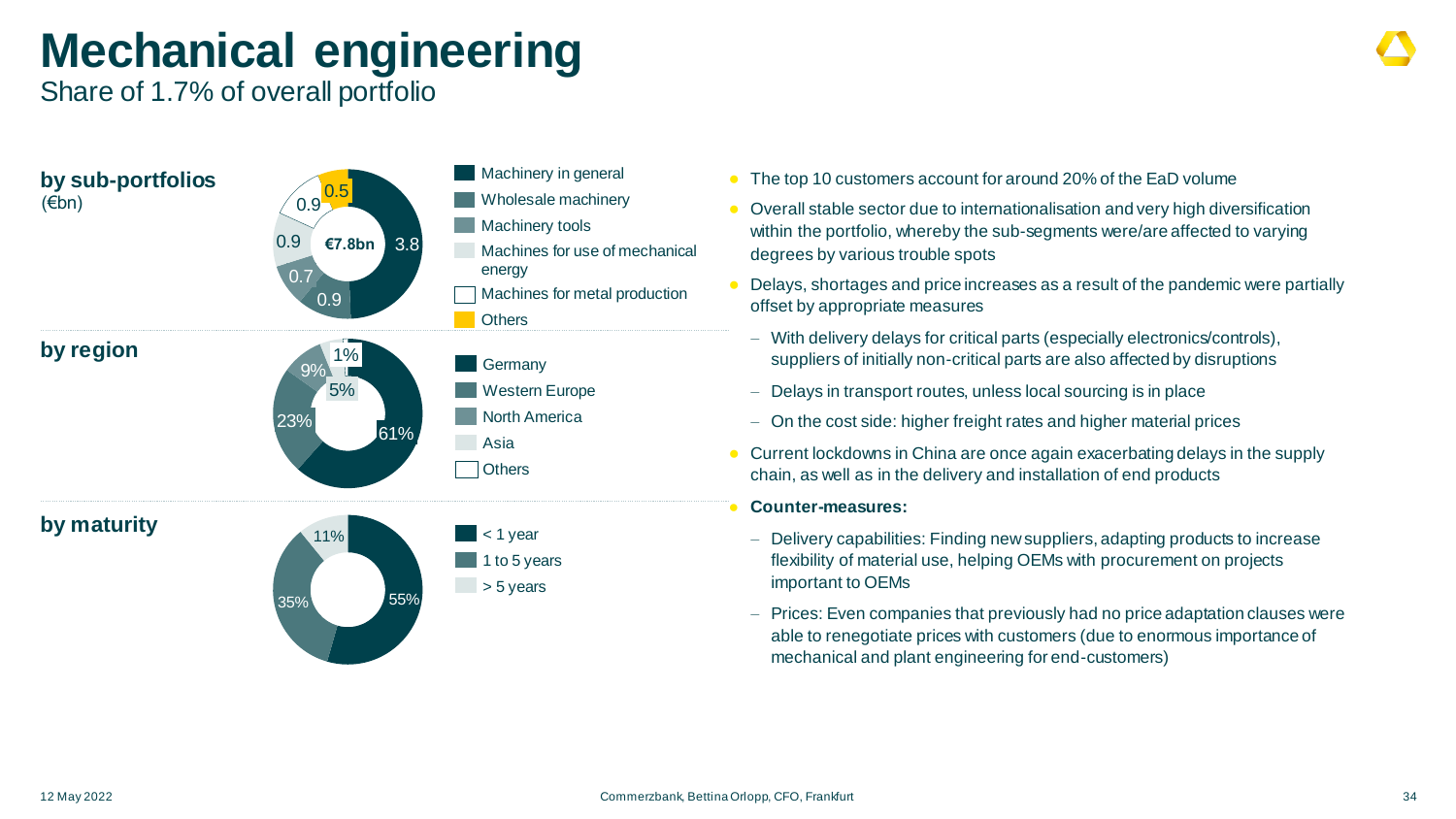# Mechanical engineering

Share of 1.7% of overall portfolio

## by sub-portfolios
(€bn)

Total: €7.8bn

| Sub-portfolio | €bn |
|---|---|
| Machinery in general | 3.8 |
| Wholesale machinery | 0.9 |
| Machinery tools | 0.7 |
| Machines for use of mechanical energy | 0.9 |
| Machines for metal production | 0.9 |
| Others | 0.5 |

## by region

| Region | Share |
|---|---|
| Germany | 61% |
| Western Europe | 23% |
| North America | 9% |
| Asia | 5% |
| Others | 1% |

## by maturity

| Maturity | Share |
|---|---|
| < 1 year | 55% |
| 1 to 5 years | 35% |
| > 5 years | 11% |

- The top 10 customers account for around 20% of the EaD volume
- Overall stable sector due to internationalisation and very high diversification within the portfolio, whereby the sub-segments were/are affected to varying degrees by various trouble spots
- Delays, shortages and price increases as a result of the pandemic were partially offset by appropriate measures
  - With delivery delays for critical parts (especially electronics/controls), suppliers of initially non-critical parts are also affected by disruptions
  - Delays in transport routes, unless local sourcing is in place
  - On the cost side: higher freight rates and higher material prices
- Current lockdowns in China are once again exacerbating delays in the supply chain, as well as in the delivery and installation of end products
- **Counter-measures:**
  - Delivery capabilities: Finding new suppliers, adapting products to increase flexibility of material use, helping OEMs with procurement on projects important to OEMs
  - Prices: Even companies that previously had no price adaptation clauses were able to renegotiate prices with customers (due to enormous importance of mechanical and plant engineering for end-customers)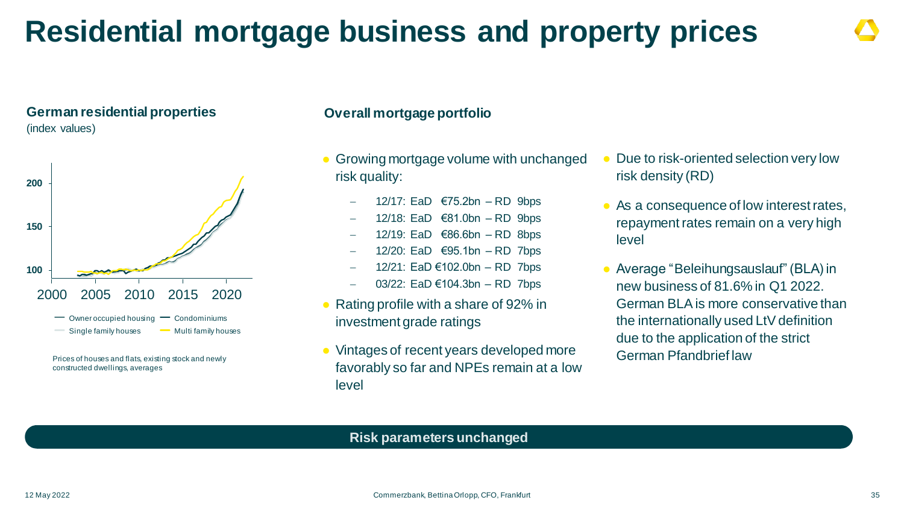# Residential mortgage business and property prices

## German residential properties

(index values)

200

150

100

2000 2005 2010 2015 2020

— Owner occupied housing — Condominiums
— Single family houses — Multi family houses

Prices of houses and flats, existing stock and newly constructed dwellings, averages

## Overall mortgage portfolio

- Growing mortgage volume with unchanged risk quality:
  - 12/17: EaD €75.2bn – RD 9bps
  - 12/18: EaD €81.0bn – RD 9bps
  - 12/19: EaD €86.6bn – RD 8bps
  - 12/20: EaD €95.1bn – RD 7bps
  - 12/21: EaD €102.0bn – RD 7bps
  - 03/22: EaD €104.3bn – RD 7bps
- Rating profile with a share of 92% in investment grade ratings
- Vintages of recent years developed more favorably so far and NPEs remain at a low level
- Due to risk-oriented selection very low risk density (RD)
- As a consequence of low interest rates, repayment rates remain on a very high level
- Average "Beleihungsauslauf" (BLA) in new business of 81.6% in Q1 2022. German BLA is more conservative than the internationally used LtV definition due to the application of the strict German Pfandbrief law

**Risk parameters unchanged**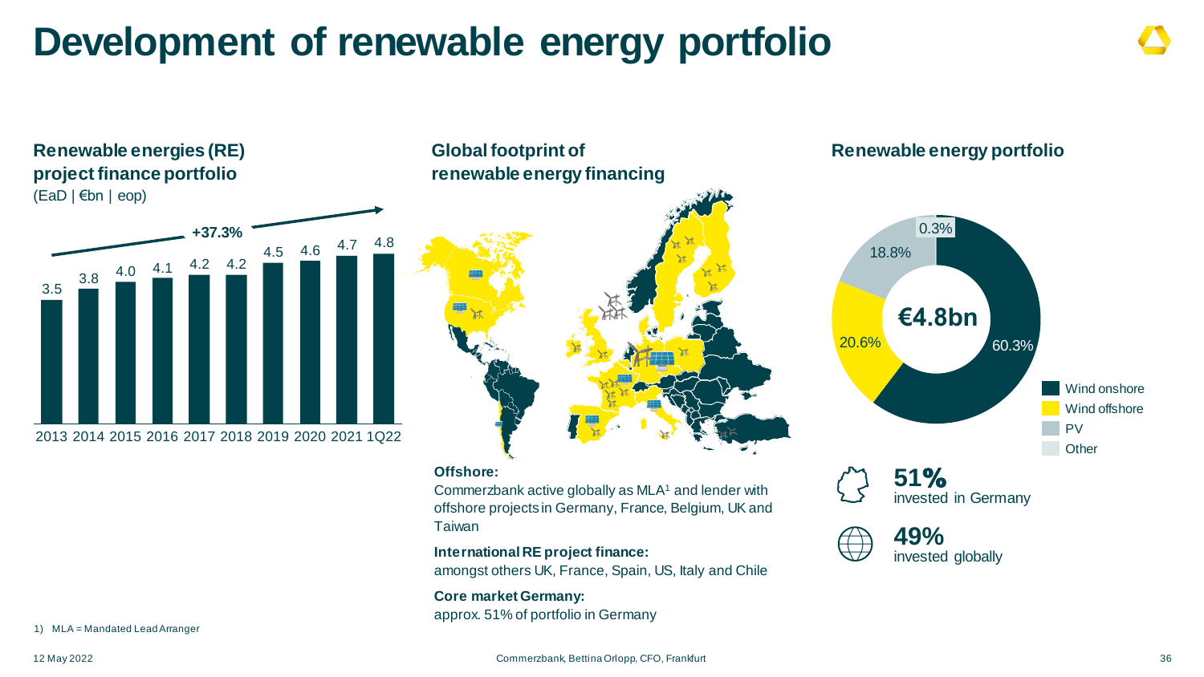# Development of renewable energy portfolio

## Renewable energies (RE) project finance portfolio

(EaD | €bn | eop)

+37.3%

| 2013 | 2014 | 2015 | 2016 | 2017 | 2018 | 2019 | 2020 | 2021 | 1Q22 |
|---|---|---|---|---|---|---|---|---|---|
| 3.5 | 3.8 | 4.0 | 4.1 | 4.2 | 4.2 | 4.5 | 4.6 | 4.7 | 4.8 |

## Global footprint of renewable energy financing

**Offshore:**
Commerzbank active globally as MLA[1] and lender with offshore projects in Germany, France, Belgium, UK and Taiwan

**International RE project finance:**
amongst others UK, France, Spain, US, Italy and Chile

**Core market Germany:**
approx. 51% of portfolio in Germany

## Renewable energy portfolio

€4.8bn

| Segment | Share |
|---|---|
| Wind onshore | 60.3% |
| Wind offshore | 20.6% |
| PV | 18.8% |
| Other | 0.3% |

**51%** invested in Germany

**49%** invested globally

1) MLA = Mandated Lead Arranger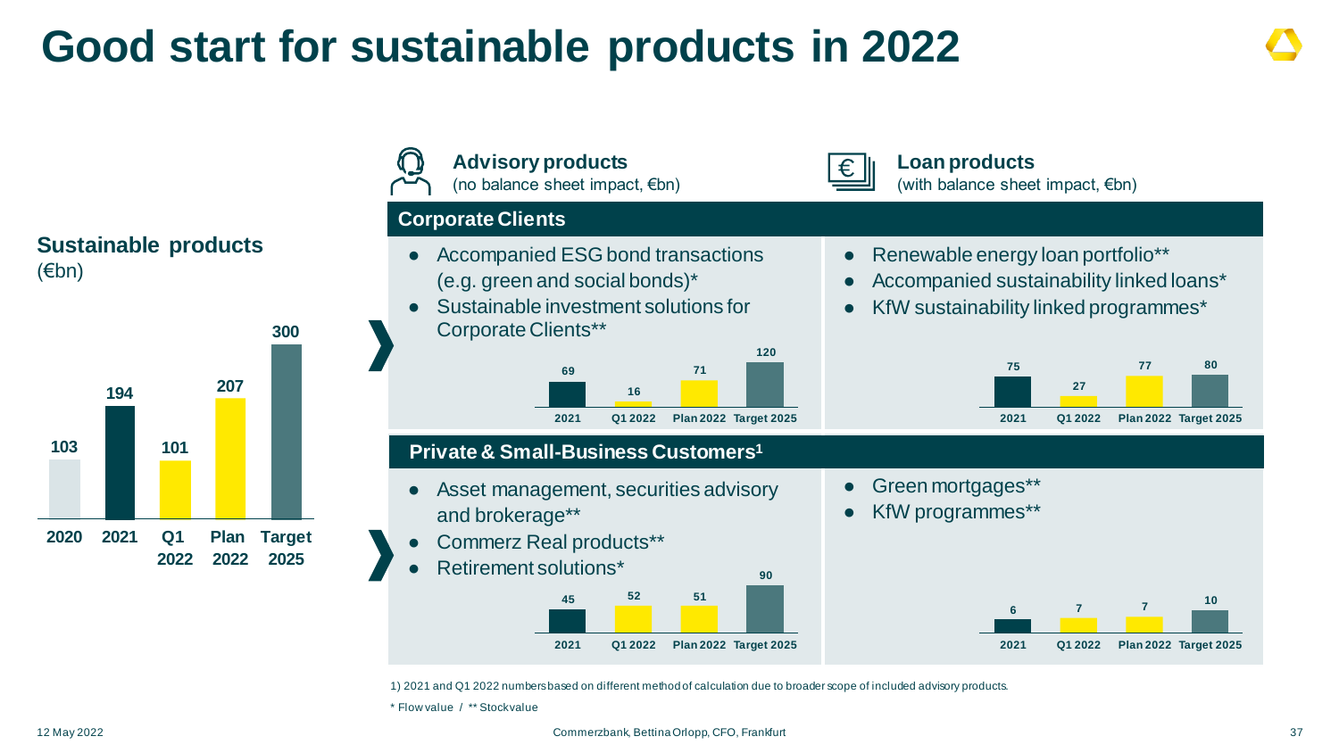# Good start for sustainable products in 2022

## Sustainable products
(€bn)

| 2020 | 2021 | Q1 2022 | Plan 2022 | Target 2025 |
|---|---|---|---|---|
| 103 | 194 | 101 | 207 | 300 |

**Advisory products**
(no balance sheet impact, €bn)

**Loan products**
(with balance sheet impact, €bn)

### Corporate Clients

**Advisory products**

- Accompanied ESG bond transactions (e.g. green and social bonds)*
- Sustainable investment solutions for Corporate Clients**

| 2021 | Q1 2022 | Plan 2022 | Target 2025 |
|---|---|---|---|
| 69 | 16 | 71 | 120 |

**Loan products**

- Renewable energy loan portfolio**
- Accompanied sustainability linked loans*
- KfW sustainability linked programmes*

| 2021 | Q1 2022 | Plan 2022 | Target 2025 |
|---|---|---|---|
| 75 | 27 | 77 | 80 |

### Private & Small-Business Customers[1]

**Advisory products**

- Asset management, securities advisory and brokerage**
- Commerz Real products**
- Retirement solutions*

| 2021 | Q1 2022 | Plan 2022 | Target 2025 |
|---|---|---|---|
| 45 | 52 | 51 | 90 |

**Loan products**

- Green mortgages**
- KfW programmes**

| 2021 | Q1 2022 | Plan 2022 | Target 2025 |
|---|---|---|---|
| 6 | 7 | 7 | 10 |

1) 2021 and Q1 2022 numbers based on different method of calculation due to broader scope of included advisory products.

* Flow value / ** Stock value

12 May 2022

Commerzbank, Bettina Orlopp, CFO, Frankfurt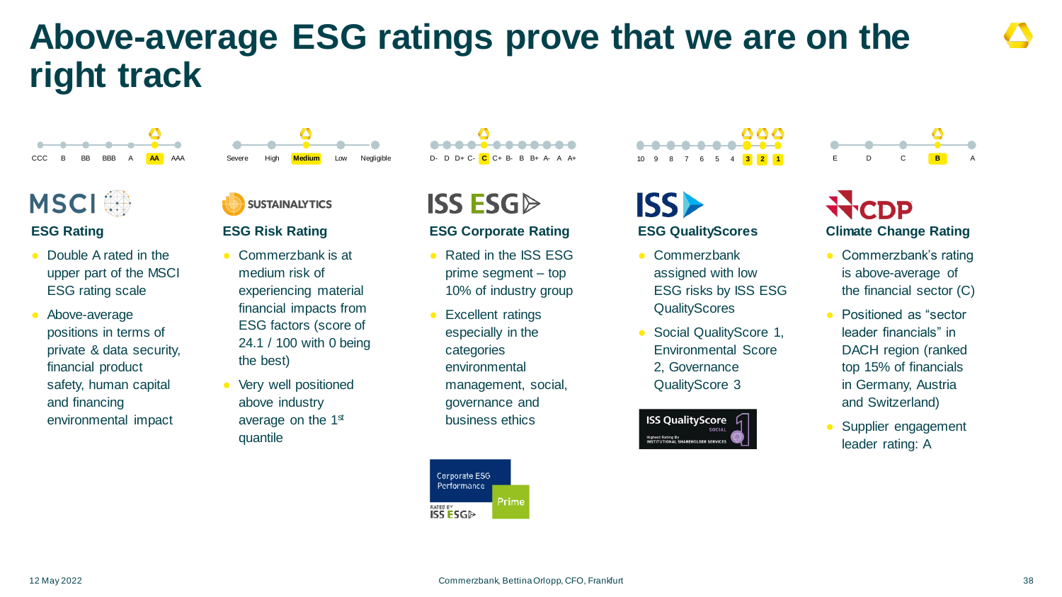# Above-average ESG ratings prove that we are on the right track

CCC | B | BB | BBB | A | **AA** | AAA

## MSCI

### ESG Rating

- Double A rated in the upper part of the MSCI ESG rating scale
- Above-average positions in terms of private & data security, financial product safety, human capital and financing environmental impact

Severe | High | **Medium** | Low | Negligible

## SUSTAINALYTICS

### ESG Risk Rating

- Commerzbank is at medium risk of experiencing material financial impacts from ESG factors (score of 24.1 / 100 with 0 being the best)
- Very well positioned above industry average on the 1st quantile

D- | D | D+ | C- | **C** | C+ | B- | B | B+ | A- | A | A+

## ISS ESG

### ESG Corporate Rating

- Rated in the ISS ESG prime segment – top 10% of industry group
- Excellent ratings especially in the categories environmental management, social, governance and business ethics

Corporate ESG Performance Prime – RATED BY ISS ESG

10 | 9 | 8 | 7 | 6 | 5 | 4 | **3** | **2** | **1**

## ISS

### ESG QualityScores

- Commerzbank assigned with low ESG risks by ISS ESG QualityScores
- Social QualityScore 1, Environmental Score 2, Governance QualityScore 3

ISS QualityScore 1 – SOCIAL – Highest Rating By INSTITUTIONAL SHAREHOLDER SERVICES

E | D | C | **B** | A

## CDP

### Climate Change Rating

- Commerzbank's rating is above-average of the financial sector (C)
- Positioned as "sector leader financials" in DACH region (ranked top 15% of financials in Germany, Austria and Switzerland)
- Supplier engagement leader rating: A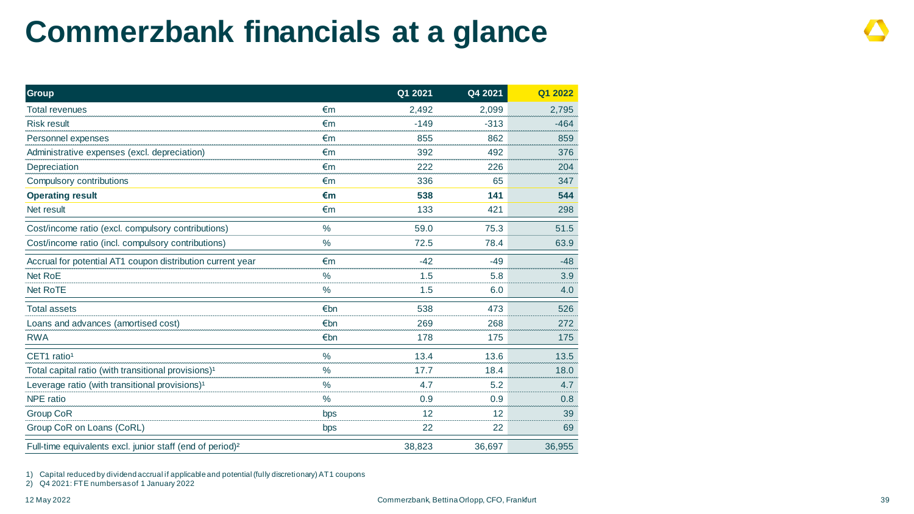# Commerzbank financials at a glance

| Group | | Q1 2021 | Q4 2021 | Q1 2022 |
|---|---|---|---|---|
| Total revenues | €m | 2,492 | 2,099 | 2,795 |
| Risk result | €m | -149 | -313 | -464 |
| Personnel expenses | €m | 855 | 862 | 859 |
| Administrative expenses (excl. depreciation) | €m | 392 | 492 | 376 |
| Depreciation | €m | 222 | 226 | 204 |
| Compulsory contributions | €m | 336 | 65 | 347 |
| **Operating result** | **€m** | **538** | **141** | **544** |
| Net result | €m | 133 | 421 | 298 |
| Cost/income ratio (excl. compulsory contributions) | % | 59.0 | 75.3 | 51.5 |
| Cost/income ratio (incl. compulsory contributions) | % | 72.5 | 78.4 | 63.9 |
| Accrual for potential AT1 coupon distribution current year | €m | -42 | -49 | -48 |
| Net RoE | % | 1.5 | 5.8 | 3.9 |
| Net RoTE | % | 1.5 | 6.0 | 4.0 |
| Total assets | €bn | 538 | 473 | 526 |
| Loans and advances (amortised cost) | €bn | 269 | 268 | 272 |
| RWA | €bn | 178 | 175 | 175 |
| CET1 ratio[1] | % | 13.4 | 13.6 | 13.5 |
| Total capital ratio (with transitional provisions)[1] | % | 17.7 | 18.4 | 18.0 |
| Leverage ratio (with transitional provisions)[1] | % | 4.7 | 5.2 | 4.7 |
| NPE ratio | % | 0.9 | 0.9 | 0.8 |
| Group CoR | bps | 12 | 12 | 39 |
| Group CoR on Loans (CoRL) | bps | 22 | 22 | 69 |
| Full-time equivalents excl. junior staff (end of period)[2] | | 38,823 | 36,697 | 36,955 |

1) Capital reduced by dividend accrual if applicable and potential (fully discretionary) AT1 coupons
2) Q4 2021: FTE numbers as of 1 January 2022

12 May 2022 Commerzbank, Bettina Orlopp, CFO, Frankfurt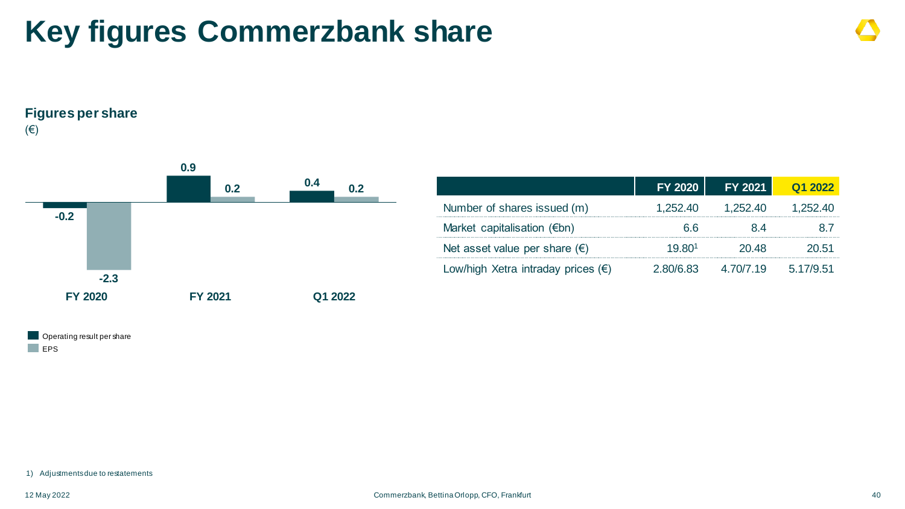# Key figures Commerzbank share

## Figures per share

(€)

| | FY 2020 | FY 2021 | Q1 2022 |
|---|---|---|---|
| Operating result per share | -0.2 | 0.9 | 0.4 |
| EPS | -2.3 | 0.2 | 0.2 |

| | FY 2020 | FY 2021 | Q1 2022 |
|---|---|---|---|
| Number of shares issued (m) | 1,252.40 | 1,252.40 | 1,252.40 |
| Market capitalisation (€bn) | 6.6 | 8.4 | 8.7 |
| Net asset value per share (€) | 19.80[1] | 20.48 | 20.51 |
| Low/high Xetra intraday prices (€) | 2.80/6.83 | 4.70/7.19 | 5.17/9.51 |

1) Adjustments due to restatements

12 May 2022 — Commerzbank, Bettina Orlopp, CFO, Frankfurt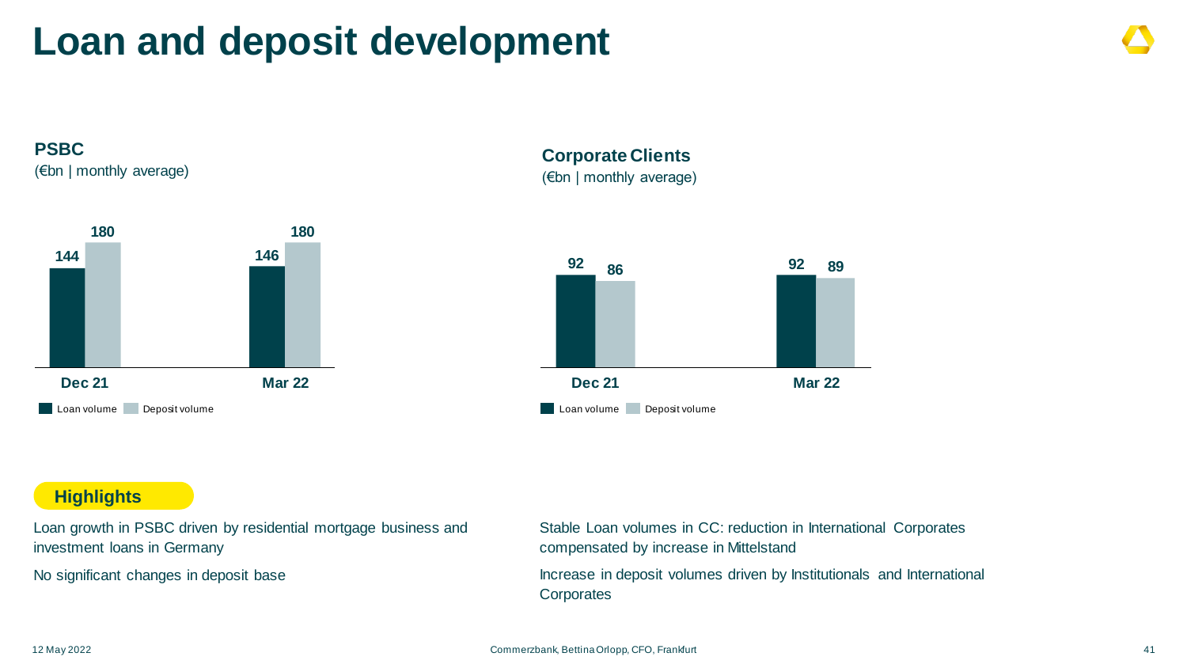# Loan and deposit development

## PSBC

(€bn | monthly average)

| | Loan volume | Deposit volume |
|---|---|---|
| Dec 21 | 144 | 180 |
| Mar 22 | 146 | 180 |

## Corporate Clients

(€bn | monthly average)

| | Loan volume | Deposit volume |
|---|---|---|
| Dec 21 | 92 | 86 |
| Mar 22 | 92 | 89 |

### Highlights

Loan growth in PSBC driven by residential mortgage business and investment loans in Germany

No significant changes in deposit base

Stable Loan volumes in CC: reduction in International Corporates compensated by increase in Mittelstand

Increase in deposit volumes driven by Institutionals and International Corporates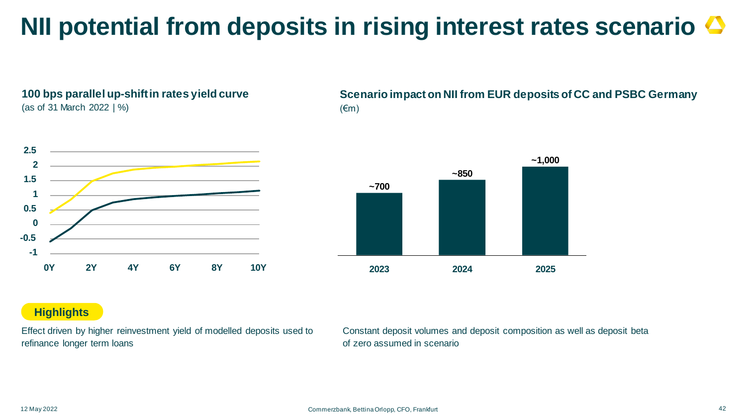# NII potential from deposits in rising interest rates scenario

### 100 bps parallel up-shift in rates yield curve
(as of 31 March 2022 | %)

Y-axis: -1, -0.5, 0, 0.5, 1, 1.5, 2, 2.5
X-axis: 0Y, 2Y, 4Y, 6Y, 8Y, 10Y

### Scenario impact on NII from EUR deposits of CC and PSBC Germany
(€m)

| 2023 | 2024 | 2025 |
|---|---|---|
| ~700 | ~850 | ~1,000 |

**Highlights**

Effect driven by higher reinvestment yield of modelled deposits used to refinance longer term loans

Constant deposit volumes and deposit composition as well as deposit beta of zero assumed in scenario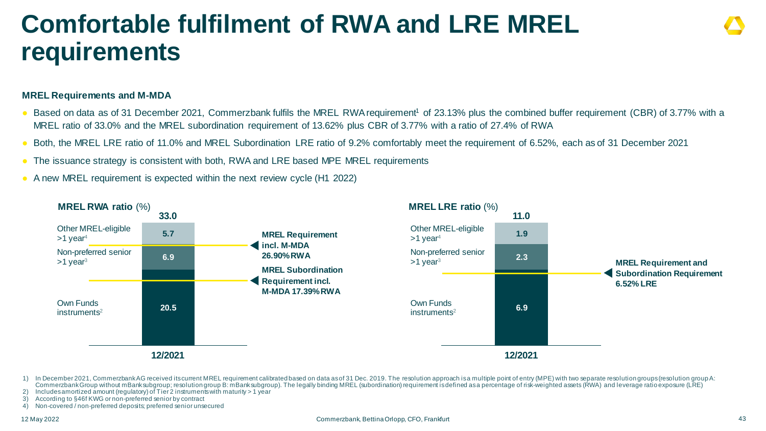# Comfortable fulfilment of RWA and LRE MREL requirements

**MREL Requirements and M-MDA**

- Based on data as of 31 December 2021, Commerzbank fulfils the MREL RWA requirement[1] of 23.13% plus the combined buffer requirement (CBR) of 3.77% with a MREL ratio of 33.0% and the MREL subordination requirement of 13.62% plus CBR of 3.77% with a ratio of 27.4% of RWA
- Both, the MREL LRE ratio of 11.0% and MREL Subordination LRE ratio of 9.2% comfortably meet the requirement of 6.52%, each as of 31 December 2021
- The issuance strategy is consistent with both, RWA and LRE based MPE MREL requirements
- A new MREL requirement is expected within the next review cycle (H1 2022)

**MREL RWA ratio** (%)

| 12/2021 | |
|---|---|
| Other MREL-eligible >1 year[4] | 5.7 |
| Non-preferred senior >1 year[3] | 6.9 |
| Own Funds instruments[2] | 20.5 |
| **Total** | **33.0** |

MREL Requirement incl. M-MDA 26.90% RWA

MREL Subordination Requirement incl. M-MDA 17.39% RWA

**MREL LRE ratio** (%)

| 12/2021 | |
|---|---|
| Other MREL-eligible >1 year[4] | 1.9 |
| Non-preferred senior >1 year[3] | 2.3 |
| Own Funds instruments[2] | 6.9 |
| **Total** | **11.0** |

MREL Requirement and Subordination Requirement 6.52% LRE

1) In December 2021, Commerzbank AG received its current MREL requirement calibrated based on data as of 31 Dec. 2019. The resolution approach is a multiple point of entry (MPE) with two separate resolution groups (resolution group A: Commerzbank Group without mBank subgroup; resolution group B: mBank subgroup). The legally binding MREL (subordination) requirement is defined as a percentage of risk-weighted assets (RWA) and leverage ratio exposure (LRE)
2) Includes amortized amount (regulatory) of Tier 2 instruments with maturity > 1 year
3) According to §46f KWG or non-preferred senior by contract
4) Non-covered / non-preferred deposits; preferred senior unsecured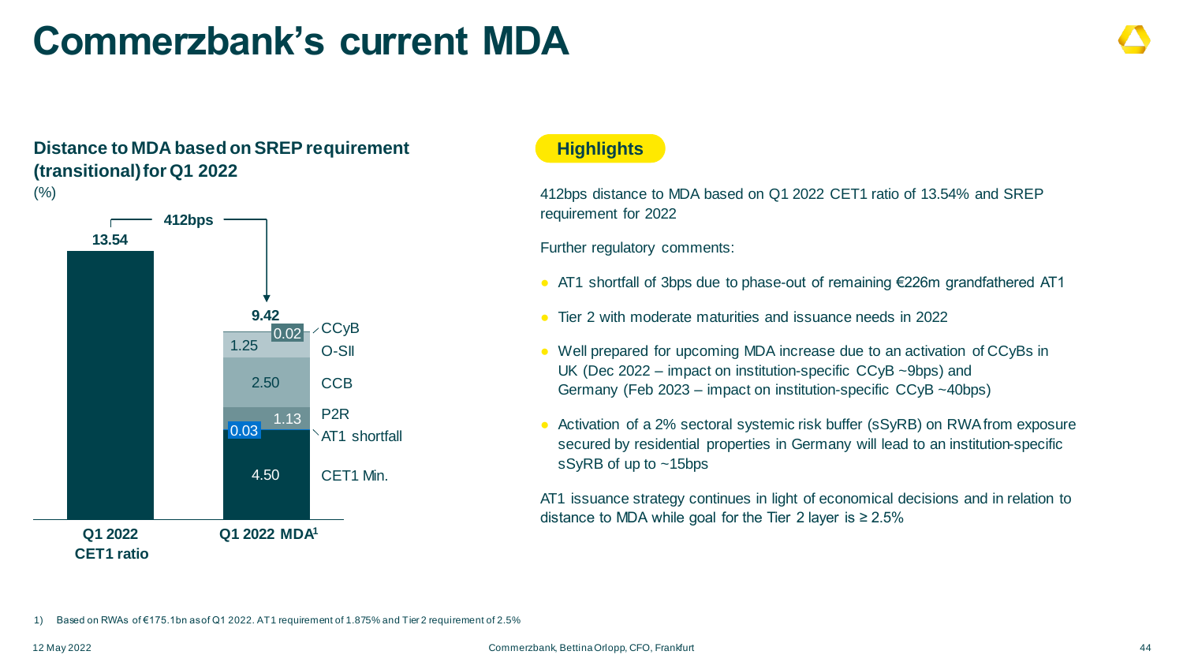# Commerzbank's current MDA

## Distance to MDA based on SREP requirement (transitional) for Q1 2022

(%)

| Component | Q1 2022 CET1 ratio | Q1 2022 MDA[1] |
|---|---|---|
| CET1 ratio | 13.54 | |
| CCyB | | 0.02 |
| O-SII | | 1.25 |
| CCB | | 2.50 |
| P2R | | 1.13 |
| AT1 shortfall | | 0.03 |
| CET1 Min. | | 4.50 |
| **Total** | **13.54** | **9.42** |

412bps

## Highlights

412bps distance to MDA based on Q1 2022 CET1 ratio of 13.54% and SREP requirement for 2022

Further regulatory comments:

- AT1 shortfall of 3bps due to phase-out of remaining €226m grandfathered AT1
- Tier 2 with moderate maturities and issuance needs in 2022
- Well prepared for upcoming MDA increase due to an activation of CCyBs in UK (Dec 2022 – impact on institution-specific CCyB ~9bps) and Germany (Feb 2023 – impact on institution-specific CCyB ~40bps)
- Activation of a 2% sectoral systemic risk buffer (sSyRB) on RWA from exposure secured by residential properties in Germany will lead to an institution-specific sSyRB of up to ~15bps

AT1 issuance strategy continues in light of economical decisions and in relation to distance to MDA while goal for the Tier 2 layer is ≥ 2.5%

1) Based on RWAs of €175.1bn as of Q1 2022. AT1 requirement of 1.875% and Tier 2 requirement of 2.5%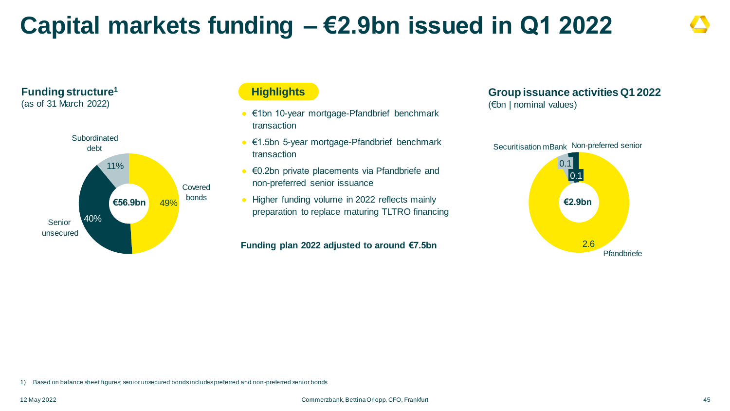# Capital markets funding – €2.9bn issued in Q1 2022

## Funding structure[1]
(as of 31 March 2022)

**€56.9bn**

| Category | Share |
| --- | --- |
| Covered bonds | 49% |
| Senior unsecured | 40% |
| Subordinated debt | 11% |

## Highlights

- €1bn 10-year mortgage-Pfandbrief benchmark transaction
- €1.5bn 5-year mortgage-Pfandbrief benchmark transaction
- €0.2bn private placements via Pfandbriefe and non-preferred senior issuance
- Higher funding volume in 2022 reflects mainly preparation to replace maturing TLTRO financing

**Funding plan 2022 adjusted to around €7.5bn**

## Group issuance activities Q1 2022
(€bn | nominal values)

**€2.9bn**

| Category | €bn |
| --- | --- |
| Pfandbriefe | 2.6 |
| Securitisation mBank | 0.1 |
| Non-preferred senior | 0.1 |

1) Based on balance sheet figures; senior unsecured bonds includes preferred and non-preferred senior bonds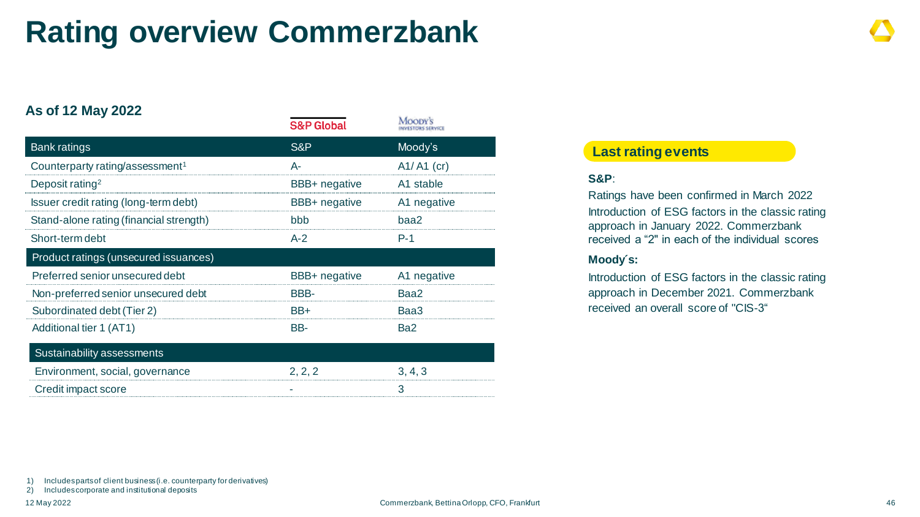# Rating overview Commerzbank

**As of 12 May 2022**

| Bank ratings | S&P | Moody's |
| --- | --- | --- |
| Counterparty rating/assessment[1] | A- | A1/ A1 (cr) |
| Deposit rating[2] | BBB+ negative | A1 stable |
| Issuer credit rating (long-term debt) | BBB+ negative | A1 negative |
| Stand-alone rating (financial strength) | bbb | baa2 |
| Short-term debt | A-2 | P-1 |
| **Product ratings (unsecured issuances)** | | |
| Preferred senior unsecured debt | BBB+ negative | A1 negative |
| Non-preferred senior unsecured debt | BBB- | Baa2 |
| Subordinated debt (Tier 2) | BB+ | Baa3 |
| Additional tier 1 (AT1) | BB- | Ba2 |
| **Sustainability assessments** | | |
| Environment, social, governance | 2, 2, 2 | 3, 4, 3 |
| Credit impact score | - | 3 |

## Last rating events

**S&P**:

Ratings have been confirmed in March 2022

Introduction of ESG factors in the classic rating approach in January 2022. Commerzbank received a "2" in each of the individual scores

**Moody´s:**

Introduction of ESG factors in the classic rating approach in December 2021. Commerzbank received an overall score of "CIS-3"

1) Includes parts of client business (i.e. counterparty for derivatives)
2) Includes corporate and institutional deposits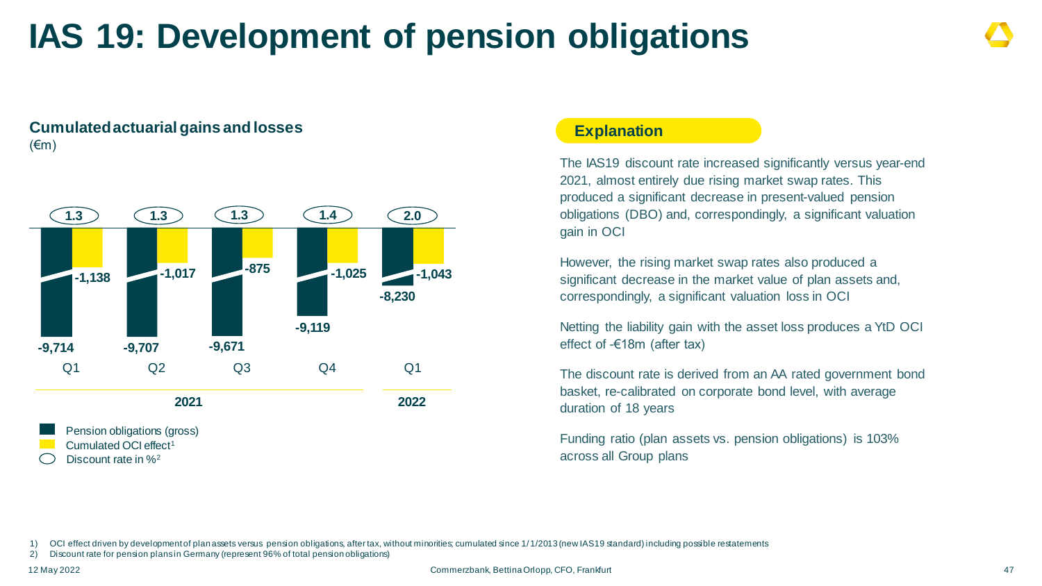# IAS 19: Development of pension obligations

## Cumulated actuarial gains and losses

(€m)

| | 2021 Q1 | 2021 Q2 | 2021 Q3 | 2021 Q4 | 2022 Q1 |
|---|---|---|---|---|---|
| Pension obligations (gross) | -9,714 | -9,707 | -9,671 | -9,119 | -8,230 |
| Cumulated OCI effect[1] | -1,138 | -1,017 | -875 | -1,025 | -1,043 |
| Discount rate in %[2] | 1.3 | 1.3 | 1.3 | 1.4 | 2.0 |

## Explanation

The IAS19 discount rate increased significantly versus year-end 2021, almost entirely due rising market swap rates. This produced a significant decrease in present-valued pension obligations (DBO) and, correspondingly, a significant valuation gain in OCI

However, the rising market swap rates also produced a significant decrease in the market value of plan assets and, correspondingly, a significant valuation loss in OCI

Netting the liability gain with the asset loss produces a YtD OCI effect of -€18m (after tax)

The discount rate is derived from an AA rated government bond basket, re-calibrated on corporate bond level, with average duration of 18 years

Funding ratio (plan assets vs. pension obligations) is 103% across all Group plans

1) OCI effect driven by development of plan assets versus pension obligations, after tax, without minorities; cumulated since 1/1/2013 (new IAS19 standard) including possible restatements
2) Discount rate for pension plans in Germany (represent 96% of total pension obligations)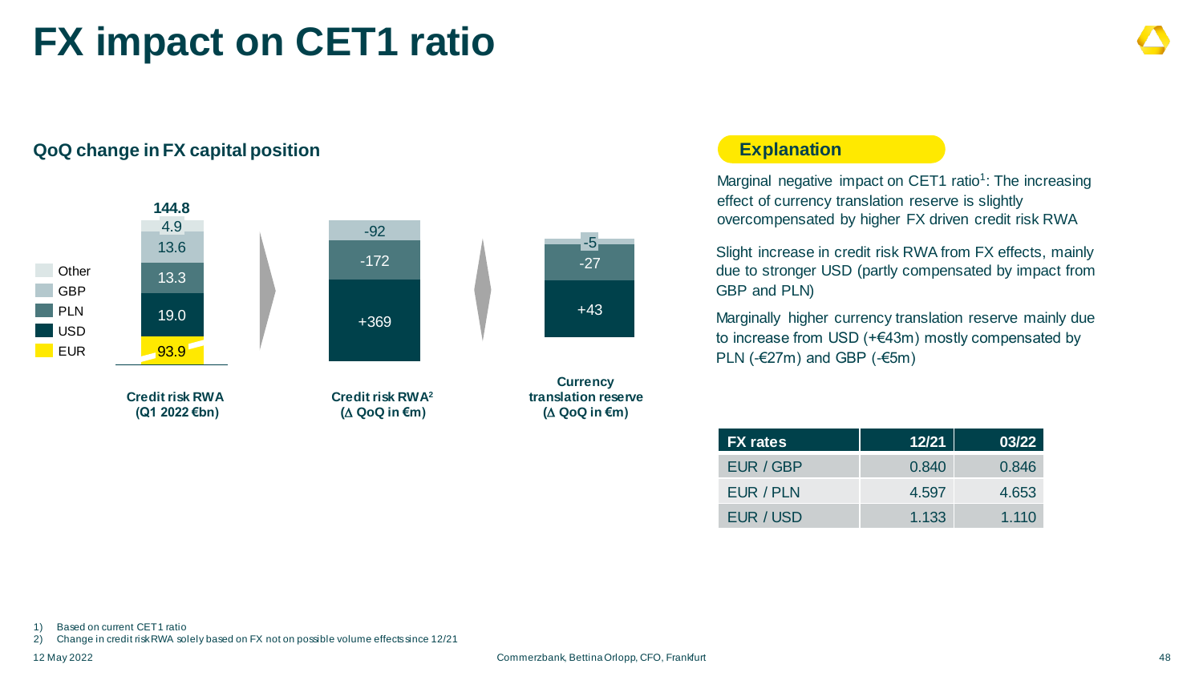# FX impact on CET1 ratio

## QoQ change in FX capital position

**Credit risk RWA (Q1 2022 €bn)**

| Currency | Value |
|---|---|
| Other | 4.9 |
| GBP | 13.6 |
| PLN | 13.3 |
| USD | 19.0 |
| EUR | 93.9 |
| **Total** | **144.8** |

**Credit risk RWA[2] (Δ QoQ in €m)**

| Currency | Value |
|---|---|
| GBP | -92 |
| PLN | -172 |
| USD | +369 |

**Currency translation reserve (Δ QoQ in €m)**

| Currency | Value |
|---|---|
| GBP | -5 |
| PLN | -27 |
| USD | +43 |

## Explanation

Marginal negative impact on CET1 ratio[1]: The increasing effect of currency translation reserve is slightly overcompensated by higher FX driven credit risk RWA

Slight increase in credit risk RWA from FX effects, mainly due to stronger USD (partly compensated by impact from GBP and PLN)

Marginally higher currency translation reserve mainly due to increase from USD (+€43m) mostly compensated by PLN (-€27m) and GBP (-€5m)

| FX rates | 12/21 | 03/22 |
|---|---|---|
| EUR / GBP | 0.840 | 0.846 |
| EUR / PLN | 4.597 | 4.653 |
| EUR / USD | 1.133 | 1.110 |

1) Based on current CET1 ratio
2) Change in credit risk RWA solely based on FX not on possible volume effects since 12/21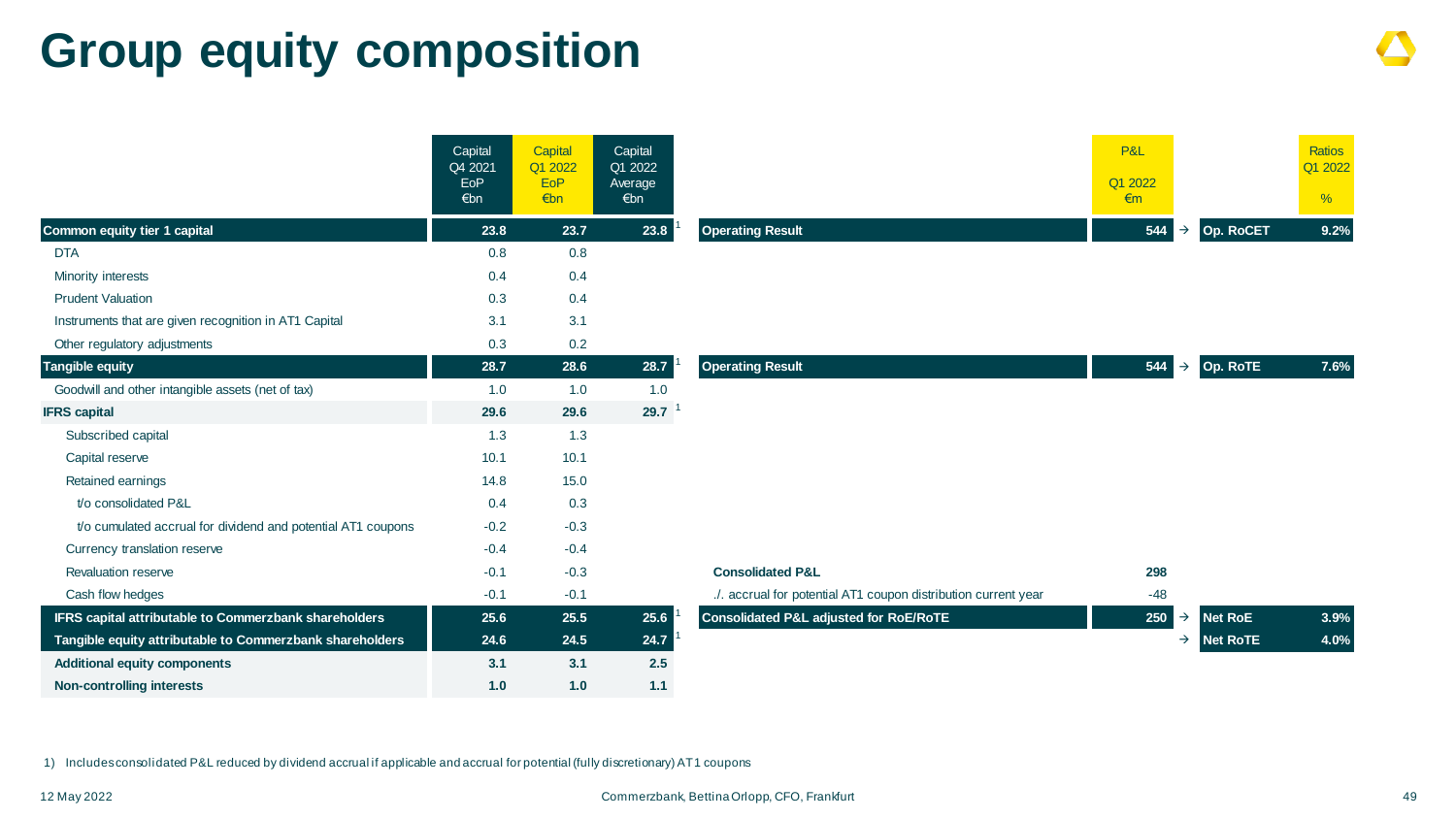# Group equity composition

| | Capital Q4 2021 EoP €bn | Capital Q1 2022 EoP €bn | Capital Q1 2022 Average €bn | | P&L Q1 2022 €m | | Ratios Q1 2022 % |
|---|---|---|---|---|---|---|---|
| **Common equity tier 1 capital** | **23.8** | **23.7** | **23.8** [1] | **Operating Result** | **544** → | **Op. RoCET** | **9.2%** |
| DTA | 0.8 | 0.8 | | | | | |
| Minority interests | 0.4 | 0.4 | | | | | |
| Prudent Valuation | 0.3 | 0.4 | | | | | |
| Instruments that are given recognition in AT1 Capital | 3.1 | 3.1 | | | | | |
| Other regulatory adjustments | 0.3 | 0.2 | | | | | |
| **Tangible equity** | **28.7** | **28.6** | **28.7** [1] | **Operating Result** | **544** → | **Op. RoTE** | **7.6%** |
| Goodwill and other intangible assets (net of tax) | 1.0 | 1.0 | 1.0 | | | | |
| **IFRS capital** | **29.6** | **29.6** | **29.7** [1] | | | | |
| Subscribed capital | 1.3 | 1.3 | | | | | |
| Capital reserve | 10.1 | 10.1 | | | | | |
| Retained earnings | 14.8 | 15.0 | | | | | |
| t/o consolidated P&L | 0.4 | 0.3 | | | | | |
| t/o cumulated accrual for dividend and potential AT1 coupons | -0.2 | -0.3 | | | | | |
| Currency translation reserve | -0.4 | -0.4 | | | | | |
| Revaluation reserve | -0.1 | -0.3 | | **Consolidated P&L** | **298** | | |
| Cash flow hedges | -0.1 | -0.1 | | ./. accrual for potential AT1 coupon distribution current year | -48 | | |
| **IFRS capital attributable to Commerzbank shareholders** | **25.6** | **25.5** | **25.6** [1] | **Consolidated P&L adjusted for RoE/RoTE** | **250** → | **Net RoE** | **3.9%** |
| **Tangible equity attributable to Commerzbank shareholders** | **24.6** | **24.5** | **24.7** [1] | | → | **Net RoTE** | **4.0%** |
| **Additional equity components** | **3.1** | **3.1** | **2.5** | | | | |
| **Non-controlling interests** | **1.0** | **1.0** | **1.1** | | | | |

1) Includes consolidated P&L reduced by dividend accrual if applicable and accrual for potential (fully discretionary) AT1 coupons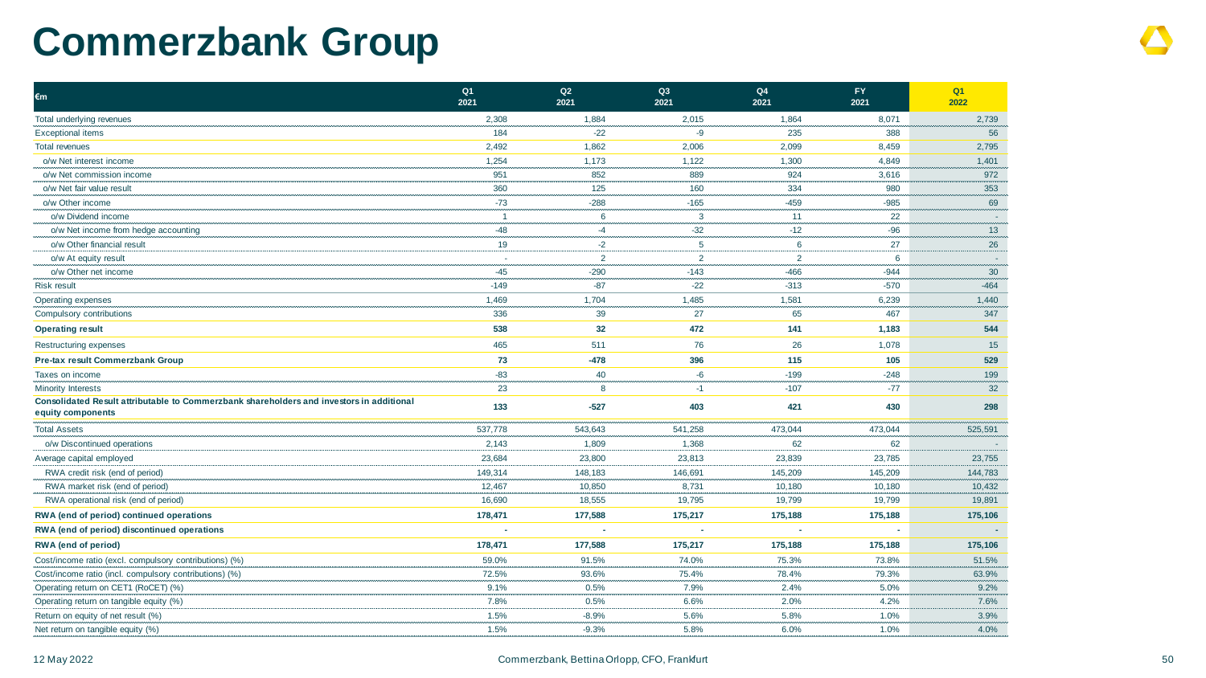# Commerzbank Group

| €m | Q1 2021 | Q2 2021 | Q3 2021 | Q4 2021 | FY 2021 | Q1 2022 |
|---|---|---|---|---|---|---|
| Total underlying revenues | 2,308 | 1,884 | 2,015 | 1,864 | 8,071 | 2,739 |
| Exceptional items | 184 | -22 | -9 | 235 | 388 | 56 |
| Total revenues | 2,492 | 1,862 | 2,006 | 2,099 | 8,459 | 2,795 |
| o/w Net interest income | 1,254 | 1,173 | 1,122 | 1,300 | 4,849 | 1,401 |
| o/w Net commission income | 951 | 852 | 889 | 924 | 3,616 | 972 |
| o/w Net fair value result | 360 | 125 | 160 | 334 | 980 | 353 |
| o/w Other income | -73 | -288 | -165 | -459 | -985 | 69 |
| o/w Dividend income | 1 | 6 | 3 | 11 | 22 | - |
| o/w Net income from hedge accounting | -48 | -4 | -32 | -12 | -96 | 13 |
| o/w Other financial result | 19 | -2 | 5 | 6 | 27 | 26 |
| o/w At equity result | - | 2 | 2 | 2 | 6 | - |
| o/w Other net income | -45 | -290 | -143 | -466 | -944 | 30 |
| Risk result | -149 | -87 | -22 | -313 | -570 | -464 |
| Operating expenses | 1,469 | 1,704 | 1,485 | 1,581 | 6,239 | 1,440 |
| Compulsory contributions | 336 | 39 | 27 | 65 | 467 | 347 |
| **Operating result** | **538** | **32** | **472** | **141** | **1,183** | **544** |
| Restructuring expenses | 465 | 511 | 76 | 26 | 1,078 | 15 |
| **Pre-tax result Commerzbank Group** | **73** | **-478** | **396** | **115** | **105** | **529** |
| Taxes on income | -83 | 40 | -6 | -199 | -248 | 199 |
| Minority Interests | 23 | 8 | -1 | -107 | -77 | 32 |
| **Consolidated Result attributable to Commerzbank shareholders and investors in additional equity components** | **133** | **-527** | **403** | **421** | **430** | **298** |
| Total Assets | 537,778 | 543,643 | 541,258 | 473,044 | 473,044 | 525,591 |
| o/w Discontinued operations | 2,143 | 1,809 | 1,368 | 62 | 62 | - |
| Average capital employed | 23,684 | 23,800 | 23,813 | 23,839 | 23,785 | 23,755 |
| RWA credit risk (end of period) | 149,314 | 148,183 | 146,691 | 145,209 | 145,209 | 144,783 |
| RWA market risk (end of period) | 12,467 | 10,850 | 8,731 | 10,180 | 10,180 | 10,432 |
| RWA operational risk (end of period) | 16,690 | 18,555 | 19,795 | 19,799 | 19,799 | 19,891 |
| **RWA (end of period) continued operations** | **178,471** | **177,588** | **175,217** | **175,188** | **175,188** | **175,106** |
| **RWA (end of period) discontinued operations** | **-** | **-** | **-** | **-** | **-** | **-** |
| **RWA (end of period)** | **178,471** | **177,588** | **175,217** | **175,188** | **175,188** | **175,106** |
| Cost/income ratio (excl. compulsory contributions) (%) | 59.0% | 91.5% | 74.0% | 75.3% | 73.8% | 51.5% |
| Cost/income ratio (incl. compulsory contributions) (%) | 72.5% | 93.6% | 75.4% | 78.4% | 79.3% | 63.9% |
| Operating return on CET1 (RoCET) (%) | 9.1% | 0.5% | 7.9% | 2.4% | 5.0% | 9.2% |
| Operating return on tangible equity (%) | 7.8% | 0.5% | 6.6% | 2.0% | 4.2% | 7.6% |
| Return on equity of net result (%) | 1.5% | -8.9% | 5.6% | 5.8% | 1.0% | 3.9% |
| Net return on tangible equity (%) | 1.5% | -9.3% | 5.8% | 6.0% | 1.0% | 4.0% |

12 May 2022 Commerzbank, Bettina Orlopp, CFO, Frankfurt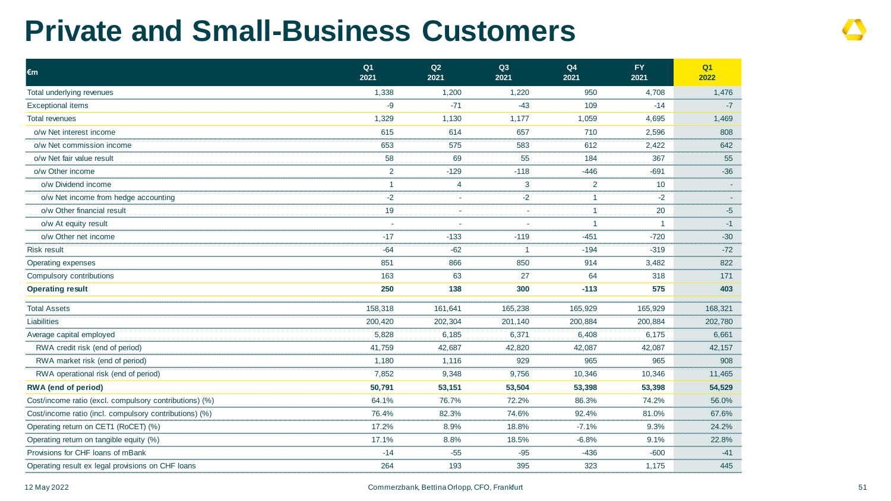# Private and Small-Business Customers

| €m | Q1 2021 | Q2 2021 | Q3 2021 | Q4 2021 | FY 2021 | Q1 2022 |
|---|---|---|---|---|---|---|
| Total underlying revenues | 1,338 | 1,200 | 1,220 | 950 | 4,708 | 1,476 |
| Exceptional items | -9 | -71 | -43 | 109 | -14 | -7 |
| Total revenues | 1,329 | 1,130 | 1,177 | 1,059 | 4,695 | 1,469 |
| o/w Net interest income | 615 | 614 | 657 | 710 | 2,596 | 808 |
| o/w Net commission income | 653 | 575 | 583 | 612 | 2,422 | 642 |
| o/w Net fair value result | 58 | 69 | 55 | 184 | 367 | 55 |
| o/w Other income | 2 | -129 | -118 | -446 | -691 | -36 |
| o/w Dividend income | 1 | 4 | 3 | 2 | 10 | - |
| o/w Net income from hedge accounting | -2 | - | -2 | 1 | -2 | - |
| o/w Other financial result | 19 | - | - | 1 | 20 | -5 |
| o/w At equity result | - | - | - | 1 | 1 | -1 |
| o/w Other net income | -17 | -133 | -119 | -451 | -720 | -30 |
| Risk result | -64 | -62 | 1 | -194 | -319 | -72 |
| Operating expenses | 851 | 866 | 850 | 914 | 3,482 | 822 |
| Compulsory contributions | 163 | 63 | 27 | 64 | 318 | 171 |
| **Operating result** | **250** | **138** | **300** | **-113** | **575** | **403** |
| Total Assets | 158,318 | 161,641 | 165,238 | 165,929 | 165,929 | 168,321 |
| Liabilities | 200,420 | 202,304 | 201,140 | 200,884 | 200,884 | 202,780 |
| Average capital employed | 5,828 | 6,185 | 6,371 | 6,408 | 6,175 | 6,661 |
| RWA credit risk (end of period) | 41,759 | 42,687 | 42,820 | 42,087 | 42,087 | 42,157 |
| RWA market risk (end of period) | 1,180 | 1,116 | 929 | 965 | 965 | 908 |
| RWA operational risk (end of period) | 7,852 | 9,348 | 9,756 | 10,346 | 10,346 | 11,465 |
| **RWA (end of period)** | **50,791** | **53,151** | **53,504** | **53,398** | **53,398** | **54,529** |
| Cost/income ratio (excl. compulsory contributions) (%) | 64.1% | 76.7% | 72.2% | 86.3% | 74.2% | 56.0% |
| Cost/income ratio (incl. compulsory contributions) (%) | 76.4% | 82.3% | 74.6% | 92.4% | 81.0% | 67.6% |
| Operating return on CET1 (RoCET) (%) | 17.2% | 8.9% | 18.8% | -7.1% | 9.3% | 24.2% |
| Operating return on tangible equity (%) | 17.1% | 8.8% | 18.5% | -6.8% | 9.1% | 22.8% |
| Provisions for CHF loans of mBank | -14 | -55 | -95 | -436 | -600 | -41 |
| Operating result ex legal provisions on CHF loans | 264 | 193 | 395 | 323 | 1,175 | 445 |

12 May 2022 Commerzbank, Bettina Orlopp, CFO, Frankfurt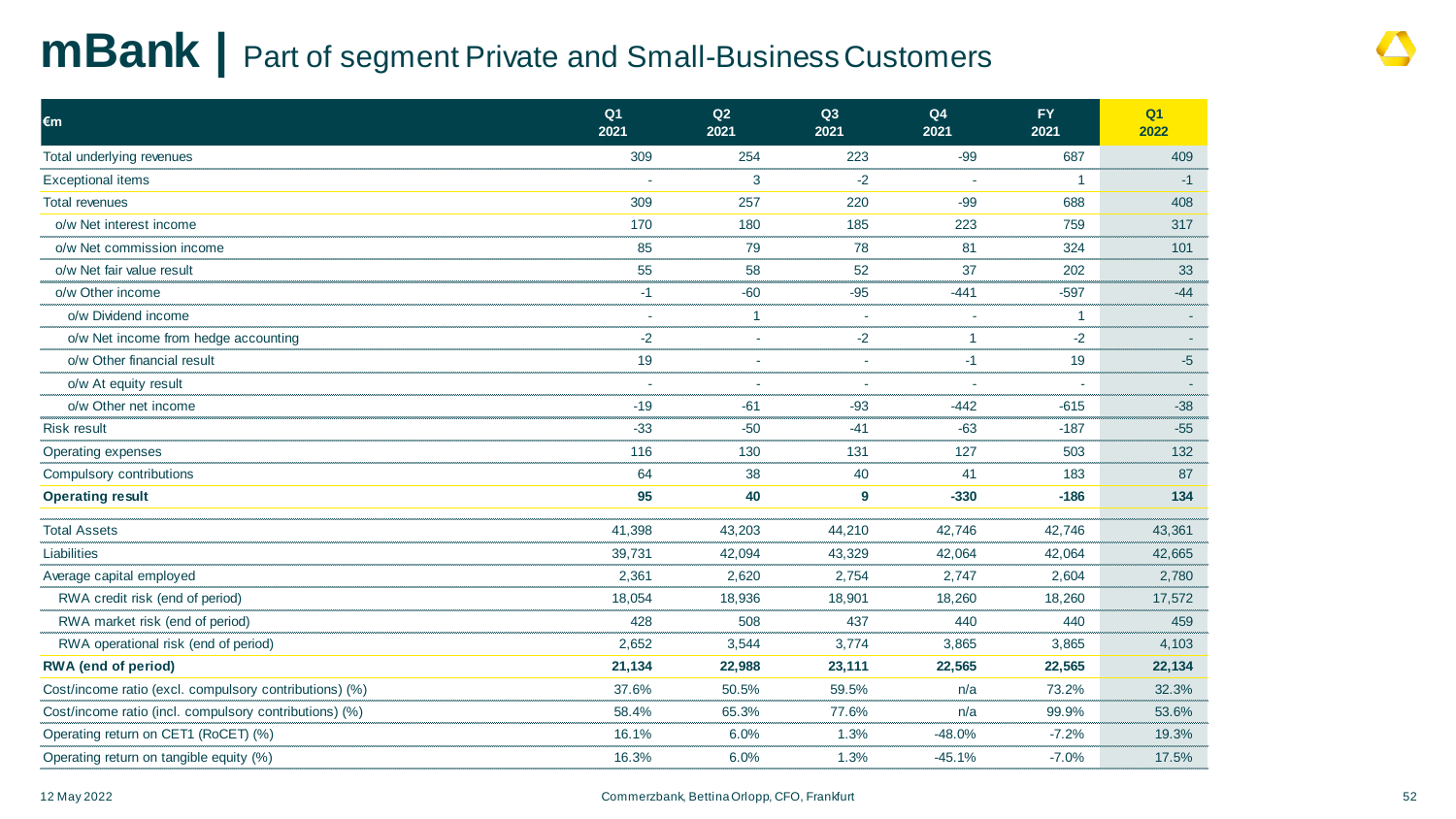# mBank | Part of segment Private and Small-Business Customers

| €m | Q1 2021 | Q2 2021 | Q3 2021 | Q4 2021 | FY 2021 | Q1 2022 |
|---|---|---|---|---|---|---|
| Total underlying revenues | 309 | 254 | 223 | -99 | 687 | 409 |
| Exceptional items | - | 3 | -2 | - | 1 | -1 |
| Total revenues | 309 | 257 | 220 | -99 | 688 | 408 |
| o/w Net interest income | 170 | 180 | 185 | 223 | 759 | 317 |
| o/w Net commission income | 85 | 79 | 78 | 81 | 324 | 101 |
| o/w Net fair value result | 55 | 58 | 52 | 37 | 202 | 33 |
| o/w Other income | -1 | -60 | -95 | -441 | -597 | -44 |
| o/w Dividend income | - | 1 | - | - | 1 | - |
| o/w Net income from hedge accounting | -2 | - | -2 | 1 | -2 | - |
| o/w Other financial result | 19 | - | - | -1 | 19 | -5 |
| o/w At equity result | - | - | - | - | - | - |
| o/w Other net income | -19 | -61 | -93 | -442 | -615 | -38 |
| Risk result | -33 | -50 | -41 | -63 | -187 | -55 |
| Operating expenses | 116 | 130 | 131 | 127 | 503 | 132 |
| Compulsory contributions | 64 | 38 | 40 | 41 | 183 | 87 |
| **Operating result** | **95** | **40** | **9** | **-330** | **-186** | **134** |
| Total Assets | 41,398 | 43,203 | 44,210 | 42,746 | 42,746 | 43,361 |
| Liabilities | 39,731 | 42,094 | 43,329 | 42,064 | 42,064 | 42,665 |
| Average capital employed | 2,361 | 2,620 | 2,754 | 2,747 | 2,604 | 2,780 |
| RWA credit risk (end of period) | 18,054 | 18,936 | 18,901 | 18,260 | 18,260 | 17,572 |
| RWA market risk (end of period) | 428 | 508 | 437 | 440 | 440 | 459 |
| RWA operational risk (end of period) | 2,652 | 3,544 | 3,774 | 3,865 | 3,865 | 4,103 |
| **RWA (end of period)** | **21,134** | **22,988** | **23,111** | **22,565** | **22,565** | **22,134** |
| Cost/income ratio (excl. compulsory contributions) (%) | 37.6% | 50.5% | 59.5% | n/a | 73.2% | 32.3% |
| Cost/income ratio (incl. compulsory contributions) (%) | 58.4% | 65.3% | 77.6% | n/a | 99.9% | 53.6% |
| Operating return on CET1 (RoCET) (%) | 16.1% | 6.0% | 1.3% | -48.0% | -7.2% | 19.3% |
| Operating return on tangible equity (%) | 16.3% | 6.0% | 1.3% | -45.1% | -7.0% | 17.5% |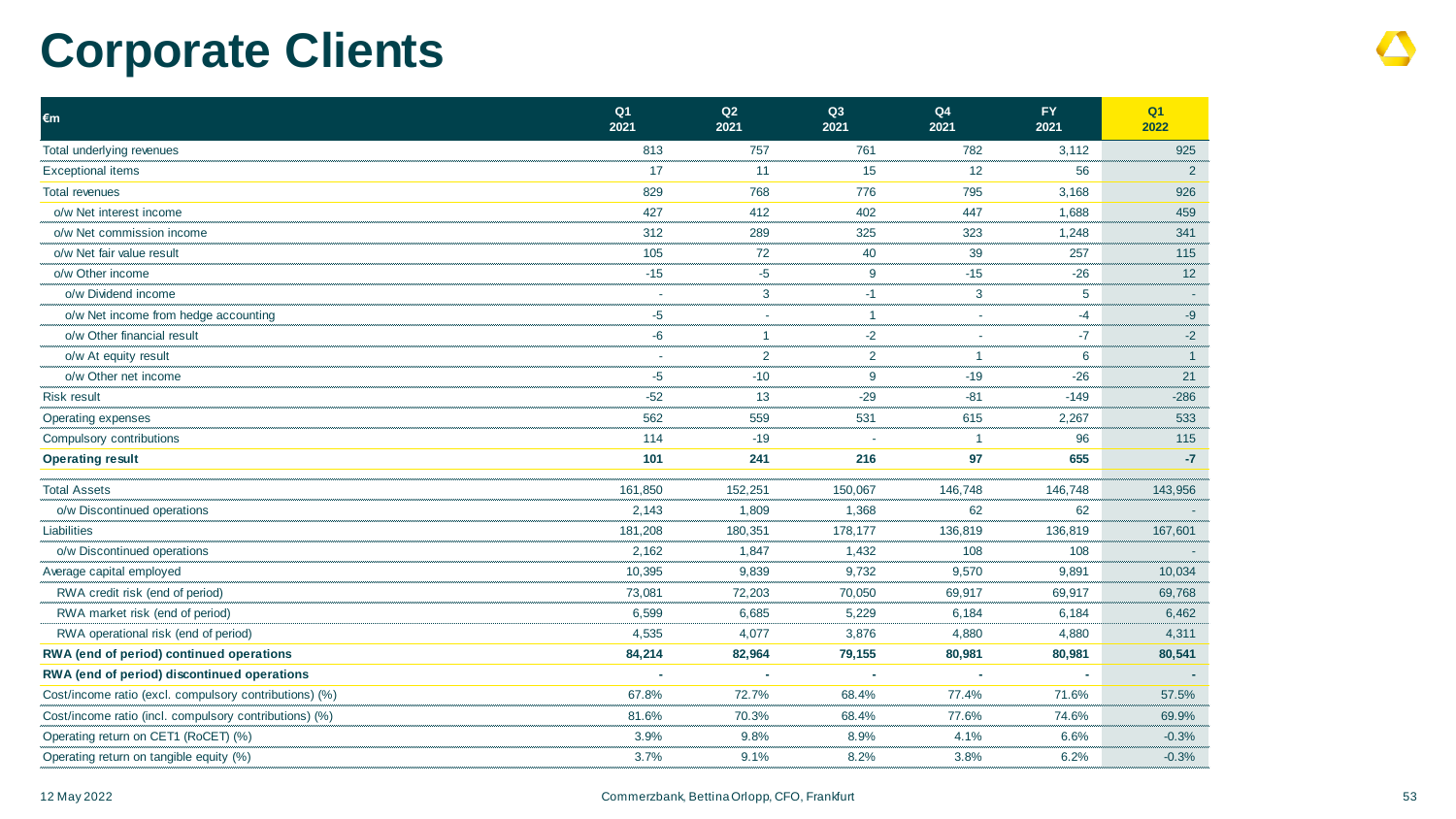# Corporate Clients

| €m | Q1 2021 | Q2 2021 | Q3 2021 | Q4 2021 | FY 2021 | Q1 2022 |
|---|---|---|---|---|---|---|
| Total underlying revenues | 813 | 757 | 761 | 782 | 3,112 | 925 |
| Exceptional items | 17 | 11 | 15 | 12 | 56 | 2 |
| Total revenues | 829 | 768 | 776 | 795 | 3,168 | 926 |
| o/w Net interest income | 427 | 412 | 402 | 447 | 1,688 | 459 |
| o/w Net commission income | 312 | 289 | 325 | 323 | 1,248 | 341 |
| o/w Net fair value result | 105 | 72 | 40 | 39 | 257 | 115 |
| o/w Other income | -15 | -5 | 9 | -15 | -26 | 12 |
| o/w Dividend income | - | 3 | -1 | 3 | 5 | - |
| o/w Net income from hedge accounting | -5 | - | 1 | - | -4 | -9 |
| o/w Other financial result | -6 | 1 | -2 | - | -7 | -2 |
| o/w At equity result | - | 2 | 2 | 1 | 6 | 1 |
| o/w Other net income | -5 | -10 | 9 | -19 | -26 | 21 |
| Risk result | -52 | 13 | -29 | -81 | -149 | -286 |
| Operating expenses | 562 | 559 | 531 | 615 | 2,267 | 533 |
| Compulsory contributions | 114 | -19 | - | 1 | 96 | 115 |
| **Operating result** | **101** | **241** | **216** | **97** | **655** | **-7** |
| Total Assets | 161,850 | 152,251 | 150,067 | 146,748 | 146,748 | 143,956 |
| o/w Discontinued operations | 2,143 | 1,809 | 1,368 | 62 | 62 | - |
| Liabilities | 181,208 | 180,351 | 178,177 | 136,819 | 136,819 | 167,601 |
| o/w Discontinued operations | 2,162 | 1,847 | 1,432 | 108 | 108 | - |
| Average capital employed | 10,395 | 9,839 | 9,732 | 9,570 | 9,891 | 10,034 |
| RWA credit risk (end of period) | 73,081 | 72,203 | 70,050 | 69,917 | 69,917 | 69,768 |
| RWA market risk (end of period) | 6,599 | 6,685 | 5,229 | 6,184 | 6,184 | 6,462 |
| RWA operational risk (end of period) | 4,535 | 4,077 | 3,876 | 4,880 | 4,880 | 4,311 |
| **RWA (end of period) continued operations** | **84,214** | **82,964** | **79,155** | **80,981** | **80,981** | **80,541** |
| **RWA (end of period) discontinued operations** | **-** | **-** | **-** | **-** | **-** | **-** |
| Cost/income ratio (excl. compulsory contributions) (%) | 67.8% | 72.7% | 68.4% | 77.4% | 71.6% | 57.5% |
| Cost/income ratio (incl. compulsory contributions) (%) | 81.6% | 70.3% | 68.4% | 77.6% | 74.6% | 69.9% |
| Operating return on CET1 (RoCET) (%) | 3.9% | 9.8% | 8.9% | 4.1% | 6.6% | -0.3% |
| Operating return on tangible equity (%) | 3.7% | 9.1% | 8.2% | 3.8% | 6.2% | -0.3% |

12 May 2022 Commerzbank, Bettina Orlopp, CFO, Frankfurt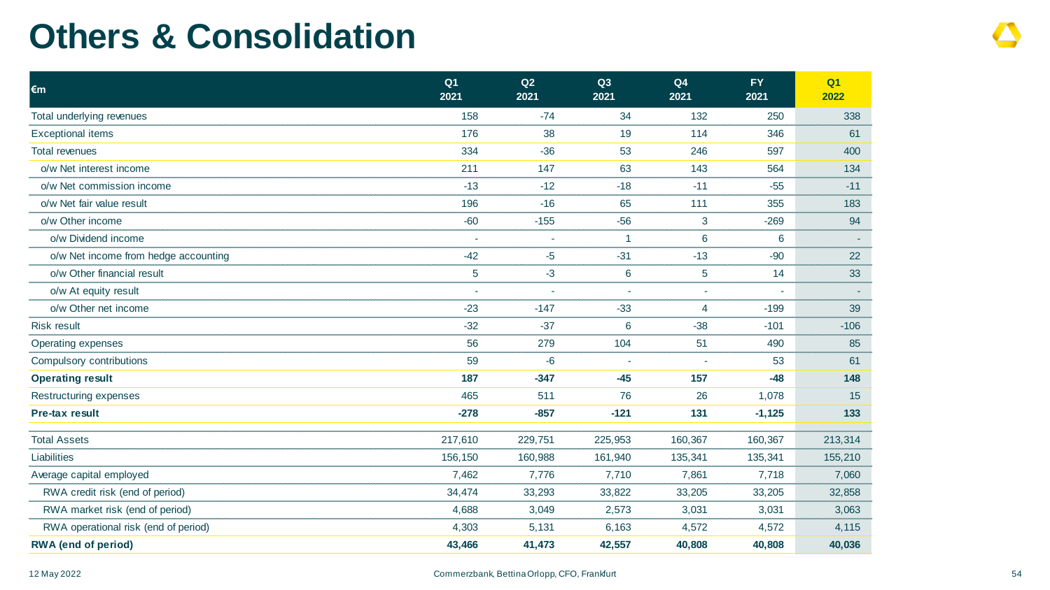# Others & Consolidation

| €m | Q1 2021 | Q2 2021 | Q3 2021 | Q4 2021 | FY 2021 | Q1 2022 |
|---|---|---|---|---|---|---|
| Total underlying revenues | 158 | -74 | 34 | 132 | 250 | 338 |
| Exceptional items | 176 | 38 | 19 | 114 | 346 | 61 |
| Total revenues | 334 | -36 | 53 | 246 | 597 | 400 |
| o/w Net interest income | 211 | 147 | 63 | 143 | 564 | 134 |
| o/w Net commission income | -13 | -12 | -18 | -11 | -55 | -11 |
| o/w Net fair value result | 196 | -16 | 65 | 111 | 355 | 183 |
| o/w Other income | -60 | -155 | -56 | 3 | -269 | 94 |
| o/w Dividend income | - | - | 1 | 6 | 6 | - |
| o/w Net income from hedge accounting | -42 | -5 | -31 | -13 | -90 | 22 |
| o/w Other financial result | 5 | -3 | 6 | 5 | 14 | 33 |
| o/w At equity result | - | - | - | - | - | - |
| o/w Other net income | -23 | -147 | -33 | 4 | -199 | 39 |
| Risk result | -32 | -37 | 6 | -38 | -101 | -106 |
| Operating expenses | 56 | 279 | 104 | 51 | 490 | 85 |
| Compulsory contributions | 59 | -6 | - | - | 53 | 61 |
| **Operating result** | **187** | **-347** | **-45** | **157** | **-48** | **148** |
| Restructuring expenses | 465 | 511 | 76 | 26 | 1,078 | 15 |
| **Pre-tax result** | **-278** | **-857** | **-121** | **131** | **-1,125** | **133** |
| | | | | | | |
| Total Assets | 217,610 | 229,751 | 225,953 | 160,367 | 160,367 | 213,314 |
| Liabilities | 156,150 | 160,988 | 161,940 | 135,341 | 135,341 | 155,210 |
| Average capital employed | 7,462 | 7,776 | 7,710 | 7,861 | 7,718 | 7,060 |
| RWA credit risk (end of period) | 34,474 | 33,293 | 33,822 | 33,205 | 33,205 | 32,858 |
| RWA market risk (end of period) | 4,688 | 3,049 | 2,573 | 3,031 | 3,031 | 3,063 |
| RWA operational risk (end of period) | 4,303 | 5,131 | 6,163 | 4,572 | 4,572 | 4,115 |
| **RWA (end of period)** | **43,466** | **41,473** | **42,557** | **40,808** | **40,808** | **40,036** |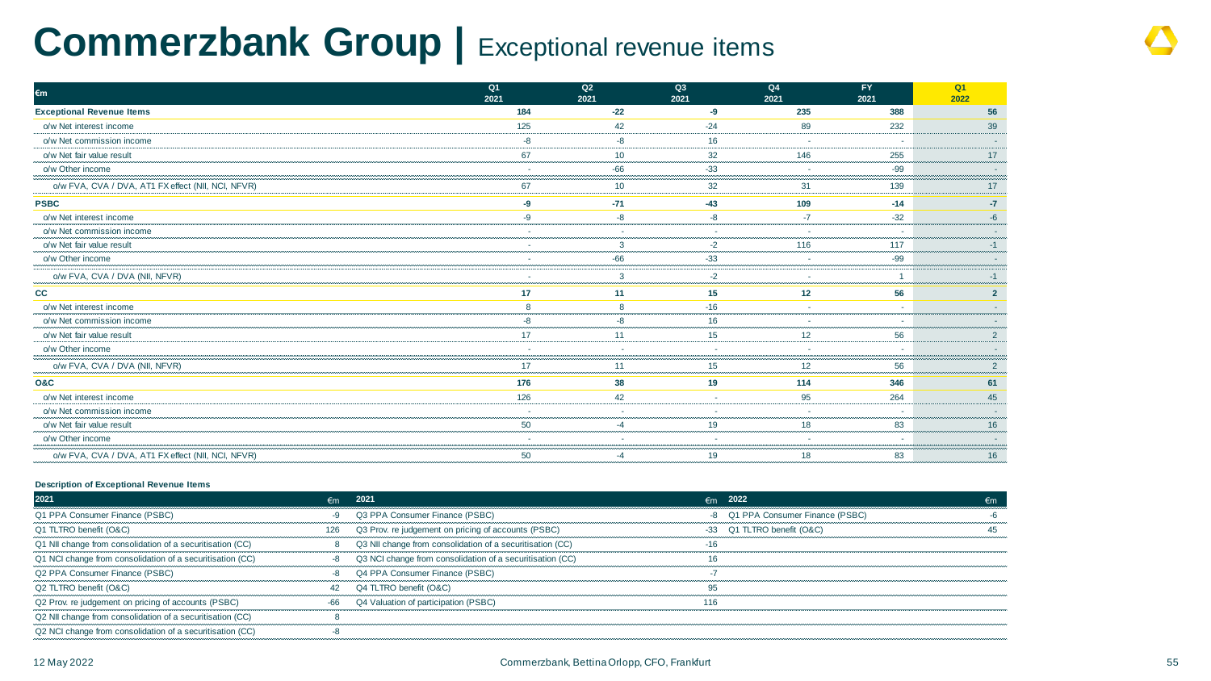# Commerzbank Group | Exceptional revenue items

| €m | Q1 2021 | Q2 2021 | Q3 2021 | Q4 2021 | FY 2021 | Q1 2022 |
|---|---|---|---|---|---|---|
| **Exceptional Revenue Items** | **184** | **-22** | **-9** | **235** | **388** | **56** |
| o/w Net interest income | 125 | 42 | -24 | 89 | 232 | 39 |
| o/w Net commission income | -8 | -8 | 16 | - | - | - |
| o/w Net fair value result | 67 | 10 | 32 | 146 | 255 | 17 |
| o/w Other income | - | -66 | -33 | - | -99 | - |
| o/w FVA, CVA / DVA, AT1 FX effect (NII, NCI, NFVR) | 67 | 10 | 32 | 31 | 139 | 17 |
| **PSBC** | **-9** | **-71** | **-43** | **109** | **-14** | **-7** |
| o/w Net interest income | -9 | -8 | -8 | -7 | -32 | -6 |
| o/w Net commission income | - | - | - | - | - | - |
| o/w Net fair value result | - | 3 | -2 | 116 | 117 | -1 |
| o/w Other income | - | -66 | -33 | - | -99 | - |
| o/w FVA, CVA / DVA (NII, NFVR) | - | 3 | -2 | - | 1 | -1 |
| **CC** | **17** | **11** | **15** | **12** | **56** | **2** |
| o/w Net interest income | 8 | 8 | -16 | - | - | - |
| o/w Net commission income | -8 | -8 | 16 | - | - | - |
| o/w Net fair value result | 17 | 11 | 15 | 12 | 56 | 2 |
| o/w Other income | - | - | - | - | - | - |
| o/w FVA, CVA / DVA (NII, NFVR) | 17 | 11 | 15 | 12 | 56 | 2 |
| **O&C** | **176** | **38** | **19** | **114** | **346** | **61** |
| o/w Net interest income | 126 | 42 | - | 95 | 264 | 45 |
| o/w Net commission income | - | - | - | - | - | - |
| o/w Net fair value result | 50 | -4 | 19 | 18 | 83 | 16 |
| o/w Other income | - | - | - | - | - | - |
| o/w FVA, CVA / DVA, AT1 FX effect (NII, NCI, NFVR) | 50 | -4 | 19 | 18 | 83 | 16 |

**Description of Exceptional Revenue Items**

| 2021 | €m | 2021 | €m | 2022 | €m |
|---|---|---|---|---|---|
| Q1 PPA Consumer Finance (PSBC) | -9 | Q3 PPA Consumer Finance (PSBC) | -8 | Q1 PPA Consumer Finance (PSBC) | -6 |
| Q1 TLTRO benefit (O&C) | 126 | Q3 Prov. re judgement on pricing of accounts (PSBC) | -33 | Q1 TLTRO benefit (O&C) | 45 |
| Q1 NII change from consolidation of a securitisation (CC) | 8 | Q3 NII change from consolidation of a securitisation (CC) | -16 | | |
| Q1 NCI change from consolidation of a securitisation (CC) | -8 | Q3 NCI change from consolidation of a securitisation (CC) | 16 | | |
| Q2 PPA Consumer Finance (PSBC) | -8 | Q4 PPA Consumer Finance (PSBC) | -7 | | |
| Q2 TLTRO benefit (O&C) | 42 | Q4 TLTRO benefit (O&C) | 95 | | |
| Q2 Prov. re judgement on pricing of accounts (PSBC) | -66 | Q4 Valuation of participation (PSBC) | 116 | | |
| Q2 NII change from consolidation of a securitisation (CC) | 8 | | | | |
| Q2 NCI change from consolidation of a securitisation (CC) | -8 | | | | |

12 May 2022 Commerzbank, Bettina Orlopp, CFO, Frankfurt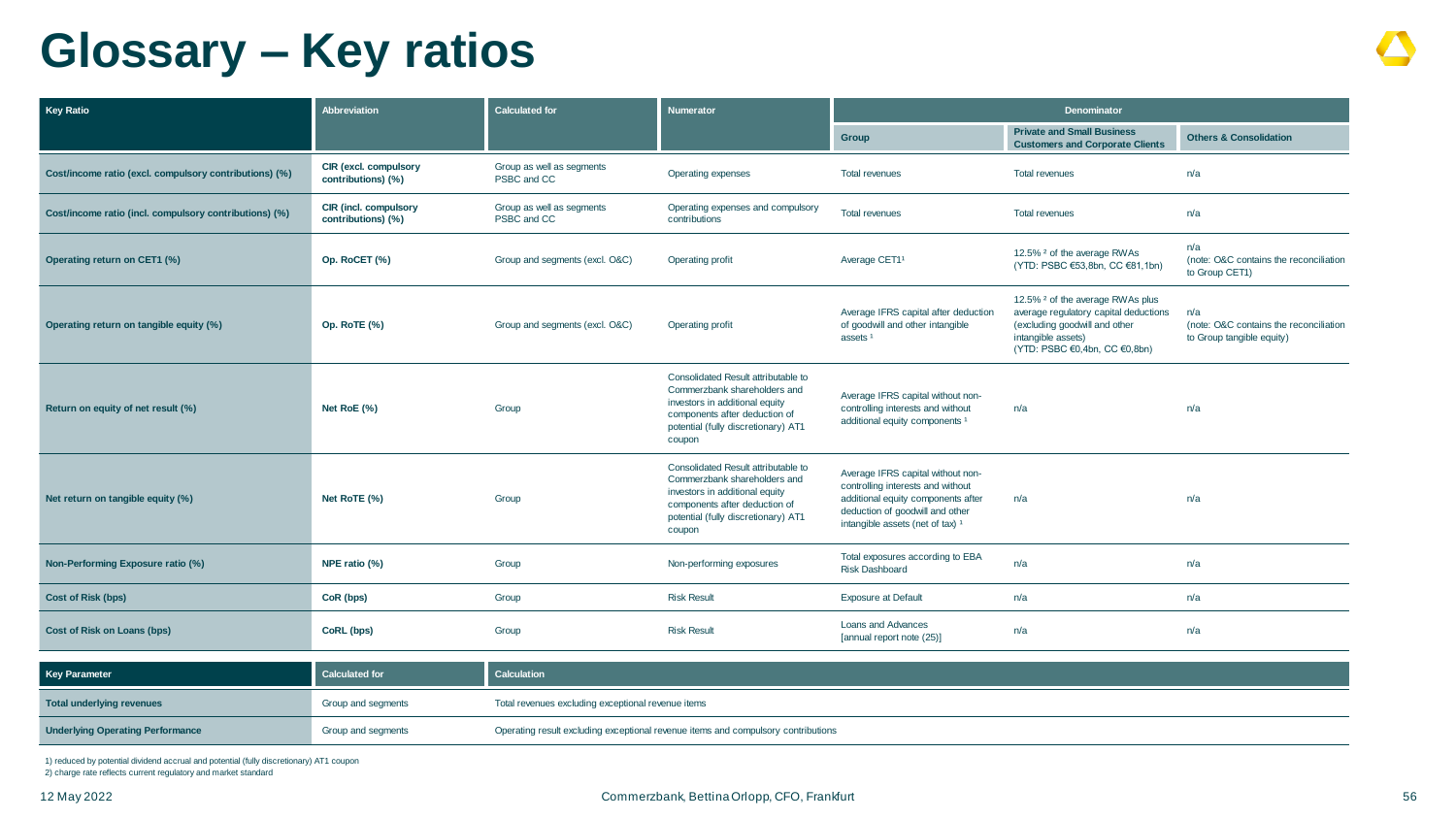# Glossary – Key ratios

| Key Ratio | Abbreviation | Calculated for | Numerator | Denominator | | |
|---|---|---|---|---|---|---|
| | | | | Group | Private and Small Business Customers and Corporate Clients | Others & Consolidation |
| Cost/income ratio (excl. compulsory contributions) (%) | CIR (excl. compulsory contributions) (%) | Group as well as segments PSBC and CC | Operating expenses | Total revenues | Total revenues | n/a |
| Cost/income ratio (incl. compulsory contributions) (%) | CIR (incl. compulsory contributions) (%) | Group as well as segments PSBC and CC | Operating expenses and compulsory contributions | Total revenues | Total revenues | n/a |
| Operating return on CET1 (%) | Op. RoCET (%) | Group and segments (excl. O&C) | Operating profit | Average CET1[1] | 12.5% [2] of the average RWAs (YTD: PSBC €53,8bn, CC €81,1bn) | n/a (note: O&C contains the reconciliation to Group CET1) |
| Operating return on tangible equity (%) | Op. RoTE (%) | Group and segments (excl. O&C) | Operating profit | Average IFRS capital after deduction of goodwill and other intangible assets [1] | 12.5% [2] of the average RWAs plus average regulatory capital deductions (excluding goodwill and other intangible assets) (YTD: PSBC €0,4bn, CC €0,8bn) | n/a (note: O&C contains the reconciliation to Group tangible equity) |
| Return on equity of net result (%) | Net RoE (%) | Group | Consolidated Result attributable to Commerzbank shareholders and investors in additional equity components after deduction of potential (fully discretionary) AT1 coupon | Average IFRS capital without non-controlling interests and without additional equity components [1] | n/a | n/a |
| Net return on tangible equity (%) | Net RoTE (%) | Group | Consolidated Result attributable to Commerzbank shareholders and investors in additional equity components after deduction of potential (fully discretionary) AT1 coupon | Average IFRS capital without non-controlling interests and without additional equity components after deduction of goodwill and other intangible assets (net of tax) [1] | n/a | n/a |
| Non-Performing Exposure ratio (%) | NPE ratio (%) | Group | Non-performing exposures | Total exposures according to EBA Risk Dashboard | n/a | n/a |
| Cost of Risk (bps) | CoR (bps) | Group | Risk Result | Exposure at Default | n/a | n/a |
| Cost of Risk on Loans (bps) | CoRL (bps) | Group | Risk Result | Loans and Advances [annual report note (25)] | n/a | n/a |

| Key Parameter | Calculated for | Calculation |
|---|---|---|
| Total underlying revenues | Group and segments | Total revenues excluding exceptional revenue items |
| Underlying Operating Performance | Group and segments | Operating result excluding exceptional revenue items and compulsory contributions |

1) reduced by potential dividend accrual and potential (fully discretionary) AT1 coupon
2) charge rate reflects current regulatory and market standard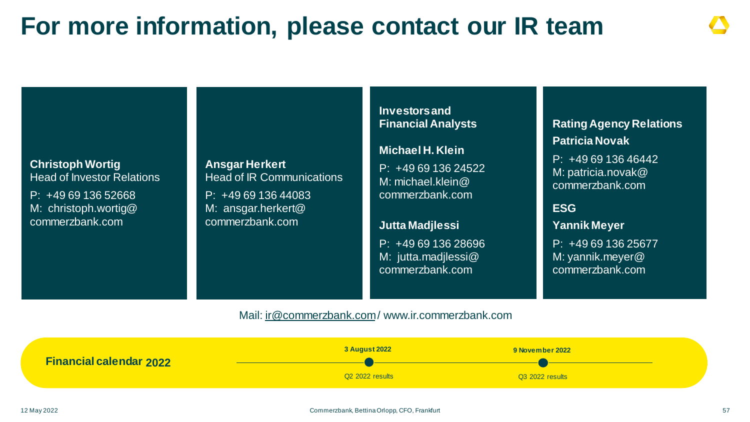# For more information, please contact our IR team

**Christoph Wortig**
Head of Investor Relations

P: +49 69 136 52668
M: christoph.wortig@commerzbank.com

**Ansgar Herkert**
Head of IR Communications

P: +49 69 136 44083
M: ansgar.herkert@commerzbank.com

**Investors and Financial Analysts**

**Michael H. Klein**

P: +49 69 136 24522
M: michael.klein@commerzbank.com

**Jutta Madjlessi**

P: +49 69 136 28696
M: jutta.madjlessi@commerzbank.com

**Rating Agency Relations**

**Patricia Novak**

P: +49 69 136 46442
M: patricia.novak@commerzbank.com

**ESG**

**Yannik Meyer**

P: +49 69 136 25677
M: yannik.meyer@commerzbank.com

Mail: ir@commerzbank.com / www.ir.commerzbank.com

**Financial calendar 2022**

- **3 August 2022** – Q2 2022 results
- **9 November 2022** – Q3 2022 results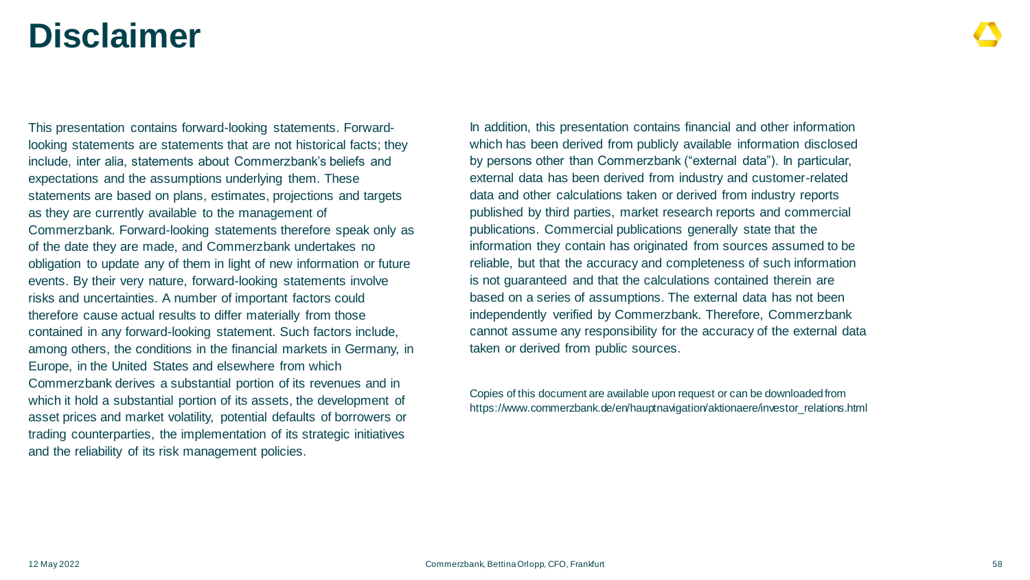# Disclaimer

This presentation contains forward-looking statements. Forward-looking statements are statements that are not historical facts; they include, inter alia, statements about Commerzbank's beliefs and expectations and the assumptions underlying them. These statements are based on plans, estimates, projections and targets as they are currently available to the management of Commerzbank. Forward-looking statements therefore speak only as of the date they are made, and Commerzbank undertakes no obligation to update any of them in light of new information or future events. By their very nature, forward-looking statements involve risks and uncertainties. A number of important factors could therefore cause actual results to differ materially from those contained in any forward-looking statement. Such factors include, among others, the conditions in the financial markets in Germany, in Europe, in the United States and elsewhere from which Commerzbank derives a substantial portion of its revenues and in which it hold a substantial portion of its assets, the development of asset prices and market volatility, potential defaults of borrowers or trading counterparties, the implementation of its strategic initiatives and the reliability of its risk management policies.

In addition, this presentation contains financial and other information which has been derived from publicly available information disclosed by persons other than Commerzbank ("external data"). In particular, external data has been derived from industry and customer-related data and other calculations taken or derived from industry reports published by third parties, market research reports and commercial publications. Commercial publications generally state that the information they contain has originated from sources assumed to be reliable, but that the accuracy and completeness of such information is not guaranteed and that the calculations contained therein are based on a series of assumptions. The external data has not been independently verified by Commerzbank. Therefore, Commerzbank cannot assume any responsibility for the accuracy of the external data taken or derived from public sources.

Copies of this document are available upon request or can be downloaded from https://www.commerzbank.de/en/hauptnavigation/aktionaere/investor_relations.html